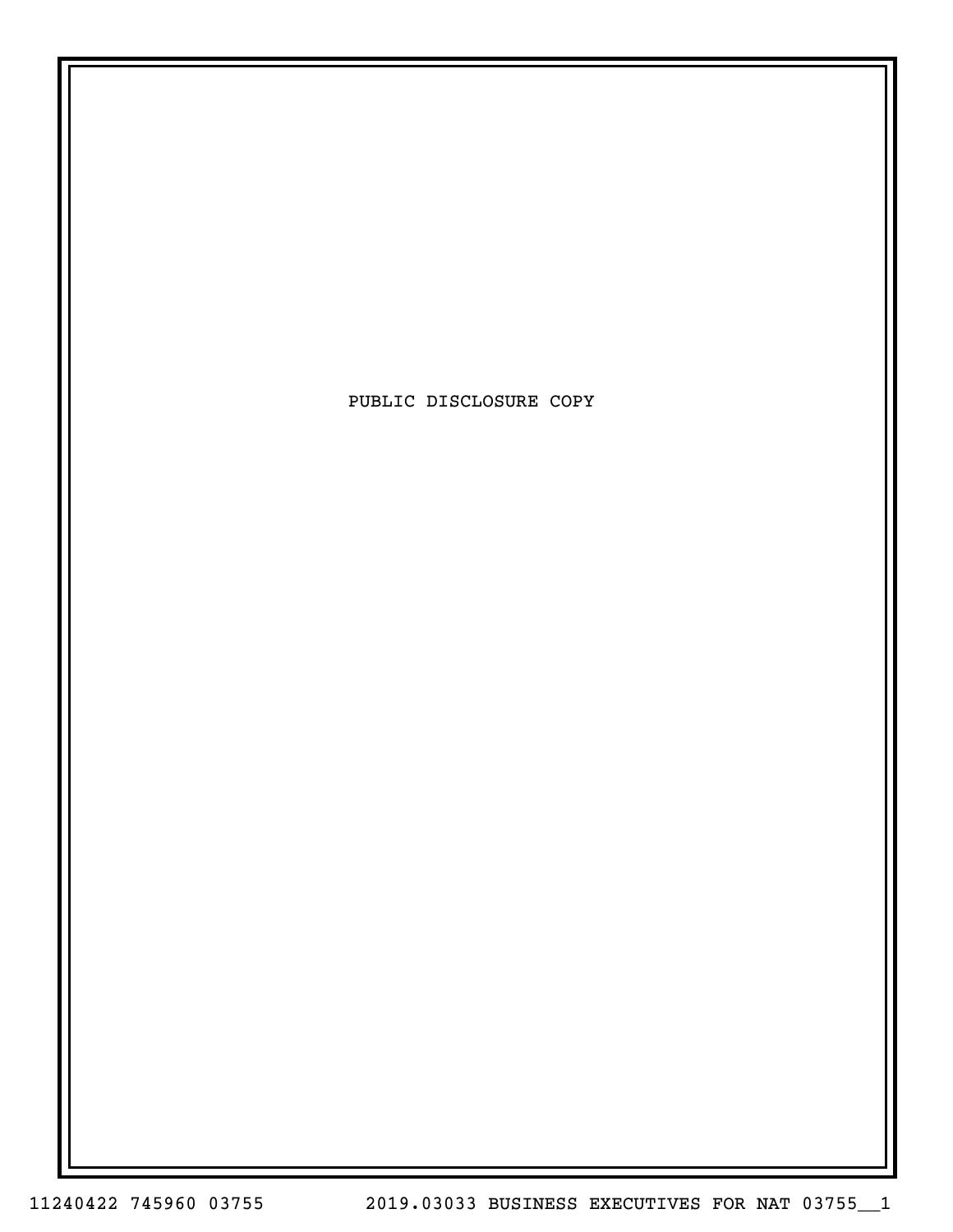PUBLIC DISCLOSURE COPY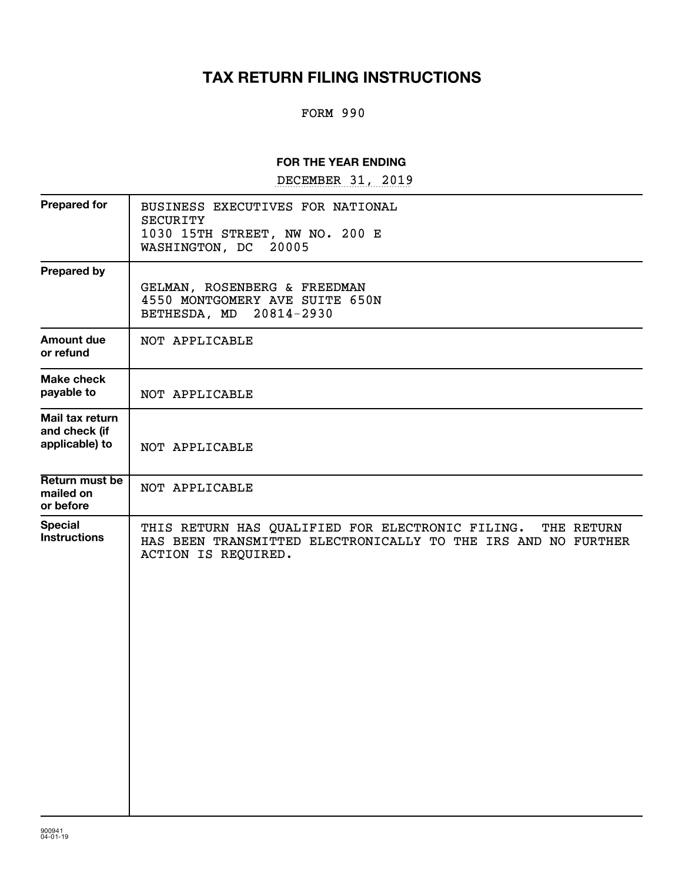# TAX RETURN FILING INSTRUCTIONS

FORM 990

**FOR THE YEAR ENDING**

DECEMBER 31, 2019

| | |
|---|---|
| **Prepared for** | BUSINESS EXECUTIVES FOR NATIONAL SECURITY<br>1030 15TH STREET, NW NO. 200 E<br>WASHINGTON, DC 20005 |
| **Prepared by** | GELMAN, ROSENBERG & FREEDMAN<br>4550 MONTGOMERY AVE SUITE 650N<br>BETHESDA, MD 20814-2930 |
| **Amount due or refund** | NOT APPLICABLE |
| **Make check payable to** | NOT APPLICABLE |
| **Mail tax return and check (if applicable) to** | NOT APPLICABLE |
| **Return must be mailed on or before** | NOT APPLICABLE |
| **Special Instructions** | THIS RETURN HAS QUALIFIED FOR ELECTRONIC FILING. THE RETURN HAS BEEN TRANSMITTED ELECTRONICALLY TO THE IRS AND NO FURTHER ACTION IS REQUIRED. |

900941
04-01-19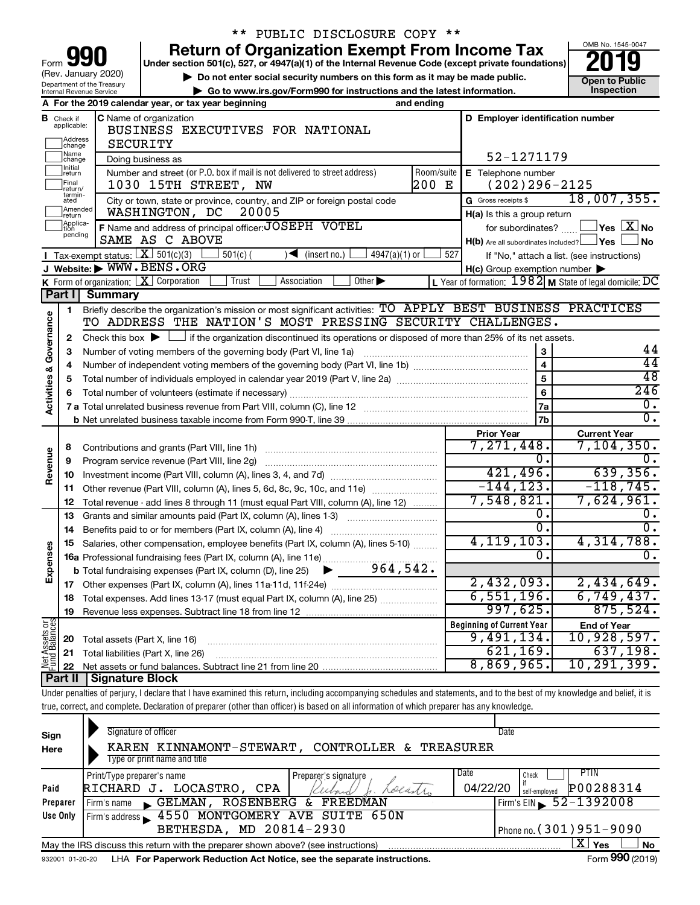** PUBLIC DISCLOSURE COPY **

# Form 990 — Return of Organization Exempt From Income Tax — 2019

(Rev. January 2020)
Department of the Treasury
Internal Revenue Service

Under section 501(c), 527, or 4947(a)(1) of the Internal Revenue Code (except private foundations)

▶ Do not enter social security numbers on this form as it may be made public.

▶ Go to www.irs.gov/Form990 for instructions and the latest information.

OMB No. 1545-0047 — Open to Public Inspection

**A** For the 2019 calendar year, or tax year beginning _______ and ending _______

**B** Check if applicable: ☐ Address change ☐ Name change ☐ Initial return ☐ Final return/terminated ☐ Amended return ☐ Application pending

**C** Name of organization: BUSINESS EXECUTIVES FOR NATIONAL SECURITY

Doing business as

Number and street (or P.O. box if mail is not delivered to street address): 1030 15TH STREET, NW — Room/suite: 200 E

City or town, state or province, country, and ZIP or foreign postal code: WASHINGTON, DC 20005

**D** Employer identification number: 52-1271179

**E** Telephone number: (202)296-2125

**G** Gross receipts $ 18,007,355.

**F** Name and address of principal officer: JOSEPH VOTEL, SAME AS C ABOVE

**H(a)** Is this a group return for subordinates? ☐ Yes ☒ No

**H(b)** Are all subordinates included? ☐ Yes ☐ No — If "No," attach a list. (see instructions)

**H(c)** Group exemption number ▶

**I** Tax-exempt status: ☒ 501(c)(3) ☐ 501(c) ( ) ◀ (insert no.) ☐ 4947(a)(1) or ☐ 527

**J** Website: ▶ WWW.BENS.ORG

**K** Form of organization: ☒ Corporation ☐ Trust ☐ Association ☐ Other ▶

**L** Year of formation: 1982 **M** State of legal domicile: DC

## Part I Summary

**Activities & Governance**

1. Briefly describe the organization's mission or most significant activities: TO APPLY BEST BUSINESS PRACTICES TO ADDRESS THE NATION'S MOST PRESSING SECURITY CHALLENGES.
2. Check this box ▶ ☐ if the organization discontinued its operations or disposed of more than 25% of its net assets.

| Line | Description | | Value |
|---|---|---|---|
| 3 | Number of voting members of the governing body (Part VI, line 1a) | 3 | 44 |
| 4 | Number of independent voting members of the governing body (Part VI, line 1b) | 4 | 44 |
| 5 | Total number of individuals employed in calendar year 2019 (Part V, line 2a) | 5 | 48 |
| 6 | Total number of volunteers (estimate if necessary) | 6 | 246 |
| 7a | Total unrelated business revenue from Part VIII, column (C), line 12 | 7a | 0. |
| b | Net unrelated business taxable income from Form 990-T, line 39 | 7b | 0. |

| Line | Description | Prior Year | Current Year |
|---|---|---|---|
| **Revenue** | | | |
| 8 | Contributions and grants (Part VIII, line 1h) | 7,271,448. | 7,104,350. |
| 9 | Program service revenue (Part VIII, line 2g) | 0. | 0. |
| 10 | Investment income (Part VIII, column (A), lines 3, 4, and 7d) | 421,496. | 639,356. |
| 11 | Other revenue (Part VIII, column (A), lines 5, 6d, 8c, 9c, 10c, and 11e) | -144,123. | -118,745. |
| 12 | Total revenue - add lines 8 through 11 (must equal Part VIII, column (A), line 12) | 7,548,821. | 7,624,961. |
| **Expenses** | | | |
| 13 | Grants and similar amounts paid (Part IX, column (A), lines 1-3) | 0. | 0. |
| 14 | Benefits paid to or for members (Part IX, column (A), line 4) | 0. | 0. |
| 15 | Salaries, other compensation, employee benefits (Part IX, column (A), lines 5-10) | 4,119,103. | 4,314,788. |
| 16a | Professional fundraising fees (Part IX, column (A), line 11e) | 0. | 0. |
| b | Total fundraising expenses (Part IX, column (D), line 25) ▶ 964,542. | | |
| 17 | Other expenses (Part IX, column (A), lines 11a-11d, 11f-24e) | 2,432,093. | 2,434,649. |
| 18 | Total expenses. Add lines 13-17 (must equal Part IX, column (A), line 25) | 6,551,196. | 6,749,437. |
| 19 | Revenue less expenses. Subtract line 18 from line 12 | 997,625. | 875,524. |
| **Net Assets or Fund Balances** | | **Beginning of Current Year** | **End of Year** |
| 20 | Total assets (Part X, line 16) | 9,491,134. | 10,928,597. |
| 21 | Total liabilities (Part X, line 26) | 621,169. | 637,198. |
| 22 | Net assets or fund balances. Subtract line 21 from line 20 | 8,869,965. | 10,291,399. |

## Part II Signature Block

Under penalties of perjury, I declare that I have examined this return, including accompanying schedules and statements, and to the best of my knowledge and belief, it is true, correct, and complete. Declaration of preparer (other than officer) is based on all information of which preparer has any knowledge.

**Sign Here**

Signature of officer — Date

KAREN KINNAMONT-STEWART, CONTROLLER & TREASURER
Type or print name and title

**Paid Preparer Use Only**

| Print/Type preparer's name | Preparer's signature | Date | Check ☐ if self-employed | PTIN |
|---|---|---|---|---|
| RICHARD J. LOCASTRO, CPA | Richard J. Locastro | 04/22/20 | | P00288314 |

Firm's name ▶ GELMAN, ROSENBERG & FREEDMAN — Firm's EIN ▶ 52-1392008

Firm's address ▶ 4550 MONTGOMERY AVE SUITE 650N, BETHESDA, MD 20814-2930 — Phone no. (301)951-9090

May the IRS discuss this return with the preparer shown above? (see instructions) ☒ Yes ☐ No

932001 01-20-20 LHA For Paperwork Reduction Act Notice, see the separate instructions. Form **990** (2019)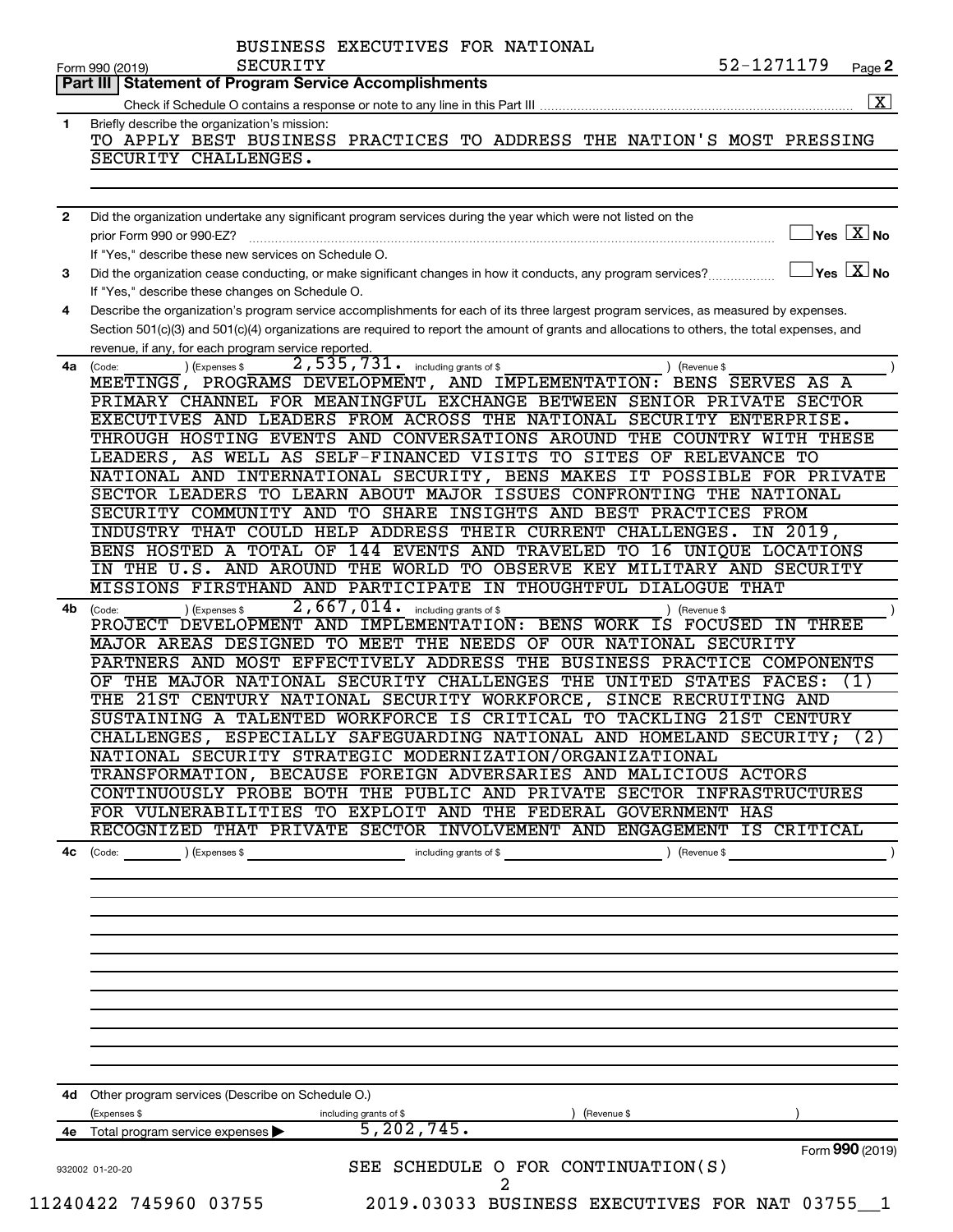BUSINESS EXECUTIVES FOR NATIONAL SECURITY

Form 990 (2019) 52-1271179 Page **2**

**Part III | Statement of Program Service Accomplishments**

Check if Schedule O contains a response or note to any line in this Part III .......... [X]

**1** Briefly describe the organization's mission:

TO APPLY BEST BUSINESS PRACTICES TO ADDRESS THE NATION'S MOST PRESSING SECURITY CHALLENGES.

**2** Did the organization undertake any significant program services during the year which were not listed on the prior Form 990 or 990-EZ? .......... [ ] Yes [X] No

If "Yes," describe these new services on Schedule O.

**3** Did the organization cease conducting, or make significant changes in how it conducts, any program services? .......... [ ] Yes [X] No

If "Yes," describe these changes on Schedule O.

**4** Describe the organization's program service accomplishments for each of its three largest program services, as measured by expenses. Section 501(c)(3) and 501(c)(4) organizations are required to report the amount of grants and allocations to others, the total expenses, and revenue, if any, for each program service reported.

**4a** (Code: ) (Expenses $ 2,535,731. including grants of $ ) (Revenue $ )

MEETINGS, PROGRAMS DEVELOPMENT, AND IMPLEMENTATION: BENS SERVES AS A PRIMARY CHANNEL FOR MEANINGFUL EXCHANGE BETWEEN SENIOR PRIVATE SECTOR EXECUTIVES AND LEADERS FROM ACROSS THE NATIONAL SECURITY ENTERPRISE. THROUGH HOSTING EVENTS AND CONVERSATIONS AROUND THE COUNTRY WITH THESE LEADERS, AS WELL AS SELF-FINANCED VISITS TO SITES OF RELEVANCE TO NATIONAL AND INTERNATIONAL SECURITY, BENS MAKES IT POSSIBLE FOR PRIVATE SECTOR LEADERS TO LEARN ABOUT MAJOR ISSUES CONFRONTING THE NATIONAL SECURITY COMMUNITY AND TO SHARE INSIGHTS AND BEST PRACTICES FROM INDUSTRY THAT COULD HELP ADDRESS THEIR CURRENT CHALLENGES. IN 2019, BENS HOSTED A TOTAL OF 144 EVENTS AND TRAVELED TO 16 UNIQUE LOCATIONS IN THE U.S. AND AROUND THE WORLD TO OBSERVE KEY MILITARY AND SECURITY MISSIONS FIRSTHAND AND PARTICIPATE IN THOUGHTFUL DIALOGUE THAT

**4b** (Code: ) (Expenses $ 2,667,014. including grants of $ ) (Revenue $ )

PROJECT DEVELOPMENT AND IMPLEMENTATION: BENS WORK IS FOCUSED IN THREE MAJOR AREAS DESIGNED TO MEET THE NEEDS OF OUR NATIONAL SECURITY PARTNERS AND MOST EFFECTIVELY ADDRESS THE BUSINESS PRACTICE COMPONENTS OF THE MAJOR NATIONAL SECURITY CHALLENGES THE UNITED STATES FACES: (1) THE 21ST CENTURY NATIONAL SECURITY WORKFORCE, SINCE RECRUITING AND SUSTAINING A TALENTED WORKFORCE IS CRITICAL TO TACKLING 21ST CENTURY CHALLENGES, ESPECIALLY SAFEGUARDING NATIONAL AND HOMELAND SECURITY; (2) NATIONAL SECURITY STRATEGIC MODERNIZATION/ORGANIZATIONAL TRANSFORMATION, BECAUSE FOREIGN ADVERSARIES AND MALICIOUS ACTORS CONTINUOUSLY PROBE BOTH THE PUBLIC AND PRIVATE SECTOR INFRASTRUCTURES FOR VULNERABILITIES TO EXPLOIT AND THE FEDERAL GOVERNMENT HAS RECOGNIZED THAT PRIVATE SECTOR INVOLVEMENT AND ENGAGEMENT IS CRITICAL

**4c** (Code: ) (Expenses $ including grants of $ ) (Revenue $ )

**4d** Other program services (Describe on Schedule O.)

(Expenses $ including grants of $ ) (Revenue $ )

**4e** Total program service expenses ▶ 5,202,745.

Form **990** (2019)

SEE SCHEDULE O FOR CONTINUATION(S)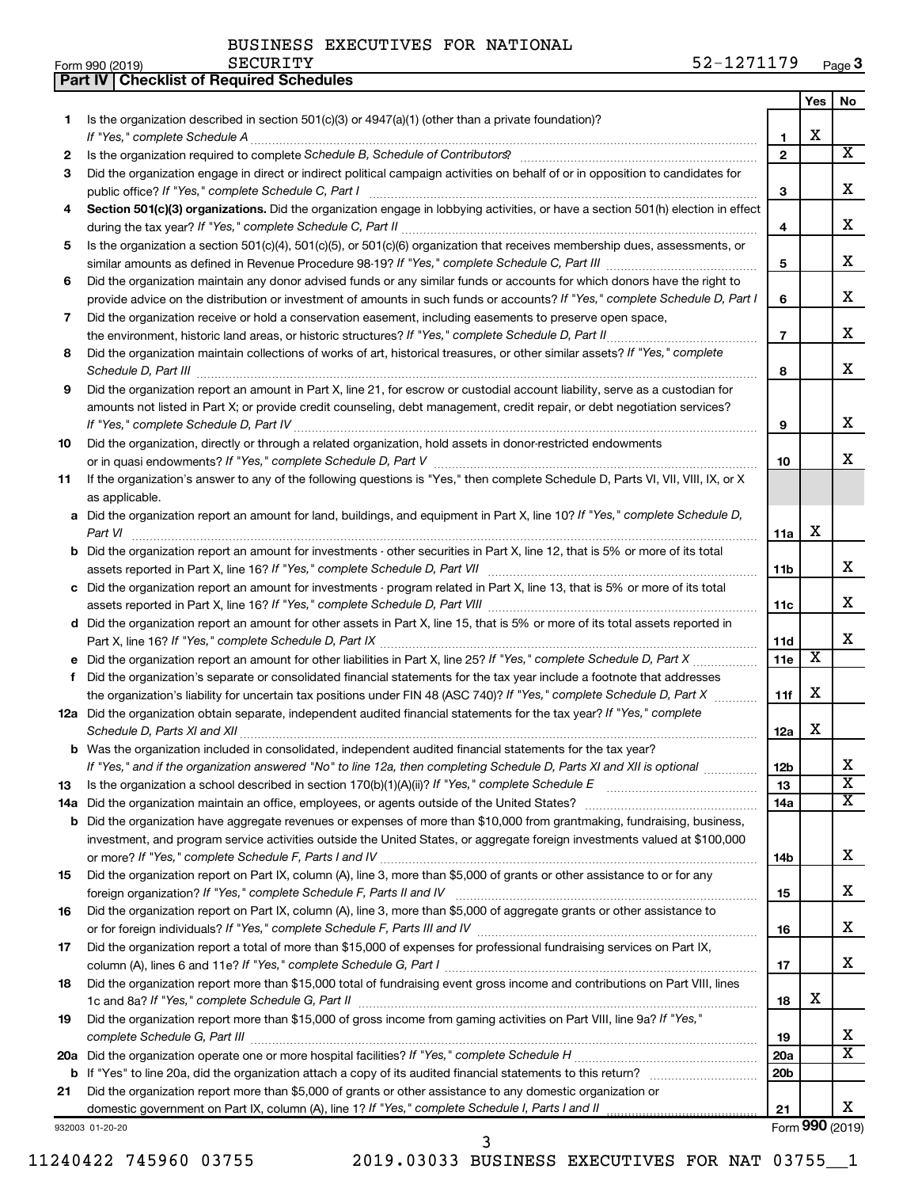BUSINESS EXECUTIVES FOR NATIONAL SECURITY 52-1271179

Form 990 (2019) Page 3

## Part IV | Checklist of Required Schedules

| | | | Yes | No |
|---|---|---|---|---|
| 1 | Is the organization described in section 501(c)(3) or 4947(a)(1) (other than a private foundation)? *If "Yes," complete Schedule A* | 1 | X | |
| 2 | Is the organization required to complete *Schedule B, Schedule of Contributors*? | 2 | | X |
| 3 | Did the organization engage in direct or indirect political campaign activities on behalf of or in opposition to candidates for public office? *If "Yes," complete Schedule C, Part I* | 3 | | X |
| 4 | **Section 501(c)(3) organizations.** Did the organization engage in lobbying activities, or have a section 501(h) election in effect during the tax year? *If "Yes," complete Schedule C, Part II* | 4 | | X |
| 5 | Is the organization a section 501(c)(4), 501(c)(5), or 501(c)(6) organization that receives membership dues, assessments, or similar amounts as defined in Revenue Procedure 98-19? *If "Yes," complete Schedule C, Part III* | 5 | | X |
| 6 | Did the organization maintain any donor advised funds or any similar funds or accounts for which donors have the right to provide advice on the distribution or investment of amounts in such funds or accounts? *If "Yes," complete Schedule D, Part I* | 6 | | X |
| 7 | Did the organization receive or hold a conservation easement, including easements to preserve open space, the environment, historic land areas, or historic structures? *If "Yes," complete Schedule D, Part II* | 7 | | X |
| 8 | Did the organization maintain collections of works of art, historical treasures, or other similar assets? *If "Yes," complete Schedule D, Part III* | 8 | | X |
| 9 | Did the organization report an amount in Part X, line 21, for escrow or custodial account liability, serve as a custodian for amounts not listed in Part X; or provide credit counseling, debt management, credit repair, or debt negotiation services? *If "Yes," complete Schedule D, Part IV* | 9 | | X |
| 10 | Did the organization, directly or through a related organization, hold assets in donor-restricted endowments or in quasi endowments? *If "Yes," complete Schedule D, Part V* | 10 | | X |
| 11 | If the organization's answer to any of the following questions is "Yes," then complete Schedule D, Parts VI, VII, VIII, IX, or X as applicable. | | | |
| a | Did the organization report an amount for land, buildings, and equipment in Part X, line 10? *If "Yes," complete Schedule D, Part VI* | 11a | X | |
| b | Did the organization report an amount for investments - other securities in Part X, line 12, that is 5% or more of its total assets reported in Part X, line 16? *If "Yes," complete Schedule D, Part VII* | 11b | | X |
| c | Did the organization report an amount for investments - program related in Part X, line 13, that is 5% or more of its total assets reported in Part X, line 16? *If "Yes," complete Schedule D, Part VIII* | 11c | | X |
| d | Did the organization report an amount for other assets in Part X, line 15, that is 5% or more of its total assets reported in Part X, line 16? *If "Yes," complete Schedule D, Part IX* | 11d | | X |
| e | Did the organization report an amount for other liabilities in Part X, line 25? *If "Yes," complete Schedule D, Part X* | 11e | X | |
| f | Did the organization's separate or consolidated financial statements for the tax year include a footnote that addresses the organization's liability for uncertain tax positions under FIN 48 (ASC 740)? *If "Yes," complete Schedule D, Part X* | 11f | X | |
| 12a | Did the organization obtain separate, independent audited financial statements for the tax year? *If "Yes," complete Schedule D, Parts XI and XII* | 12a | X | |
| b | Was the organization included in consolidated, independent audited financial statements for the tax year? *If "Yes," and if the organization answered "No" to line 12a, then completing Schedule D, Parts XI and XII is optional* | 12b | | X |
| 13 | Is the organization a school described in section 170(b)(1)(A)(ii)? *If "Yes," complete Schedule E* | 13 | | X |
| 14a | Did the organization maintain an office, employees, or agents outside of the United States? | 14a | | X |
| b | Did the organization have aggregate revenues or expenses of more than $10,000 from grantmaking, fundraising, business, investment, and program service activities outside the United States, or aggregate foreign investments valued at $100,000 or more? *If "Yes," complete Schedule F, Parts I and IV* | 14b | | X |
| 15 | Did the organization report on Part IX, column (A), line 3, more than $5,000 of grants or other assistance to or for any foreign organization? *If "Yes," complete Schedule F, Parts II and IV* | 15 | | X |
| 16 | Did the organization report on Part IX, column (A), line 3, more than $5,000 of aggregate grants or other assistance to or for foreign individuals? *If "Yes," complete Schedule F, Parts III and IV* | 16 | | X |
| 17 | Did the organization report a total of more than $15,000 of expenses for professional fundraising services on Part IX, column (A), lines 6 and 11e? *If "Yes," complete Schedule G, Part I* | 17 | | X |
| 18 | Did the organization report more than $15,000 total of fundraising event gross income and contributions on Part VIII, lines 1c and 8a? *If "Yes," complete Schedule G, Part II* | 18 | X | |
| 19 | Did the organization report more than $15,000 of gross income from gaming activities on Part VIII, line 9a? *If "Yes," complete Schedule G, Part III* | 19 | | X |
| 20a | Did the organization operate one or more hospital facilities? *If "Yes," complete Schedule H* | 20a | | X |
| b | If "Yes" to line 20a, did the organization attach a copy of its audited financial statements to this return? | 20b | | |
| 21 | Did the organization report more than $5,000 of grants or other assistance to any domestic organization or domestic government on Part IX, column (A), line 1? *If "Yes," complete Schedule I, Parts I and II* | 21 | | X |

932003 01-20-20

Form **990** (2019)

11240422 745960 03755 2019.03033 BUSINESS EXECUTIVES FOR NAT 03755__1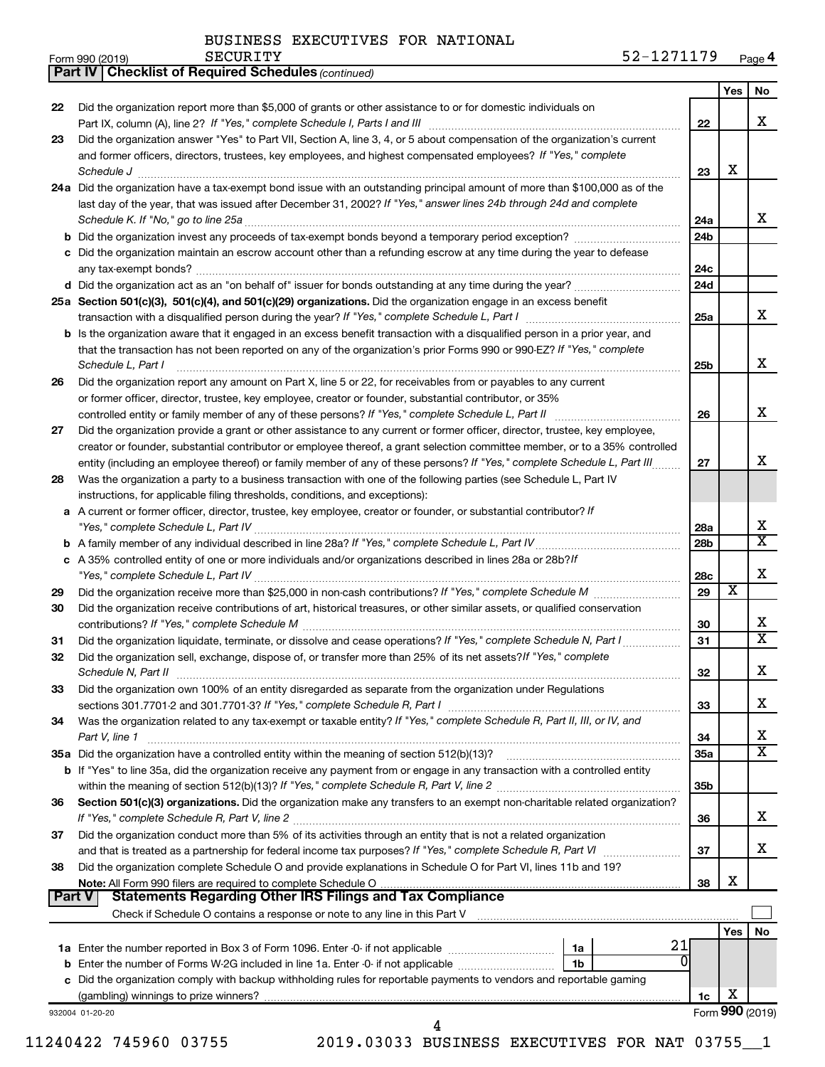BUSINESS EXECUTIVES FOR NATIONAL SECURITY

Form 990 (2019) 52-1271179 Page 4

**Part IV | Checklist of Required Schedules** *(continued)*

| | | | Yes | No |
|---|---|---|---|---|
| 22 | Did the organization report more than $5,000 of grants or other assistance to or for domestic individuals on Part IX, column (A), line 2? *If "Yes," complete Schedule I, Parts I and III* | 22 | | X |
| 23 | Did the organization answer "Yes" to Part VII, Section A, line 3, 4, or 5 about compensation of the organization's current and former officers, directors, trustees, key employees, and highest compensated employees? *If "Yes," complete Schedule J* | 23 | X | |
| 24a | Did the organization have a tax-exempt bond issue with an outstanding principal amount of more than $100,000 as of the last day of the year, that was issued after December 31, 2002? *If "Yes," answer lines 24b through 24d and complete Schedule K. If "No," go to line 25a* | 24a | | X |
| b | Did the organization invest any proceeds of tax-exempt bonds beyond a temporary period exception? | 24b | | |
| c | Did the organization maintain an escrow account other than a refunding escrow at any time during the year to defease any tax-exempt bonds? | 24c | | |
| d | Did the organization act as an "on behalf of" issuer for bonds outstanding at any time during the year? | 24d | | |
| 25a | **Section 501(c)(3), 501(c)(4), and 501(c)(29) organizations.** Did the organization engage in an excess benefit transaction with a disqualified person during the year? *If "Yes," complete Schedule L, Part I* | 25a | | X |
| b | Is the organization aware that it engaged in an excess benefit transaction with a disqualified person in a prior year, and that the transaction has not been reported on any of the organization's prior Forms 990 or 990-EZ? *If "Yes," complete Schedule L, Part I* | 25b | | X |
| 26 | Did the organization report any amount on Part X, line 5 or 22, for receivables from or payables to any current or former officer, director, trustee, key employee, creator or founder, substantial contributor, or 35% controlled entity or family member of any of these persons? *If "Yes," complete Schedule L, Part II* | 26 | | X |
| 27 | Did the organization provide a grant or other assistance to any current or former officer, director, trustee, key employee, creator or founder, substantial contributor or employee thereof, a grant selection committee member, or to a 35% controlled entity (including an employee thereof) or family member of any of these persons? *If "Yes," complete Schedule L, Part III* | 27 | | X |
| 28 | Was the organization a party to a business transaction with one of the following parties (see Schedule L, Part IV instructions, for applicable filing thresholds, conditions, and exceptions): | | | |
| a | A current or former officer, director, trustee, key employee, creator or founder, or substantial contributor? *If "Yes," complete Schedule L, Part IV* | 28a | | X |
| b | A family member of any individual described in line 28a? *If "Yes," complete Schedule L, Part IV* | 28b | | X |
| c | A 35% controlled entity of one or more individuals and/or organizations described in lines 28a or 28b? *If "Yes," complete Schedule L, Part IV* | 28c | | X |
| 29 | Did the organization receive more than $25,000 in non-cash contributions? *If "Yes," complete Schedule M* | 29 | X | |
| 30 | Did the organization receive contributions of art, historical treasures, or other similar assets, or qualified conservation contributions? *If "Yes," complete Schedule M* | 30 | | X |
| 31 | Did the organization liquidate, terminate, or dissolve and cease operations? *If "Yes," complete Schedule N, Part I* | 31 | | X |
| 32 | Did the organization sell, exchange, dispose of, or transfer more than 25% of its net assets? *If "Yes," complete Schedule N, Part II* | 32 | | X |
| 33 | Did the organization own 100% of an entity disregarded as separate from the organization under Regulations sections 301.7701-2 and 301.7701-3? *If "Yes," complete Schedule R, Part I* | 33 | | X |
| 34 | Was the organization related to any tax-exempt or taxable entity? *If "Yes," complete Schedule R, Part II, III, or IV, and Part V, line 1* | 34 | | X |
| 35a | Did the organization have a controlled entity within the meaning of section 512(b)(13)? | 35a | | X |
| b | If "Yes" to line 35a, did the organization receive any payment from or engage in any transaction with a controlled entity within the meaning of section 512(b)(13)? *If "Yes," complete Schedule R, Part V, line 2* | 35b | | |
| 36 | **Section 501(c)(3) organizations.** Did the organization make any transfers to an exempt non-charitable related organization? *If "Yes," complete Schedule R, Part V, line 2* | 36 | | X |
| 37 | Did the organization conduct more than 5% of its activities through an entity that is not a related organization and that is treated as a partnership for federal income tax purposes? *If "Yes," complete Schedule R, Part VI* | 37 | | X |
| 38 | Did the organization complete Schedule O and provide explanations in Schedule O for Part VI, lines 11b and 19? **Note:** All Form 990 filers are required to complete Schedule O | 38 | X | |

**Part V | Statements Regarding Other IRS Filings and Tax Compliance**

Check if Schedule O contains a response or note to any line in this Part V ☐

| | | | | | Yes | No |
|---|---|---|---|---|---|---|
| 1a | Enter the number reported in Box 3 of Form 1096. Enter -0- if not applicable | 1a | 21 | | | |
| b | Enter the number of Forms W-2G included in line 1a. Enter -0- if not applicable | 1b | 0 | | | |
| c | Did the organization comply with backup withholding rules for reportable payments to vendors and reportable gaming (gambling) winnings to prize winners? | | | 1c | X | |

932004 01-20-20 Form **990** (2019)

11240422 745960 03755 2019.03033 BUSINESS EXECUTIVES FOR NAT 03755__1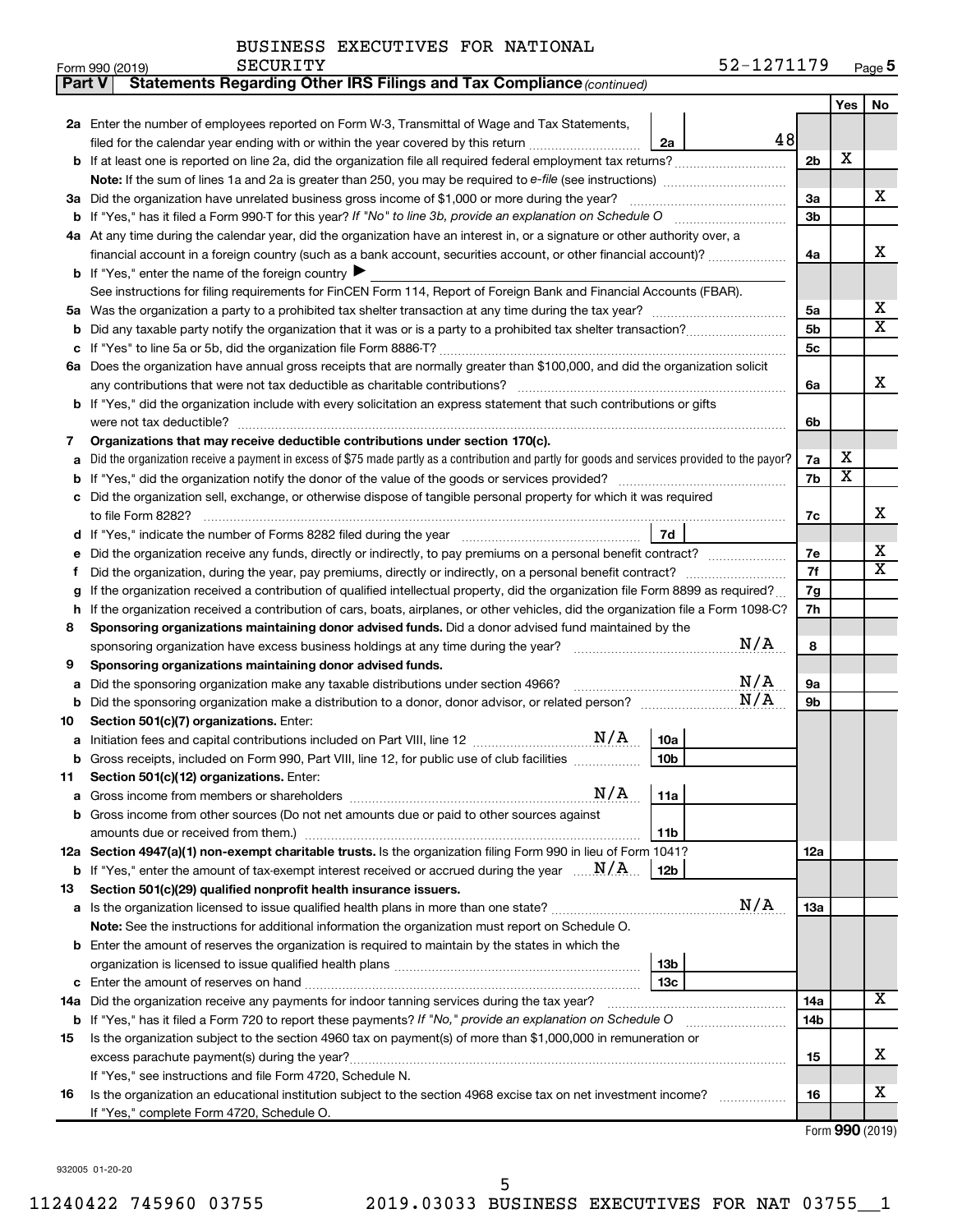BUSINESS EXECUTIVES FOR NATIONAL SECURITY

Form 990 (2019) 52-1271179 Page 5

**Part V Statements Regarding Other IRS Filings and Tax Compliance** *(continued)*

| | | | | Yes | No |
|---|---|---|---|---|---|
| **2a** | Enter the number of employees reported on Form W-3, Transmittal of Wage and Tax Statements, filed for the calendar year ending with or within the year covered by this return | 2a | 48 | | |
| **b** | If at least one is reported on line 2a, did the organization file all required federal employment tax returns? | | 2b | X | |
| | **Note:** If the sum of lines 1a and 2a is greater than 250, you may be required to *e-file* (see instructions) | | | | |
| **3a** | Did the organization have unrelated business gross income of $1,000 or more during the year? | | 3a | | X |
| **b** | If "Yes," has it filed a Form 990-T for this year? *If "No" to line 3b, provide an explanation on Schedule O* | | 3b | | |
| **4a** | At any time during the calendar year, did the organization have an interest in, or a signature or other authority over, a financial account in a foreign country (such as a bank account, securities account, or other financial account)? | | 4a | | X |
| **b** | If "Yes," enter the name of the foreign country ▶ | | | | |
| | See instructions for filing requirements for FinCEN Form 114, Report of Foreign Bank and Financial Accounts (FBAR). | | | | |
| **5a** | Was the organization a party to a prohibited tax shelter transaction at any time during the tax year? | | 5a | | X |
| **b** | Did any taxable party notify the organization that it was or is a party to a prohibited tax shelter transaction? | | 5b | | X |
| **c** | If "Yes" to line 5a or 5b, did the organization file Form 8886-T? | | 5c | | |
| **6a** | Does the organization have annual gross receipts that are normally greater than $100,000, and did the organization solicit any contributions that were not tax deductible as charitable contributions? | | 6a | | X |
| **b** | If "Yes," did the organization include with every solicitation an express statement that such contributions or gifts were not tax deductible? | | 6b | | |
| **7** | **Organizations that may receive deductible contributions under section 170(c).** | | | | |
| **a** | Did the organization receive a payment in excess of $75 made partly as a contribution and partly for goods and services provided to the payor? | | 7a | X | |
| **b** | If "Yes," did the organization notify the donor of the value of the goods or services provided? | | 7b | X | |
| **c** | Did the organization sell, exchange, or otherwise dispose of tangible personal property for which it was required to file Form 8282? | | 7c | | X |
| **d** | If "Yes," indicate the number of Forms 8282 filed during the year | 7d | | | |
| **e** | Did the organization receive any funds, directly or indirectly, to pay premiums on a personal benefit contract? | | 7e | | X |
| **f** | Did the organization, during the year, pay premiums, directly or indirectly, on a personal benefit contract? | | 7f | | X |
| **g** | If the organization received a contribution of qualified intellectual property, did the organization file Form 8899 as required? | | 7g | | |
| **h** | If the organization received a contribution of cars, boats, airplanes, or other vehicles, did the organization file a Form 1098-C? | | 7h | | |
| **8** | **Sponsoring organizations maintaining donor advised funds.** Did a donor advised fund maintained by the sponsoring organization have excess business holdings at any time during the year? N/A | | 8 | | |
| **9** | **Sponsoring organizations maintaining donor advised funds.** | | | | |
| **a** | Did the sponsoring organization make any taxable distributions under section 4966? N/A | | 9a | | |
| **b** | Did the sponsoring organization make a distribution to a donor, donor advisor, or related person? N/A | | 9b | | |
| **10** | **Section 501(c)(7) organizations.** Enter: | | | | |
| **a** | Initiation fees and capital contributions included on Part VIII, line 12 N/A | 10a | | | |
| **b** | Gross receipts, included on Form 990, Part VIII, line 12, for public use of club facilities | 10b | | | |
| **11** | **Section 501(c)(12) organizations.** Enter: | | | | |
| **a** | Gross income from members or shareholders N/A | 11a | | | |
| **b** | Gross income from other sources (Do not net amounts due or paid to other sources against amounts due or received from them.) | 11b | | | |
| **12a** | **Section 4947(a)(1) non-exempt charitable trusts.** Is the organization filing Form 990 in lieu of Form 1041? | | 12a | | |
| **b** | If "Yes," enter the amount of tax-exempt interest received or accrued during the year N/A | 12b | | | |
| **13** | **Section 501(c)(29) qualified nonprofit health insurance issuers.** | | | | |
| **a** | Is the organization licensed to issue qualified health plans in more than one state? N/A | | 13a | | |
| | **Note:** See the instructions for additional information the organization must report on Schedule O. | | | | |
| **b** | Enter the amount of reserves the organization is required to maintain by the states in which the organization is licensed to issue qualified health plans | 13b | | | |
| **c** | Enter the amount of reserves on hand | 13c | | | |
| **14a** | Did the organization receive any payments for indoor tanning services during the tax year? | | 14a | | X |
| **b** | If "Yes," has it filed a Form 720 to report these payments? *If "No," provide an explanation on Schedule O* | | 14b | | |
| **15** | Is the organization subject to the section 4960 tax on payment(s) of more than $1,000,000 in remuneration or excess parachute payment(s) during the year? | | 15 | | X |
| | If "Yes," see instructions and file Form 4720, Schedule N. | | | | |
| **16** | Is the organization an educational institution subject to the section 4968 excise tax on net investment income? | | 16 | | X |
| | If "Yes," complete Form 4720, Schedule O. | | | | |

Form **990** (2019)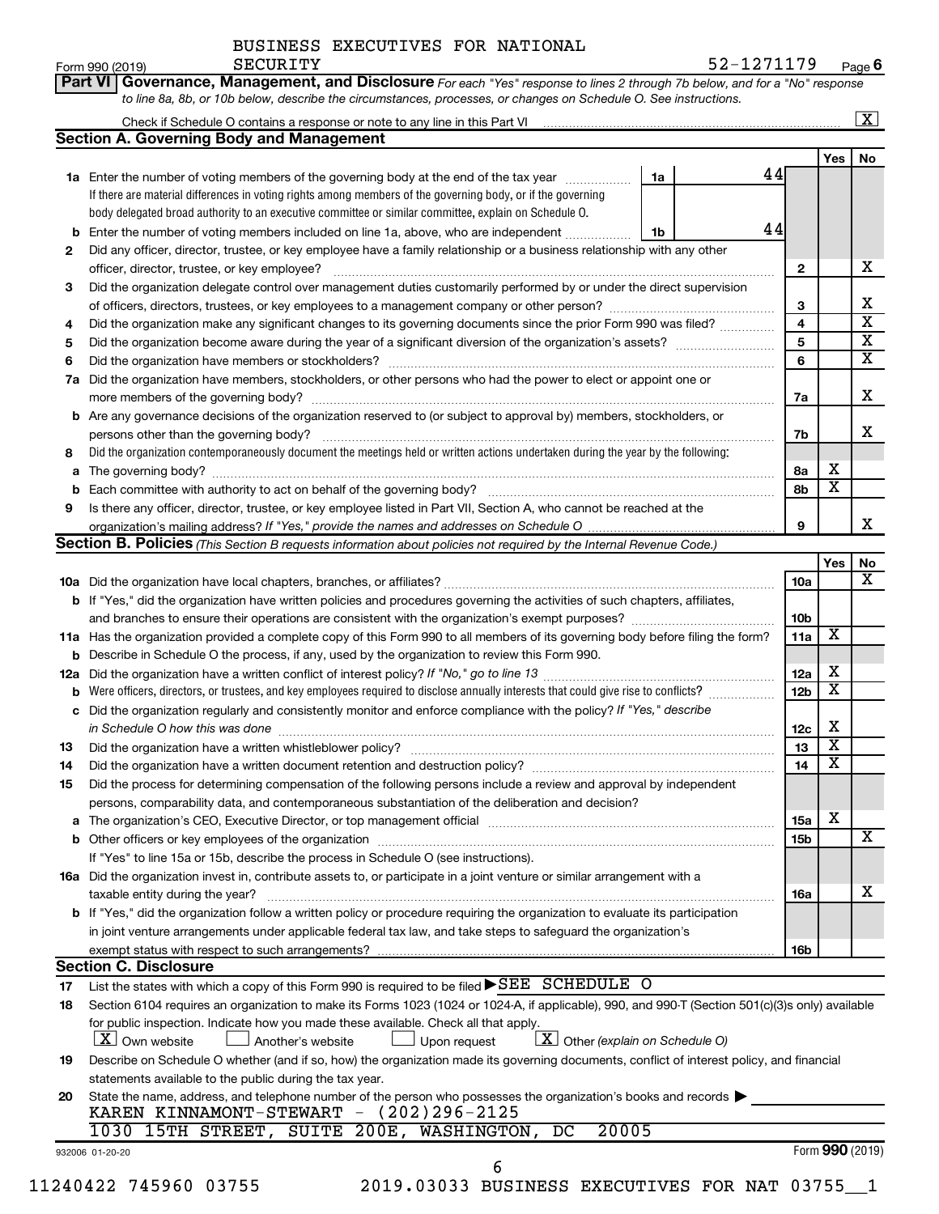BUSINESS EXECUTIVES FOR NATIONAL SECURITY

Form 990 (2019) 52-1271179 Page 6

**Part VI Governance, Management, and Disclosure** *For each "Yes" response to lines 2 through 7b below, and for a "No" response to line 8a, 8b, or 10b below, describe the circumstances, processes, or changes on Schedule O. See instructions.*

Check if Schedule O contains a response or note to any line in this Part VI .......... [X]

## Section A. Governing Body and Management

| | | | | Yes | No |
|---|---|---|---|---|---|
| **1a** | Enter the number of voting members of the governing body at the end of the tax year ... **1a** 44 If there are material differences in voting rights among members of the governing body, or if the governing body delegated broad authority to an executive committee or similar committee, explain on Schedule O. | | | | |
| **b** | Enter the number of voting members included on line 1a, above, who are independent ... **1b** 44 | | | | |
| **2** | Did any officer, director, trustee, or key employee have a family relationship or a business relationship with any other officer, director, trustee, or key employee? | **2** | | | X |
| **3** | Did the organization delegate control over management duties customarily performed by or under the direct supervision of officers, directors, trustees, or key employees to a management company or other person? | **3** | | | X |
| **4** | Did the organization make any significant changes to its governing documents since the prior Form 990 was filed? | **4** | | | X |
| **5** | Did the organization become aware during the year of a significant diversion of the organization's assets? | **5** | | | X |
| **6** | Did the organization have members or stockholders? | **6** | | | X |
| **7a** | Did the organization have members, stockholders, or other persons who had the power to elect or appoint one or more members of the governing body? | **7a** | | | X |
| **b** | Are any governance decisions of the organization reserved to (or subject to approval by) members, stockholders, or persons other than the governing body? | **7b** | | | X |
| **8** | Did the organization contemporaneously document the meetings held or written actions undertaken during the year by the following: | | | | |
| **a** | The governing body? | **8a** | | X | |
| **b** | Each committee with authority to act on behalf of the governing body? | **8b** | | X | |
| **9** | Is there any officer, director, trustee, or key employee listed in Part VII, Section A, who cannot be reached at the organization's mailing address? *If "Yes," provide the names and addresses on Schedule O* | **9** | | | X |

## Section B. Policies *(This Section B requests information about policies not required by the Internal Revenue Code.)*

| | | | Yes | No |
|---|---|---|---|---|
| **10a** | Did the organization have local chapters, branches, or affiliates? | **10a** | | X |
| **b** | If "Yes," did the organization have written policies and procedures governing the activities of such chapters, affiliates, and branches to ensure their operations are consistent with the organization's exempt purposes? | **10b** | | |
| **11a** | Has the organization provided a complete copy of this Form 990 to all members of its governing body before filing the form? | **11a** | X | |
| **b** | Describe in Schedule O the process, if any, used by the organization to review this Form 990. | | | |
| **12a** | Did the organization have a written conflict of interest policy? *If "No," go to line 13* | **12a** | X | |
| **b** | Were officers, directors, or trustees, and key employees required to disclose annually interests that could give rise to conflicts? | **12b** | X | |
| **c** | Did the organization regularly and consistently monitor and enforce compliance with the policy? *If "Yes," describe in Schedule O how this was done* | **12c** | X | |
| **13** | Did the organization have a written whistleblower policy? | **13** | X | |
| **14** | Did the organization have a written document retention and destruction policy? | **14** | X | |
| **15** | Did the process for determining compensation of the following persons include a review and approval by independent persons, comparability data, and contemporaneous substantiation of the deliberation and decision? | | | |
| **a** | The organization's CEO, Executive Director, or top management official | **15a** | X | |
| **b** | Other officers or key employees of the organization | **15b** | | X |
| | If "Yes" to line 15a or 15b, describe the process in Schedule O (see instructions). | | | |
| **16a** | Did the organization invest in, contribute assets to, or participate in a joint venture or similar arrangement with a taxable entity during the year? | **16a** | | X |
| **b** | If "Yes," did the organization follow a written policy or procedure requiring the organization to evaluate its participation in joint venture arrangements under applicable federal tax law, and take steps to safeguard the organization's exempt status with respect to such arrangements? | **16b** | | |

## Section C. Disclosure

**17** List the states with which a copy of this Form 990 is required to be filed ▶ SEE SCHEDULE O

**18** Section 6104 requires an organization to make its Forms 1023 (1024 or 1024-A, if applicable), 990, and 990-T (Section 501(c)(3)s only) available for public inspection. Indicate how you made these available. Check all that apply.

[X] Own website [ ] Another's website [ ] Upon request [X] Other *(explain on Schedule O)*

**19** Describe on Schedule O whether (and if so, how) the organization made its governing documents, conflict of interest policy, and financial statements available to the public during the tax year.

**20** State the name, address, and telephone number of the person who possesses the organization's books and records ▶

KAREN KINNAMONT-STEWART - (202)296-2125

1030 15TH STREET, SUITE 200E, WASHINGTON, DC 20005

932006 01-20-20 Form **990** (2019)

11240422 745960 03755 2019.03033 BUSINESS EXECUTIVES FOR NAT 03755__1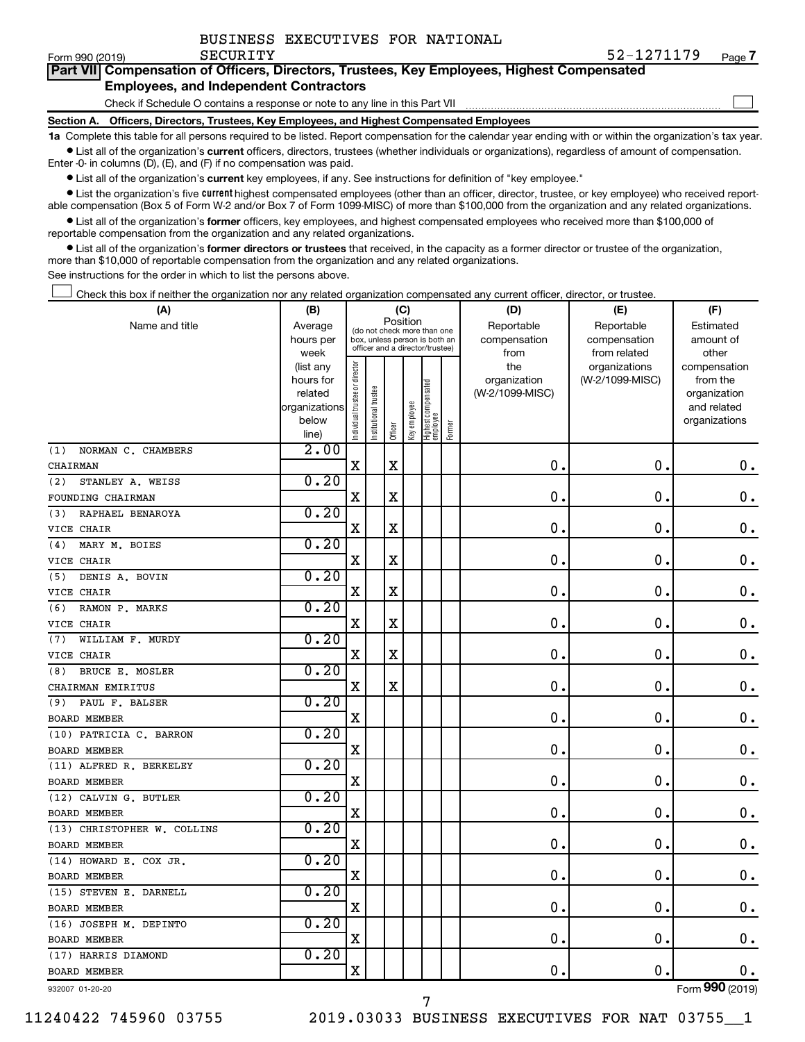BUSINESS EXECUTIVES FOR NATIONAL SECURITY

Form 990 (2019) 52-1271179 Page 7

**Part VII Compensation of Officers, Directors, Trustees, Key Employees, Highest Compensated Employees, and Independent Contractors**

Check if Schedule O contains a response or note to any line in this Part VII

**Section A. Officers, Directors, Trustees, Key Employees, and Highest Compensated Employees**

**1a** Complete this table for all persons required to be listed. Report compensation for the calendar year ending with or within the organization's tax year.

- List all of the organization's **current** officers, directors, trustees (whether individuals or organizations), regardless of amount of compensation. Enter -0- in columns (D), (E), and (F) if no compensation was paid.
- List all of the organization's **current** key employees, if any. See instructions for definition of "key employee."
- List the organization's five **current** highest compensated employees (other than an officer, director, trustee, or key employee) who received reportable compensation (Box 5 of Form W-2 and/or Box 7 of Form 1099-MISC) of more than $100,000 from the organization and any related organizations.
- List all of the organization's **former** officers, key employees, and highest compensated employees who received more than $100,000 of reportable compensation from the organization and any related organizations.
- List all of the organization's **former directors or trustees** that received, in the capacity as a former director or trustee of the organization, more than $10,000 of reportable compensation from the organization and any related organizations.

See instructions for the order in which to list the persons above.

Check this box if neither the organization nor any related organization compensated any current officer, director, or trustee.

| (A) Name and title | (B) Average hours per week (list any hours for related organizations below line) | (C) Position: Individual trustee or director | Institutional trustee | Officer | Key employee | Highest compensated employee | Former | (D) Reportable compensation from the organization (W-2/1099-MISC) | (E) Reportable compensation from related organizations (W-2/1099-MISC) | (F) Estimated amount of other compensation from the organization and related organizations |
|---|---|---|---|---|---|---|---|---|---|---|
| (1) NORMAN C. CHAMBERS<br>CHAIRMAN | 2.00 | X | | X | | | | 0. | 0. | 0. |
| (2) STANLEY A. WEISS<br>FOUNDING CHAIRMAN | 0.20 | X | | X | | | | 0. | 0. | 0. |
| (3) RAPHAEL BENAROYA<br>VICE CHAIR | 0.20 | X | | X | | | | 0. | 0. | 0. |
| (4) MARY M. BOIES<br>VICE CHAIR | 0.20 | X | | X | | | | 0. | 0. | 0. |
| (5) DENIS A. BOVIN<br>VICE CHAIR | 0.20 | X | | X | | | | 0. | 0. | 0. |
| (6) RAMON P. MARKS<br>VICE CHAIR | 0.20 | X | | X | | | | 0. | 0. | 0. |
| (7) WILLIAM F. MURDY<br>VICE CHAIR | 0.20 | X | | X | | | | 0. | 0. | 0. |
| (8) BRUCE E. MOSLER<br>CHAIRMAN EMIRITUS | 0.20 | X | | X | | | | 0. | 0. | 0. |
| (9) PAUL F. BALSER<br>BOARD MEMBER | 0.20 | X | | | | | | 0. | 0. | 0. |
| (10) PATRICIA C. BARRON<br>BOARD MEMBER | 0.20 | X | | | | | | 0. | 0. | 0. |
| (11) ALFRED R. BERKELEY<br>BOARD MEMBER | 0.20 | X | | | | | | 0. | 0. | 0. |
| (12) CALVIN G. BUTLER<br>BOARD MEMBER | 0.20 | X | | | | | | 0. | 0. | 0. |
| (13) CHRISTOPHER W. COLLINS<br>BOARD MEMBER | 0.20 | X | | | | | | 0. | 0. | 0. |
| (14) HOWARD E. COX JR.<br>BOARD MEMBER | 0.20 | X | | | | | | 0. | 0. | 0. |
| (15) STEVEN E. DARNELL<br>BOARD MEMBER | 0.20 | X | | | | | | 0. | 0. | 0. |
| (16) JOSEPH M. DEPINTO<br>BOARD MEMBER | 0.20 | X | | | | | | 0. | 0. | 0. |
| (17) HARRIS DIAMOND<br>BOARD MEMBER | 0.20 | X | | | | | | 0. | 0. | 0. |

932007 01-20-20 Form 990 (2019)

11240422 745960 03755 2019.03033 BUSINESS EXECUTIVES FOR NAT 03755__1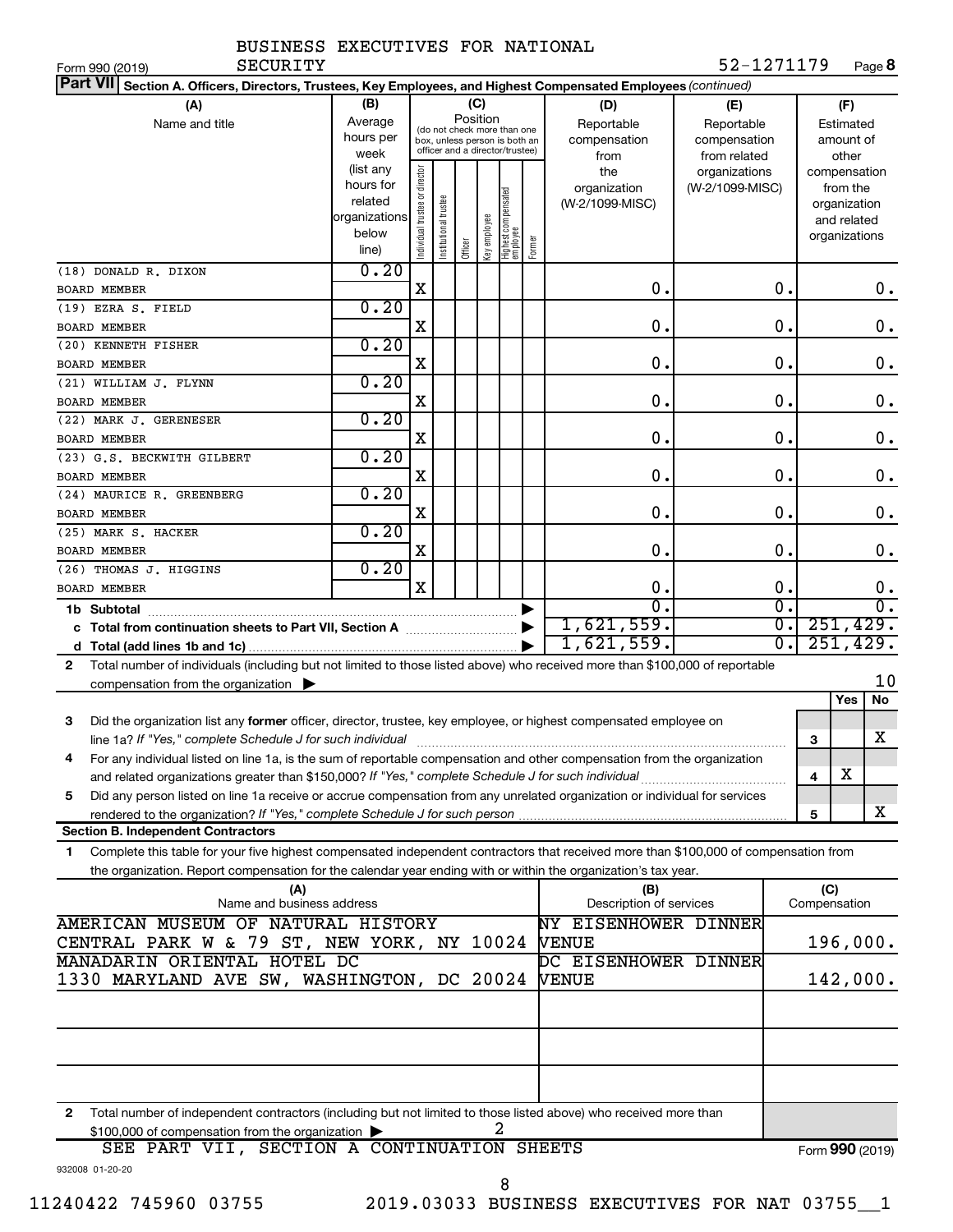BUSINESS EXECUTIVES FOR NATIONAL SECURITY

Form 990 (2019) SECURITY 52-1271179 Page **8**

**Part VII** **Section A. Officers, Directors, Trustees, Key Employees, and Highest Compensated Employees** *(continued)*

| (A) Name and title | (B) Average hours per week (list any hours for related organizations below line) | (C) Position: Individual trustee or director | Institutional trustee | Officer | Key employee | Highest compensated employee | Former | (D) Reportable compensation from the organization (W-2/1099-MISC) | (E) Reportable compensation from related organizations (W-2/1099-MISC) | (F) Estimated amount of other compensation from the organization and related organizations |
|---|---|---|---|---|---|---|---|---|---|---|
| (18) DONALD R. DIXON<br>BOARD MEMBER | 0.20 | X | | | | | | 0. | 0. | 0. |
| (19) EZRA S. FIELD<br>BOARD MEMBER | 0.20 | X | | | | | | 0. | 0. | 0. |
| (20) KENNETH FISHER<br>BOARD MEMBER | 0.20 | X | | | | | | 0. | 0. | 0. |
| (21) WILLIAM J. FLYNN<br>BOARD MEMBER | 0.20 | X | | | | | | 0. | 0. | 0. |
| (22) MARK J. GERENESER<br>BOARD MEMBER | 0.20 | X | | | | | | 0. | 0. | 0. |
| (23) G.S. BECKWITH GILBERT<br>BOARD MEMBER | 0.20 | X | | | | | | 0. | 0. | 0. |
| (24) MAURICE R. GREENBERG<br>BOARD MEMBER | 0.20 | X | | | | | | 0. | 0. | 0. |
| (25) MARK S. HACKER<br>BOARD MEMBER | 0.20 | X | | | | | | 0. | 0. | 0. |
| (26) THOMAS J. HIGGINS<br>BOARD MEMBER | 0.20 | X | | | | | | 0. | 0. | 0. |
| **1b Subtotal** | | | | | | | | 0. | 0. | 0. |
| **c Total from continuation sheets to Part VII, Section A** | | | | | | | | 1,621,559. | 0. | 251,429. |
| **d Total (add lines 1b and 1c)** | | | | | | | | 1,621,559. | 0. | 251,429. |

**2** Total number of individuals (including but not limited to those listed above) who received more than $100,000 of reportable compensation from the organization ▶ 10

| | | | Yes | No |
|---|---|---|---|---|
| **3** | Did the organization list any **former** officer, director, trustee, key employee, or highest compensated employee on line 1a? *If "Yes," complete Schedule J for such individual* | 3 | | X |
| **4** | For any individual listed on line 1a, is the sum of reportable compensation and other compensation from the organization and related organizations greater than $150,000? *If "Yes," complete Schedule J for such individual* | 4 | X | |
| **5** | Did any person listed on line 1a receive or accrue compensation from any unrelated organization or individual for services rendered to the organization? *If "Yes," complete Schedule J for such person* | 5 | | X |

**Section B. Independent Contractors**

**1** Complete this table for your five highest compensated independent contractors that received more than $100,000 of compensation from the organization. Report compensation for the calendar year ending with or within the organization's tax year.

| (A) Name and business address | (B) Description of services | (C) Compensation |
|---|---|---|
| AMERICAN MUSEUM OF NATURAL HISTORY<br>CENTRAL PARK W & 79 ST, NEW YORK, NY 10024 | NY EISENHOWER DINNER VENUE | 196,000. |
| MANADARIN ORIENTAL HOTEL DC<br>1330 MARYLAND AVE SW, WASHINGTON, DC 20024 | DC EISENHOWER DINNER VENUE | 142,000. |
| | | |
| | | |
| | | |

**2** Total number of independent contractors (including but not limited to those listed above) who received more than $100,000 of compensation from the organization ▶ 2

SEE PART VII, SECTION A CONTINUATION SHEETS

Form **990** (2019)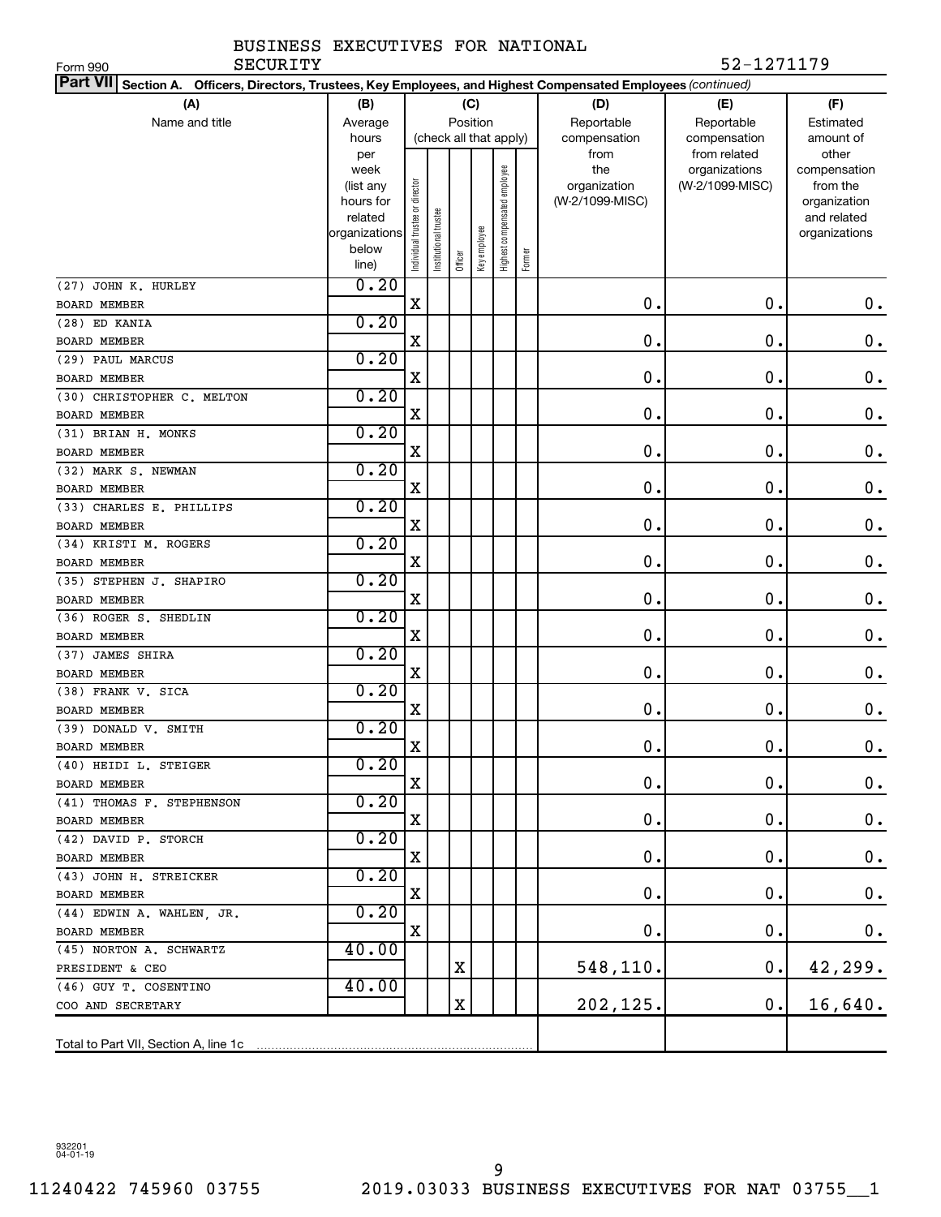BUSINESS EXECUTIVES FOR NATIONAL SECURITY

Form 990 SECURITY 52-1271179

**Part VII Section A. Officers, Directors, Trustees, Key Employees, and Highest Compensated Employees** *(continued)*

| (A) Name and title | (B) Average hours per week (list any hours for related organizations below line) | (C) Position: Individual trustee or director | Institutional trustee | Officer | Key employee | Highest compensated employee | Former | (D) Reportable compensation from the organization (W-2/1099-MISC) | (E) Reportable compensation from related organizations (W-2/1099-MISC) | (F) Estimated amount of other compensation from the organization and related organizations |
|---|---|---|---|---|---|---|---|---|---|---|
| (27) JOHN K. HURLEY<br>BOARD MEMBER | 0.20 | X | | | | | | 0. | 0. | 0. |
| (28) ED KANIA<br>BOARD MEMBER | 0.20 | X | | | | | | 0. | 0. | 0. |
| (29) PAUL MARCUS<br>BOARD MEMBER | 0.20 | X | | | | | | 0. | 0. | 0. |
| (30) CHRISTOPHER C. MELTON<br>BOARD MEMBER | 0.20 | X | | | | | | 0. | 0. | 0. |
| (31) BRIAN H. MONKS<br>BOARD MEMBER | 0.20 | X | | | | | | 0. | 0. | 0. |
| (32) MARK S. NEWMAN<br>BOARD MEMBER | 0.20 | X | | | | | | 0. | 0. | 0. |
| (33) CHARLES E. PHILLIPS<br>BOARD MEMBER | 0.20 | X | | | | | | 0. | 0. | 0. |
| (34) KRISTI M. ROGERS<br>BOARD MEMBER | 0.20 | X | | | | | | 0. | 0. | 0. |
| (35) STEPHEN J. SHAPIRO<br>BOARD MEMBER | 0.20 | X | | | | | | 0. | 0. | 0. |
| (36) ROGER S. SHEDLIN<br>BOARD MEMBER | 0.20 | X | | | | | | 0. | 0. | 0. |
| (37) JAMES SHIRA<br>BOARD MEMBER | 0.20 | X | | | | | | 0. | 0. | 0. |
| (38) FRANK V. SICA<br>BOARD MEMBER | 0.20 | X | | | | | | 0. | 0. | 0. |
| (39) DONALD V. SMITH<br>BOARD MEMBER | 0.20 | X | | | | | | 0. | 0. | 0. |
| (40) HEIDI L. STEIGER<br>BOARD MEMBER | 0.20 | X | | | | | | 0. | 0. | 0. |
| (41) THOMAS F. STEPHENSON<br>BOARD MEMBER | 0.20 | X | | | | | | 0. | 0. | 0. |
| (42) DAVID P. STORCH<br>BOARD MEMBER | 0.20 | X | | | | | | 0. | 0. | 0. |
| (43) JOHN H. STREICKER<br>BOARD MEMBER | 0.20 | X | | | | | | 0. | 0. | 0. |
| (44) EDWIN A. WAHLEN, JR.<br>BOARD MEMBER | 0.20 | X | | | | | | 0. | 0. | 0. |
| (45) NORTON A. SCHWARTZ<br>PRESIDENT & CEO | 40.00 | | | X | | | | 548,110. | 0. | 42,299. |
| (46) GUY T. COSENTINO<br>COO AND SECRETARY | 40.00 | | | X | | | | 202,125. | 0. | 16,640. |
| Total to Part VII, Section A, line 1c | | | | | | | | | | |

932201 04-01-19

11240422 745960 03755 2019.03033 BUSINESS EXECUTIVES FOR NAT 03755__1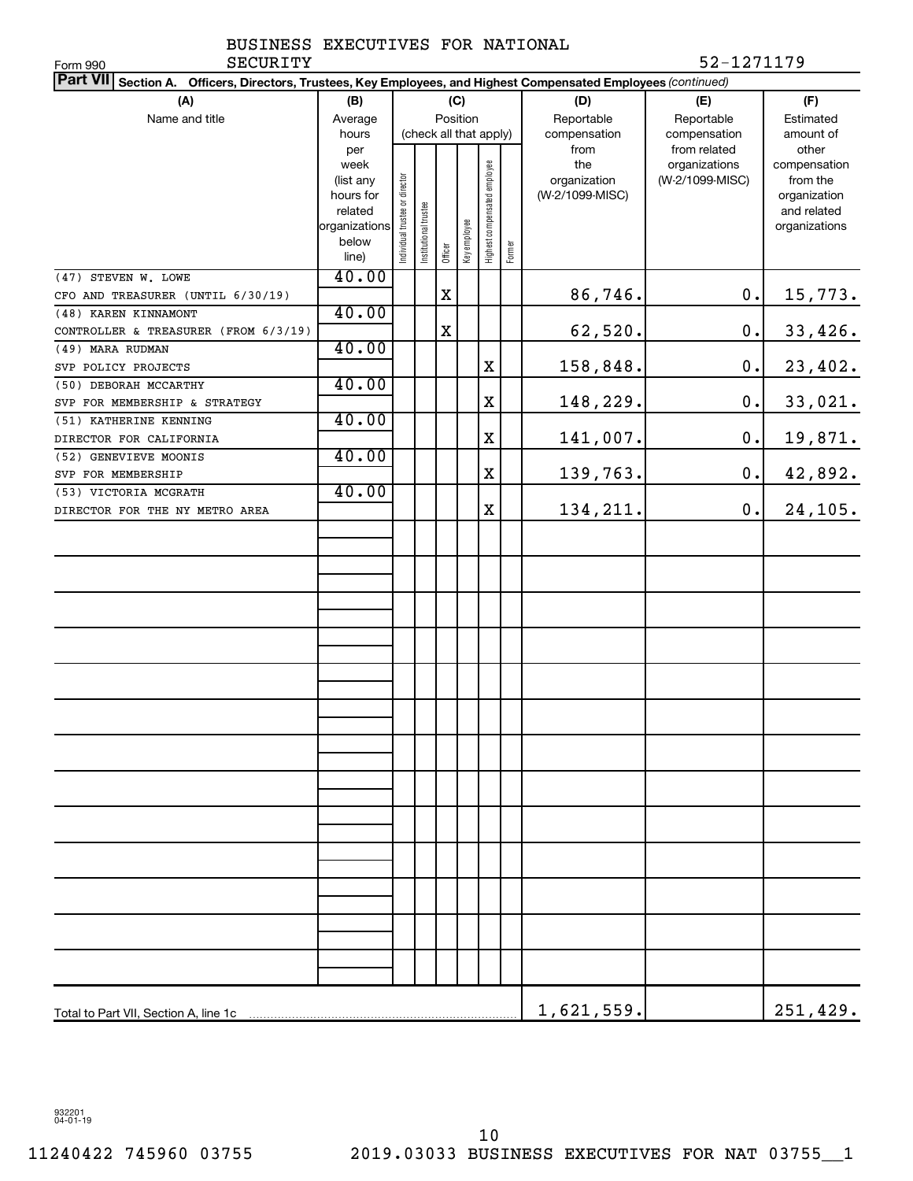BUSINESS EXECUTIVES FOR NATIONAL SECURITY

Form 990 — 52-1271179

**Part VII Section A. Officers, Directors, Trustees, Key Employees, and Highest Compensated Employees** *(continued)*

| (A) Name and title | (B) Average hours per week (list any hours for related organizations below line) | (C) Position (check all that apply): Individual trustee or director | Institutional trustee | Officer | Key employee | Highest compensated employee | Former | (D) Reportable compensation from the organization (W-2/1099-MISC) | (E) Reportable compensation from related organizations (W-2/1099-MISC) | (F) Estimated amount of other compensation from the organization and related organizations |
|---|---|---|---|---|---|---|---|---|---|---|
| (47) STEVEN W. LOWE<br>CFO AND TREASURER (UNTIL 6/30/19) | 40.00 | | | X | | | | 86,746. | 0. | 15,773. |
| (48) KAREN KINNAMONT<br>CONTROLLER & TREASURER (FROM 6/3/19) | 40.00 | | | X | | | | 62,520. | 0. | 33,426. |
| (49) MARA RUDMAN<br>SVP POLICY PROJECTS | 40.00 | | | | | X | | 158,848. | 0. | 23,402. |
| (50) DEBORAH MCCARTHY<br>SVP FOR MEMBERSHIP & STRATEGY | 40.00 | | | | | X | | 148,229. | 0. | 33,021. |
| (51) KATHERINE KENNING<br>DIRECTOR FOR CALIFORNIA | 40.00 | | | | | X | | 141,007. | 0. | 19,871. |
| (52) GENEVIEVE MOONIS<br>SVP FOR MEMBERSHIP | 40.00 | | | | | X | | 139,763. | 0. | 42,892. |
| (53) VICTORIA MCGRATH<br>DIRECTOR FOR THE NY METRO AREA | 40.00 | | | | | X | | 134,211. | 0. | 24,105. |
| Total to Part VII, Section A, line 1c | | | | | | | | 1,621,559. | | 251,429. |

932201 04-01-19

11240422 745960 03755 2019.03033 BUSINESS EXECUTIVES FOR NAT 03755__1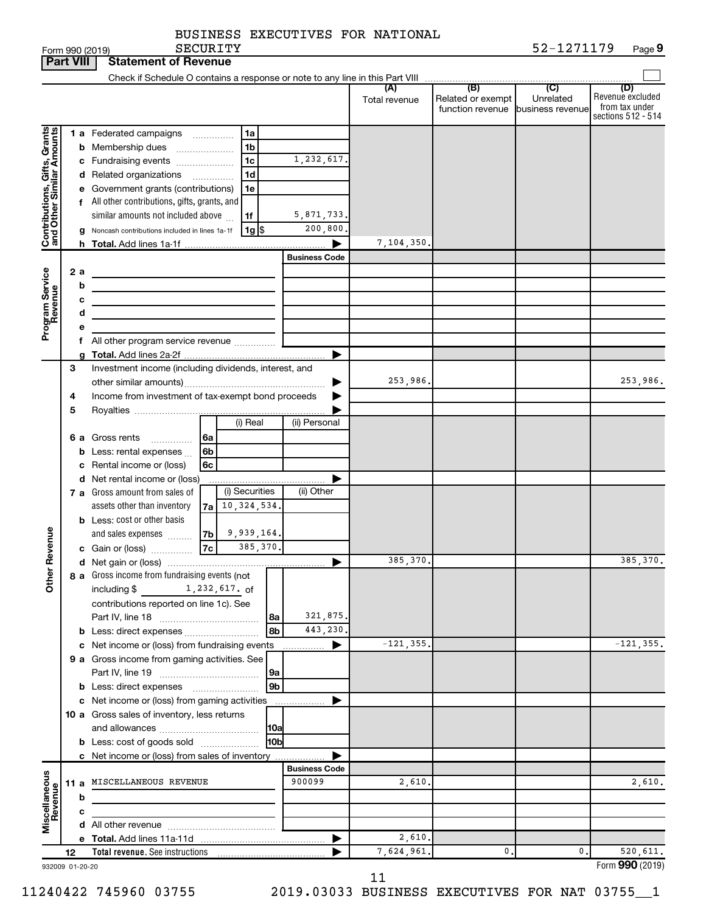BUSINESS EXECUTIVES FOR NATIONAL SECURITY

Form 990 (2019) SECURITY 52-1271179 Page 9

**Part VIII Statement of Revenue**

Check if Schedule O contains a response or note to any line in this Part VIII ☐

| | | | | (A) Total revenue | (B) Related or exempt function revenue | (C) Unrelated business revenue | (D) Revenue excluded from tax under sections 512 - 514 |
|---|---|---|---|---|---|---|---|
| **Contributions, Gifts, Grants and Other Similar Amounts** | 1 a Federated campaigns | 1a | | | | | |
| | b Membership dues | 1b | | | | | |
| | c Fundraising events | 1c | 1,232,617. | | | | |
| | d Related organizations | 1d | | | | | |
| | e Government grants (contributions) | 1e | | | | | |
| | f All other contributions, gifts, grants, and similar amounts not included above | 1f | 5,871,733. | | | | |
| | g Noncash contributions included in lines 1a-1f | 1g $ | 200,800. | | | | |
| | h **Total.** Add lines 1a-1f | | | 7,104,350. | | | |
| **Program Service Revenue** | | | **Business Code** | | | | |
| | 2 a | | | | | | |
| | b | | | | | | |
| | c | | | | | | |
| | d | | | | | | |
| | e | | | | | | |
| | f All other program service revenue | | | | | | |
| | g **Total.** Add lines 2a-2f | | | | | | |
| **Other Revenue** | 3 Investment income (including dividends, interest, and other similar amounts) | | | 253,986. | | | 253,986. |
| | 4 Income from investment of tax-exempt bond proceeds | | | | | | |
| | 5 Royalties | | | | | | |
| | | (i) Real | (ii) Personal | | | | |
| | 6 a Gross rents 6a | | | | | | |
| | b Less: rental expenses 6b | | | | | | |
| | c Rental income or (loss) 6c | | | | | | |
| | d Net rental income or (loss) | | | | | | |
| | | (i) Securities | (ii) Other | | | | |
| | 7 a Gross amount from sales of assets other than inventory 7a | 10,324,534. | | | | | |
| | b Less: cost or other basis and sales expenses 7b | 9,939,164. | | | | | |
| | c Gain or (loss) 7c | 385,370. | | | | | |
| | d Net gain or (loss) | | | 385,370. | | | 385,370. |
| | 8 a Gross income from fundraising events (not including $ 1,232,617. of contributions reported on line 1c). See Part IV, line 18 | 8a | 321,875. | | | | |
| | b Less: direct expenses | 8b | 443,230. | | | | |
| | c Net income or (loss) from fundraising events | | | -121,355. | | | -121,355. |
| | 9 a Gross income from gaming activities. See Part IV, line 19 | 9a | | | | | |
| | b Less: direct expenses | 9b | | | | | |
| | c Net income or (loss) from gaming activities | | | | | | |
| | 10 a Gross sales of inventory, less returns and allowances | 10a | | | | | |
| | b Less: cost of goods sold | 10b | | | | | |
| | c Net income or (loss) from sales of inventory | | | | | | |
| **Miscellaneous Revenue** | | | **Business Code** | | | | |
| | 11 a MISCELLANEOUS REVENUE | | 900099 | 2,610. | | | 2,610. |
| | b | | | | | | |
| | c | | | | | | |
| | d All other revenue | | | | | | |
| | e **Total.** Add lines 11a-11d | | | 2,610. | | | |
| | 12 **Total revenue.** See instructions | | | 7,624,961. | 0. | 0. | 520,611. |

932009 01-20-20 Form **990** (2019)

11240422 745960 03755 2019.03033 BUSINESS EXECUTIVES FOR NAT 03755__1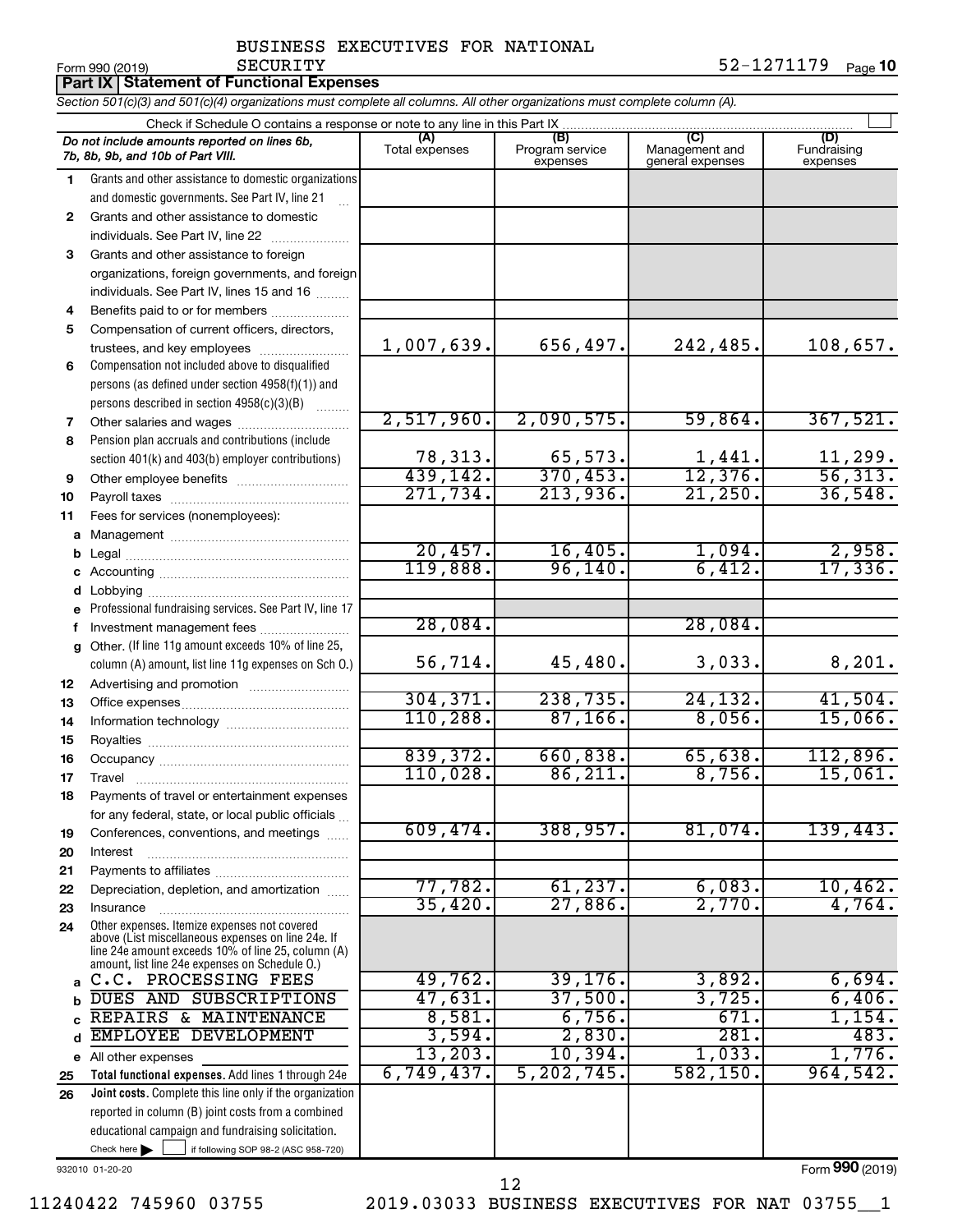BUSINESS EXECUTIVES FOR NATIONAL SECURITY

Form 990 (2019) 52-1271179 Page 10

## Part IX Statement of Functional Expenses

*Section 501(c)(3) and 501(c)(4) organizations must complete all columns. All other organizations must complete column (A).*

Check if Schedule O contains a response or note to any line in this Part IX

| | Do not include amounts reported on lines 6b, 7b, 8b, 9b, and 10b of Part VIII. | (A) Total expenses | (B) Program service expenses | (C) Management and general expenses | (D) Fundraising expenses |
|---|---|---|---|---|---|
| 1 | Grants and other assistance to domestic organizations and domestic governments. See Part IV, line 21 | | | | |
| 2 | Grants and other assistance to domestic individuals. See Part IV, line 22 | | | | |
| 3 | Grants and other assistance to foreign organizations, foreign governments, and foreign individuals. See Part IV, lines 15 and 16 | | | | |
| 4 | Benefits paid to or for members | | | | |
| 5 | Compensation of current officers, directors, trustees, and key employees | 1,007,639. | 656,497. | 242,485. | 108,657. |
| 6 | Compensation not included above to disqualified persons (as defined under section 4958(f)(1)) and persons described in section 4958(c)(3)(B) | | | | |
| 7 | Other salaries and wages | 2,517,960. | 2,090,575. | 59,864. | 367,521. |
| 8 | Pension plan accruals and contributions (include section 401(k) and 403(b) employer contributions) | 78,313. | 65,573. | 1,441. | 11,299. |
| 9 | Other employee benefits | 439,142. | 370,453. | 12,376. | 56,313. |
| 10 | Payroll taxes | 271,734. | 213,936. | 21,250. | 36,548. |
| 11 | Fees for services (nonemployees): | | | | |
| a | Management | | | | |
| b | Legal | 20,457. | 16,405. | 1,094. | 2,958. |
| c | Accounting | 119,888. | 96,140. | 6,412. | 17,336. |
| d | Lobbying | | | | |
| e | Professional fundraising services. See Part IV, line 17 | | | | |
| f | Investment management fees | 28,084. | | 28,084. | |
| g | Other. (If line 11g amount exceeds 10% of line 25, column (A) amount, list line 11g expenses on Sch O.) | 56,714. | 45,480. | 3,033. | 8,201. |
| 12 | Advertising and promotion | | | | |
| 13 | Office expenses | 304,371. | 238,735. | 24,132. | 41,504. |
| 14 | Information technology | 110,288. | 87,166. | 8,056. | 15,066. |
| 15 | Royalties | | | | |
| 16 | Occupancy | 839,372. | 660,838. | 65,638. | 112,896. |
| 17 | Travel | 110,028. | 86,211. | 8,756. | 15,061. |
| 18 | Payments of travel or entertainment expenses for any federal, state, or local public officials | | | | |
| 19 | Conferences, conventions, and meetings | 609,474. | 388,957. | 81,074. | 139,443. |
| 20 | Interest | | | | |
| 21 | Payments to affiliates | | | | |
| 22 | Depreciation, depletion, and amortization | 77,782. | 61,237. | 6,083. | 10,462. |
| 23 | Insurance | 35,420. | 27,886. | 2,770. | 4,764. |
| 24 | Other expenses. Itemize expenses not covered above (List miscellaneous expenses on line 24e. If line 24e amount exceeds 10% of line 25, column (A) amount, list line 24e expenses on Schedule O.) | | | | |
| a | C.C. PROCESSING FEES | 49,762. | 39,176. | 3,892. | 6,694. |
| b | DUES AND SUBSCRIPTIONS | 47,631. | 37,500. | 3,725. | 6,406. |
| c | REPAIRS & MAINTENANCE | 8,581. | 6,756. | 671. | 1,154. |
| d | EMPLOYEE DEVELOPMENT | 3,594. | 2,830. | 281. | 483. |
| e | All other expenses | 13,203. | 10,394. | 1,033. | 1,776. |
| 25 | **Total functional expenses.** Add lines 1 through 24e | 6,749,437. | 5,202,745. | 582,150. | 964,542. |
| 26 | **Joint costs.** Complete this line only if the organization reported in column (B) joint costs from a combined educational campaign and fundraising solicitation. Check here ☐ if following SOP 98-2 (ASC 958-720) | | | | |

932010 01-20-20 Form **990** (2019)

11240422 745960 03755 2019.03033 BUSINESS EXECUTIVES FOR NAT 03755__1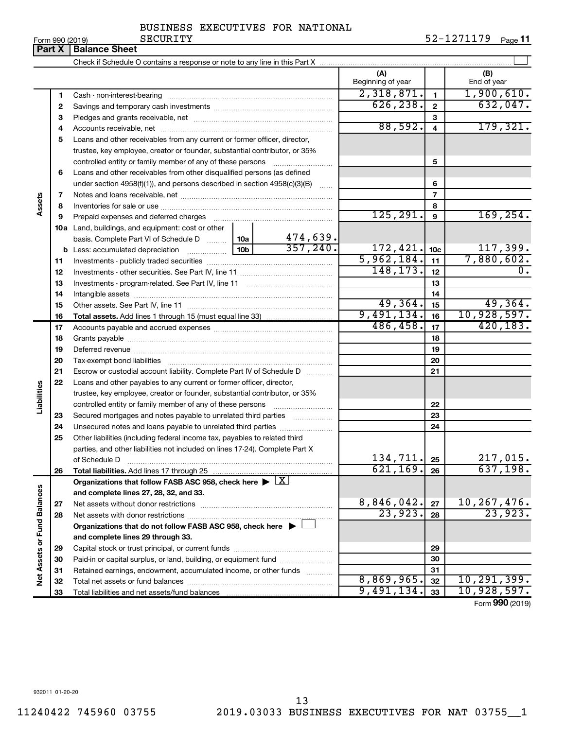BUSINESS EXECUTIVES FOR NATIONAL SECURITY

Form 990 (2019) 52-1271179 Page **11**

## Part X | Balance Sheet

Check if Schedule O contains a response or note to any line in this Part X ☐

| | | | | (A) Beginning of year | | (B) End of year |
|---|---|---|---|---|---|---|
| **Assets** | 1 | Cash - non-interest-bearing | | 2,318,871. | 1 | 1,900,610. |
| | 2 | Savings and temporary cash investments | | 626,238. | 2 | 632,047. |
| | 3 | Pledges and grants receivable, net | | | 3 | |
| | 4 | Accounts receivable, net | | 88,592. | 4 | 179,321. |
| | 5 | Loans and other receivables from any current or former officer, director, trustee, key employee, creator or founder, substantial contributor, or 35% controlled entity or family member of any of these persons | | | 5 | |
| | 6 | Loans and other receivables from other disqualified persons (as defined under section 4958(f)(1)), and persons described in section 4958(c)(3)(B) | | | 6 | |
| | 7 | Notes and loans receivable, net | | | 7 | |
| | 8 | Inventories for sale or use | | | 8 | |
| | 9 | Prepaid expenses and deferred charges | | 125,291. | 9 | 169,254. |
| | 10a | Land, buildings, and equipment: cost or other basis. Complete Part VI of Schedule D | 10a 474,639. | | | |
| | b | Less: accumulated depreciation | 10b 357,240. | 172,421. | 10c | 117,399. |
| | 11 | Investments - publicly traded securities | | 5,962,184. | 11 | 7,880,602. |
| | 12 | Investments - other securities. See Part IV, line 11 | | 148,173. | 12 | 0. |
| | 13 | Investments - program-related. See Part IV, line 11 | | | 13 | |
| | 14 | Intangible assets | | | 14 | |
| | 15 | Other assets. See Part IV, line 11 | | 49,364. | 15 | 49,364. |
| | 16 | **Total assets.** Add lines 1 through 15 (must equal line 33) | | 9,491,134. | 16 | 10,928,597. |
| **Liabilities** | 17 | Accounts payable and accrued expenses | | 486,458. | 17 | 420,183. |
| | 18 | Grants payable | | | 18 | |
| | 19 | Deferred revenue | | | 19 | |
| | 20 | Tax-exempt bond liabilities | | | 20 | |
| | 21 | Escrow or custodial account liability. Complete Part IV of Schedule D | | | 21 | |
| | 22 | Loans and other payables to any current or former officer, director, trustee, key employee, creator or founder, substantial contributor, or 35% controlled entity or family member of any of these persons | | | 22 | |
| | 23 | Secured mortgages and notes payable to unrelated third parties | | | 23 | |
| | 24 | Unsecured notes and loans payable to unrelated third parties | | | 24 | |
| | 25 | Other liabilities (including federal income tax, payables to related third parties, and other liabilities not included on lines 17-24). Complete Part X of Schedule D | | 134,711. | 25 | 217,015. |
| | 26 | **Total liabilities.** Add lines 17 through 25 | | 621,169. | 26 | 637,198. |
| **Net Assets or Fund Balances** | | **Organizations that follow FASB ASC 958, check here** ▶ ☒ **and complete lines 27, 28, 32, and 33.** | | | | |
| | 27 | Net assets without donor restrictions | | 8,846,042. | 27 | 10,267,476. |
| | 28 | Net assets with donor restrictions | | 23,923. | 28 | 23,923. |
| | | **Organizations that do not follow FASB ASC 958, check here** ▶ ☐ **and complete lines 29 through 33.** | | | | |
| | 29 | Capital stock or trust principal, or current funds | | | 29 | |
| | 30 | Paid-in or capital surplus, or land, building, or equipment fund | | | 30 | |
| | 31 | Retained earnings, endowment, accumulated income, or other funds | | | 31 | |
| | 32 | Total net assets or fund balances | | 8,869,965. | 32 | 10,291,399. |
| | 33 | Total liabilities and net assets/fund balances | | 9,491,134. | 33 | 10,928,597. |

Form **990** (2019)

932011 01-20-20

11240422 745960 03755 2019.03033 BUSINESS EXECUTIVES FOR NAT 03755__1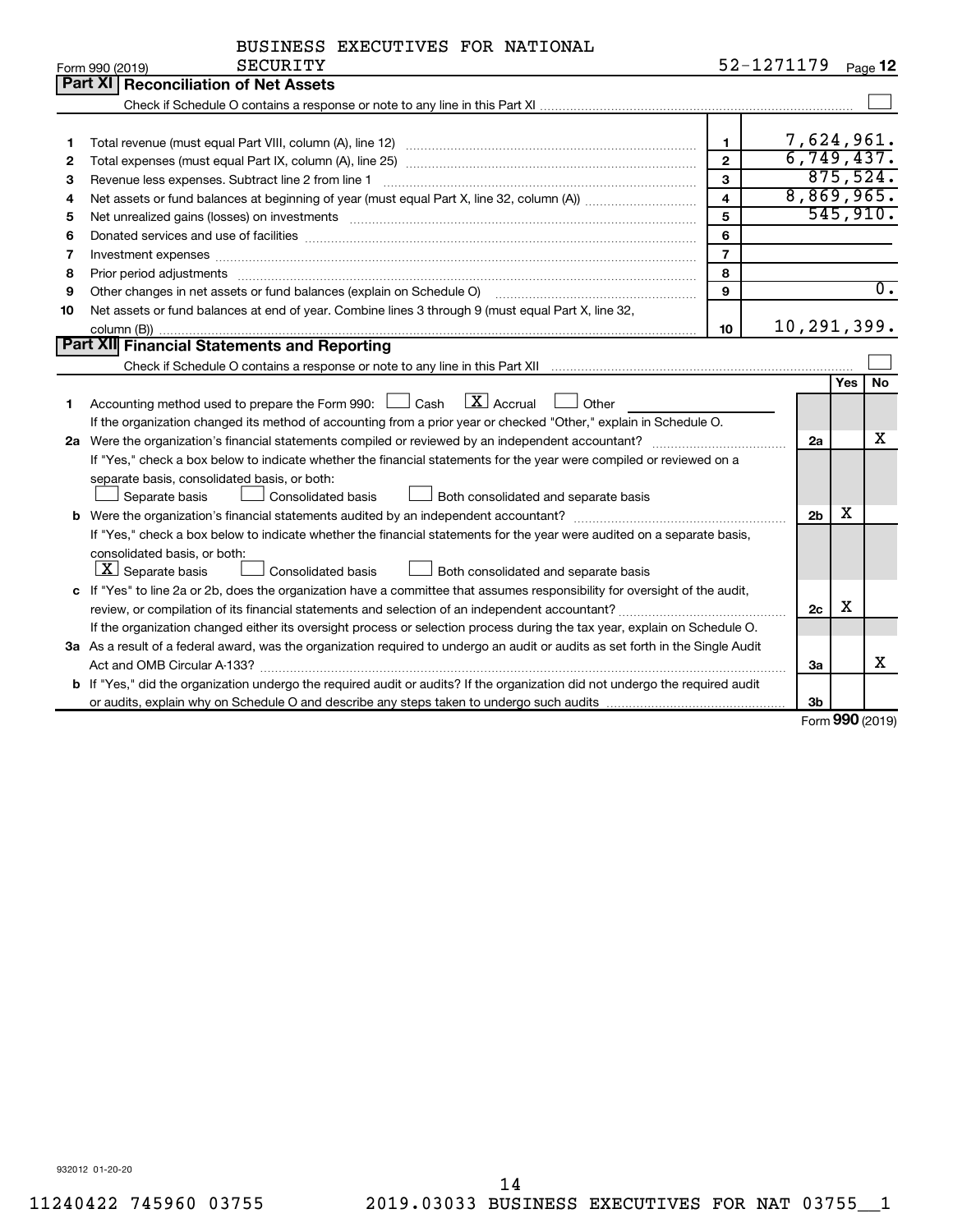BUSINESS EXECUTIVES FOR NATIONAL SECURITY

Form 990 (2019) 52-1271179 Page **12**

## Part XI Reconciliation of Net Assets

Check if Schedule O contains a response or note to any line in this Part XI ☐

| | | | |
|---|---|---|---|
| 1 | Total revenue (must equal Part VIII, column (A), line 12) | 1 | 7,624,961. |
| 2 | Total expenses (must equal Part IX, column (A), line 25) | 2 | 6,749,437. |
| 3 | Revenue less expenses. Subtract line 2 from line 1 | 3 | 875,524. |
| 4 | Net assets or fund balances at beginning of year (must equal Part X, line 32, column (A)) | 4 | 8,869,965. |
| 5 | Net unrealized gains (losses) on investments | 5 | 545,910. |
| 6 | Donated services and use of facilities | 6 | |
| 7 | Investment expenses | 7 | |
| 8 | Prior period adjustments | 8 | |
| 9 | Other changes in net assets or fund balances (explain on Schedule O) | 9 | 0. |
| 10 | Net assets or fund balances at end of year. Combine lines 3 through 9 (must equal Part X, line 32, column (B)) | 10 | 10,291,399. |

## Part XII Financial Statements and Reporting

Check if Schedule O contains a response or note to any line in this Part XII ☐

| | | | Yes | No |
|---|---|---|---|---|
| 1 | Accounting method used to prepare the Form 990: ☐ Cash ☒ Accrual ☐ Other<br>If the organization changed its method of accounting from a prior year or checked "Other," explain in Schedule O. | | | |
| 2a | Were the organization's financial statements compiled or reviewed by an independent accountant? | 2a | | X |
| | If "Yes," check a box below to indicate whether the financial statements for the year were compiled or reviewed on a separate basis, consolidated basis, or both:<br>☐ Separate basis ☐ Consolidated basis ☐ Both consolidated and separate basis | | | |
| b | Were the organization's financial statements audited by an independent accountant? | 2b | X | |
| | If "Yes," check a box below to indicate whether the financial statements for the year were audited on a separate basis, consolidated basis, or both:<br>☒ Separate basis ☐ Consolidated basis ☐ Both consolidated and separate basis | | | |
| c | If "Yes" to line 2a or 2b, does the organization have a committee that assumes responsibility for oversight of the audit, review, or compilation of its financial statements and selection of an independent accountant? | 2c | X | |
| | If the organization changed either its oversight process or selection process during the tax year, explain on Schedule O. | | | |
| 3a | As a result of a federal award, was the organization required to undergo an audit or audits as set forth in the Single Audit Act and OMB Circular A-133? | 3a | | X |
| b | If "Yes," did the organization undergo the required audit or audits? If the organization did not undergo the required audit or audits, explain why on Schedule O and describe any steps taken to undergo such audits | 3b | | |

Form **990** (2019)

932012 01-20-20

11240422 745960 03755 2019.03033 BUSINESS EXECUTIVES FOR NAT 03755__1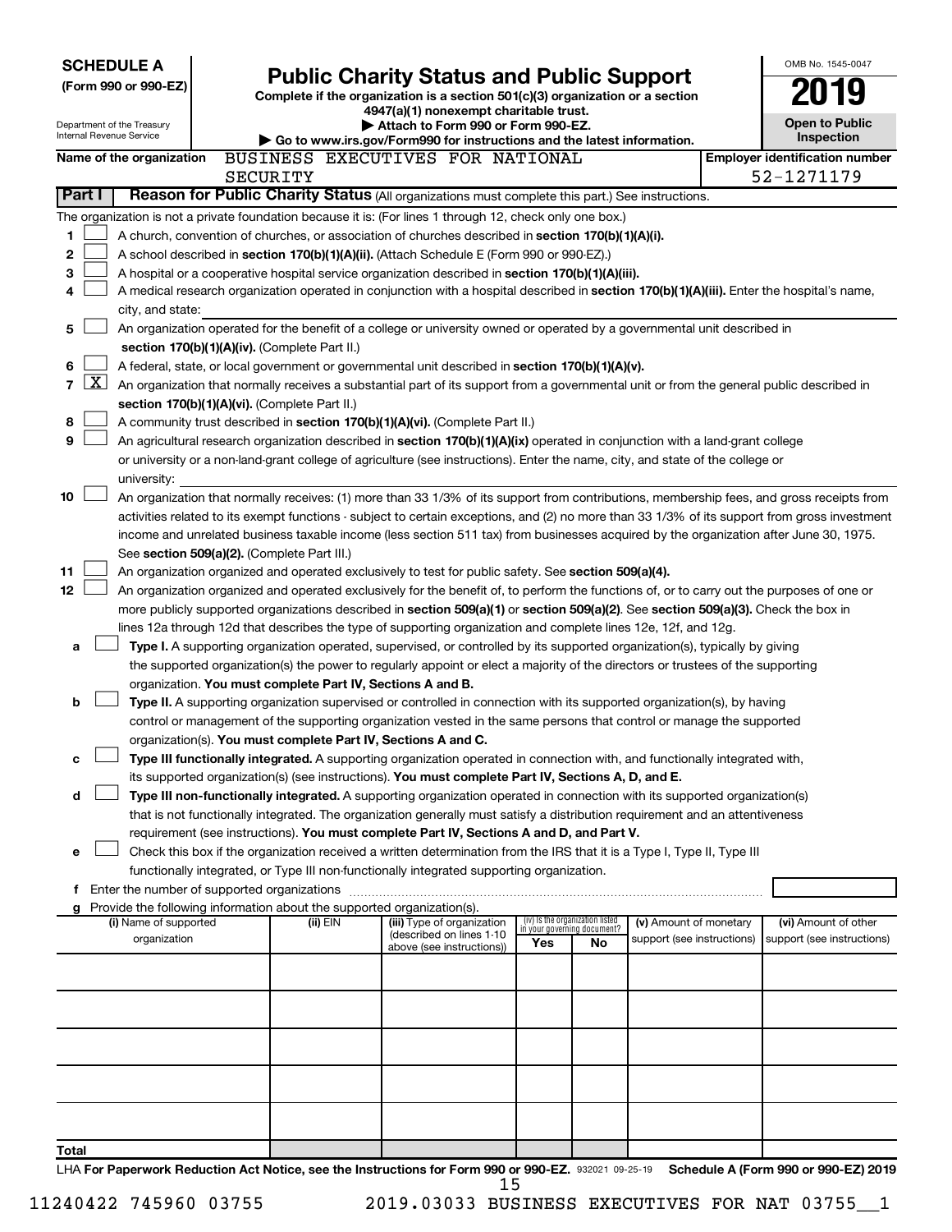**SCHEDULE A**
**(Form 990 or 990-EZ)**

Department of the Treasury
Internal Revenue Service

# Public Charity Status and Public Support

**Complete if the organization is a section 501(c)(3) organization or a section 4947(a)(1) nonexempt charitable trust.**
**▶ Attach to Form 990 or Form 990-EZ.**
**▶ Go to www.irs.gov/Form990 for instructions and the latest information.**

OMB No. 1545-0047

**2019**

**Open to Public Inspection**

**Name of the organization** BUSINESS EXECUTIVES FOR NATIONAL SECURITY

**Employer identification number** 52-1271179

**Part I** **Reason for Public Charity Status** (All organizations must complete this part.) See instructions.

The organization is not a private foundation because it is: (For lines 1 through 12, check only one box.)

1 ☐ A church, convention of churches, or association of churches described in **section 170(b)(1)(A)(i).**

2 ☐ A school described in **section 170(b)(1)(A)(ii).** (Attach Schedule E (Form 990 or 990-EZ).)

3 ☐ A hospital or a cooperative hospital service organization described in **section 170(b)(1)(A)(iii).**

4 ☐ A medical research organization operated in conjunction with a hospital described in **section 170(b)(1)(A)(iii).** Enter the hospital's name, city, and state:

5 ☐ An organization operated for the benefit of a college or university owned or operated by a governmental unit described in **section 170(b)(1)(A)(iv).** (Complete Part II.)

6 ☐ A federal, state, or local government or governmental unit described in **section 170(b)(1)(A)(v).**

7 ☒ An organization that normally receives a substantial part of its support from a governmental unit or from the general public described in **section 170(b)(1)(A)(vi).** (Complete Part II.)

8 ☐ A community trust described in **section 170(b)(1)(A)(vi).** (Complete Part II.)

9 ☐ An agricultural research organization described in **section 170(b)(1)(A)(ix)** operated in conjunction with a land-grant college or university or a non-land-grant college of agriculture (see instructions). Enter the name, city, and state of the college or university:

10 ☐ An organization that normally receives: (1) more than 33 1/3% of its support from contributions, membership fees, and gross receipts from activities related to its exempt functions - subject to certain exceptions, and (2) no more than 33 1/3% of its support from gross investment income and unrelated business taxable income (less section 511 tax) from businesses acquired by the organization after June 30, 1975. See **section 509(a)(2).** (Complete Part III.)

11 ☐ An organization organized and operated exclusively to test for public safety. See **section 509(a)(4).**

12 ☐ An organization organized and operated exclusively for the benefit of, to perform the functions of, or to carry out the purposes of one or more publicly supported organizations described in **section 509(a)(1)** or **section 509(a)(2)**. See **section 509(a)(3).** Check the box in lines 12a through 12d that describes the type of supporting organization and complete lines 12e, 12f, and 12g.

a ☐ **Type I.** A supporting organization operated, supervised, or controlled by its supported organization(s), typically by giving the supported organization(s) the power to regularly appoint or elect a majority of the directors or trustees of the supporting organization. **You must complete Part IV, Sections A and B.**

b ☐ **Type II.** A supporting organization supervised or controlled in connection with its supported organization(s), by having control or management of the supporting organization vested in the same persons that control or manage the supported organization(s). **You must complete Part IV, Sections A and C.**

c ☐ **Type III functionally integrated.** A supporting organization operated in connection with, and functionally integrated with, its supported organization(s) (see instructions). **You must complete Part IV, Sections A, D, and E.**

d ☐ **Type III non-functionally integrated.** A supporting organization operated in connection with its supported organization(s) that is not functionally integrated. The organization generally must satisfy a distribution requirement and an attentiveness requirement (see instructions). **You must complete Part IV, Sections A and D, and Part V.**

e ☐ Check this box if the organization received a written determination from the IRS that it is a Type I, Type II, Type III functionally integrated, or Type III non-functionally integrated supporting organization.

f Enter the number of supported organizations

g Provide the following information about the supported organization(s).

| (i) Name of supported organization | (ii) EIN | (iii) Type of organization (described on lines 1-10 above (see instructions)) | (iv) Is the organization listed in your governing document? Yes | No | (v) Amount of monetary support (see instructions) | (vi) Amount of other support (see instructions) |
|---|---|---|---|---|---|---|
| | | | | | | |
| | | | | | | |
| | | | | | | |
| | | | | | | |
| | | | | | | |
| **Total** | | | | | | |

LHA **For Paperwork Reduction Act Notice, see the Instructions for Form 990 or 990-EZ.** 932021 09-25-19 **Schedule A (Form 990 or 990-EZ) 2019**

11240422 745960 03755 2019.03033 BUSINESS EXECUTIVES FOR NAT 03755__1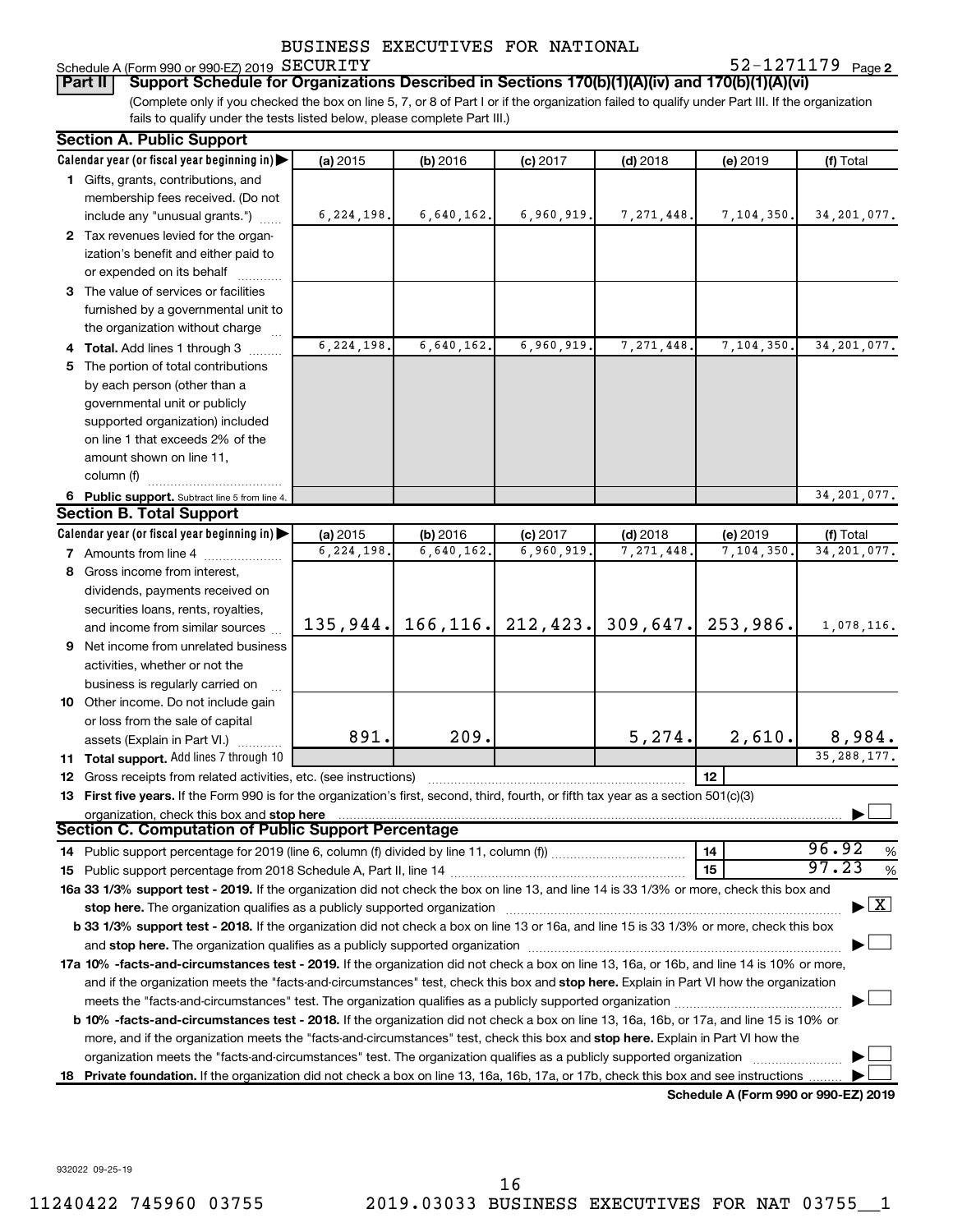BUSINESS EXECUTIVES FOR NATIONAL

Schedule A (Form 990 or 990-EZ) 2019 SECURITY 52-1271179 Page 2

**Part II** **Support Schedule for Organizations Described in Sections 170(b)(1)(A)(iv) and 170(b)(1)(A)(vi)**

(Complete only if you checked the box on line 5, 7, or 8 of Part I or if the organization failed to qualify under Part III. If the organization fails to qualify under the tests listed below, please complete Part III.)

**Section A. Public Support**

| Calendar year (or fiscal year beginning in) | (a) 2015 | (b) 2016 | (c) 2017 | (d) 2018 | (e) 2019 | (f) Total |
|---|---|---|---|---|---|---|
| 1 Gifts, grants, contributions, and membership fees received. (Do not include any "unusual grants.") | 6,224,198. | 6,640,162. | 6,960,919. | 7,271,448. | 7,104,350. | 34,201,077. |
| 2 Tax revenues levied for the organization's benefit and either paid to or expended on its behalf | | | | | | |
| 3 The value of services or facilities furnished by a governmental unit to the organization without charge | | | | | | |
| 4 **Total.** Add lines 1 through 3 | 6,224,198. | 6,640,162. | 6,960,919. | 7,271,448. | 7,104,350. | 34,201,077. |
| 5 The portion of total contributions by each person (other than a governmental unit or publicly supported organization) included on line 1 that exceeds 2% of the amount shown on line 11, column (f) | | | | | | |
| 6 **Public support.** Subtract line 5 from line 4. | | | | | | 34,201,077. |

**Section B. Total Support**

| Calendar year (or fiscal year beginning in) | (a) 2015 | (b) 2016 | (c) 2017 | (d) 2018 | (e) 2019 | (f) Total |
|---|---|---|---|---|---|---|
| 7 Amounts from line 4 | 6,224,198. | 6,640,162. | 6,960,919. | 7,271,448. | 7,104,350. | 34,201,077. |
| 8 Gross income from interest, dividends, payments received on securities loans, rents, royalties, and income from similar sources | 135,944. | 166,116. | 212,423. | 309,647. | 253,986. | 1,078,116. |
| 9 Net income from unrelated business activities, whether or not the business is regularly carried on | | | | | | |
| 10 Other income. Do not include gain or loss from the sale of capital assets (Explain in Part VI.) | 891. | 209. | | 5,274. | 2,610. | 8,984. |
| 11 **Total support.** Add lines 7 through 10 | | | | | | 35,288,177. |

12 Gross receipts from related activities, etc. (see instructions) | 12 |

13 **First five years.** If the Form 990 is for the organization's first, second, third, fourth, or fifth tax year as a section 501(c)(3) organization, check this box and **stop here** ☐

**Section C. Computation of Public Support Percentage**

14 Public support percentage for 2019 (line 6, column (f) divided by line 11, column (f)) | 14 | 96.92 %

15 Public support percentage from 2018 Schedule A, Part II, line 14 | 15 | 97.23 %

**16a 33 1/3% support test - 2019.** If the organization did not check the box on line 13, and line 14 is 33 1/3% or more, check this box and **stop here.** The organization qualifies as a publicly supported organization ☒

**b 33 1/3% support test - 2018.** If the organization did not check a box on line 13 or 16a, and line 15 is 33 1/3% or more, check this box and **stop here.** The organization qualifies as a publicly supported organization ☐

**17a 10% -facts-and-circumstances test - 2019.** If the organization did not check a box on line 13, 16a, or 16b, and line 14 is 10% or more, and if the organization meets the "facts-and-circumstances" test, check this box and **stop here.** Explain in Part VI how the organization meets the "facts-and-circumstances" test. The organization qualifies as a publicly supported organization ☐

**b 10% -facts-and-circumstances test - 2018.** If the organization did not check a box on line 13, 16a, 16b, or 17a, and line 15 is 10% or more, and if the organization meets the "facts-and-circumstances" test, check this box and **stop here.** Explain in Part VI how the organization meets the "facts-and-circumstances" test. The organization qualifies as a publicly supported organization ☐

**18 Private foundation.** If the organization did not check a box on line 13, 16a, 16b, 17a, or 17b, check this box and see instructions ☐

**Schedule A (Form 990 or 990-EZ) 2019**

932022 09-25-19

11240422 745960 03755 2019.03033 BUSINESS EXECUTIVES FOR NAT 03755__1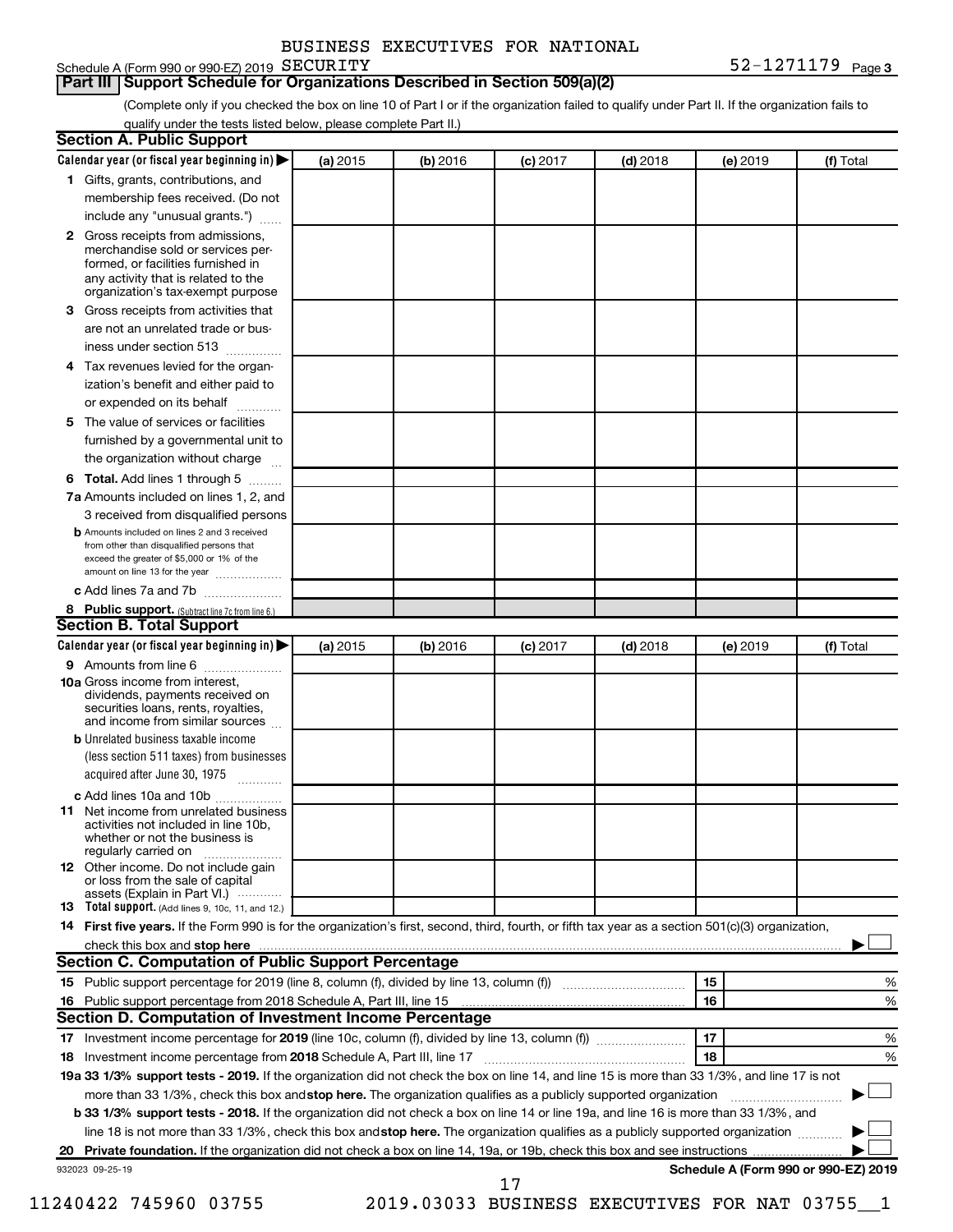BUSINESS EXECUTIVES FOR NATIONAL SECURITY 52-1271179

## Part III Support Schedule for Organizations Described in Section 509(a)(2)

(Complete only if you checked the box on line 10 of Part I or if the organization failed to qualify under Part II. If the organization fails to qualify under the tests listed below, please complete Part II.)

### Section A. Public Support

| Calendar year (or fiscal year beginning in) ▶ | (a) 2015 | (b) 2016 | (c) 2017 | (d) 2018 | (e) 2019 | (f) Total |
|---|---|---|---|---|---|---|
| **1** Gifts, grants, contributions, and membership fees received. (Do not include any "unusual grants.") | | | | | | |
| **2** Gross receipts from admissions, merchandise sold or services performed, or facilities furnished in any activity that is related to the organization's tax-exempt purpose | | | | | | |
| **3** Gross receipts from activities that are not an unrelated trade or business under section 513 | | | | | | |
| **4** Tax revenues levied for the organization's benefit and either paid to or expended on its behalf | | | | | | |
| **5** The value of services or facilities furnished by a governmental unit to the organization without charge | | | | | | |
| **6 Total.** Add lines 1 through 5 | | | | | | |
| **7a** Amounts included on lines 1, 2, and 3 received from disqualified persons | | | | | | |
| **b** Amounts included on lines 2 and 3 received from other than disqualified persons that exceed the greater of $5,000 or 1% of the amount on line 13 for the year | | | | | | |
| **c** Add lines 7a and 7b | | | | | | |
| **8 Public support.** (Subtract line 7c from line 6.) | | | | | | |

### Section B. Total Support

| Calendar year (or fiscal year beginning in) ▶ | (a) 2015 | (b) 2016 | (c) 2017 | (d) 2018 | (e) 2019 | (f) Total |
|---|---|---|---|---|---|---|
| **9** Amounts from line 6 | | | | | | |
| **10a** Gross income from interest, dividends, payments received on securities loans, rents, royalties, and income from similar sources | | | | | | |
| **b** Unrelated business taxable income (less section 511 taxes) from businesses acquired after June 30, 1975 | | | | | | |
| **c** Add lines 10a and 10b | | | | | | |
| **11** Net income from unrelated business activities not included in line 10b, whether or not the business is regularly carried on | | | | | | |
| **12** Other income. Do not include gain or loss from the sale of capital assets (Explain in Part VI.) | | | | | | |
| **13 Total support.** (Add lines 9, 10c, 11, and 12.) | | | | | | |

**14 First five years.** If the Form 990 is for the organization's first, second, third, fourth, or fifth tax year as a section 501(c)(3) organization, check this box and **stop here** ▶ ☐

### Section C. Computation of Public Support Percentage

| | | | |
|---|---|---|---|
| **15** | Public support percentage for 2019 (line 8, column (f), divided by line 13, column (f)) | 15 | % |
| **16** | Public support percentage from 2018 Schedule A, Part III, line 15 | 16 | % |

### Section D. Computation of Investment Income Percentage

| | | | |
|---|---|---|---|
| **17** | Investment income percentage for **2019** (line 10c, column (f), divided by line 13, column (f)) | 17 | % |
| **18** | Investment income percentage from **2018** Schedule A, Part III, line 17 | 18 | % |

**19a 33 1/3% support tests - 2019.** If the organization did not check the box on line 14, and line 15 is more than 33 1/3%, and line 17 is not more than 33 1/3%, check this box and **stop here.** The organization qualifies as a publicly supported organization ▶ ☐

**b 33 1/3% support tests - 2018.** If the organization did not check a box on line 14 or line 19a, and line 16 is more than 33 1/3%, and line 18 is not more than 33 1/3%, check this box and **stop here.** The organization qualifies as a publicly supported organization ▶ ☐

**20 Private foundation.** If the organization did not check a box on line 14, 19a, or 19b, check this box and see instructions ▶ ☐

932023 09-25-19 **Schedule A (Form 990 or 990-EZ) 2019**

11240422 745960 03755 2019.03033 BUSINESS EXECUTIVES FOR NAT 03755__1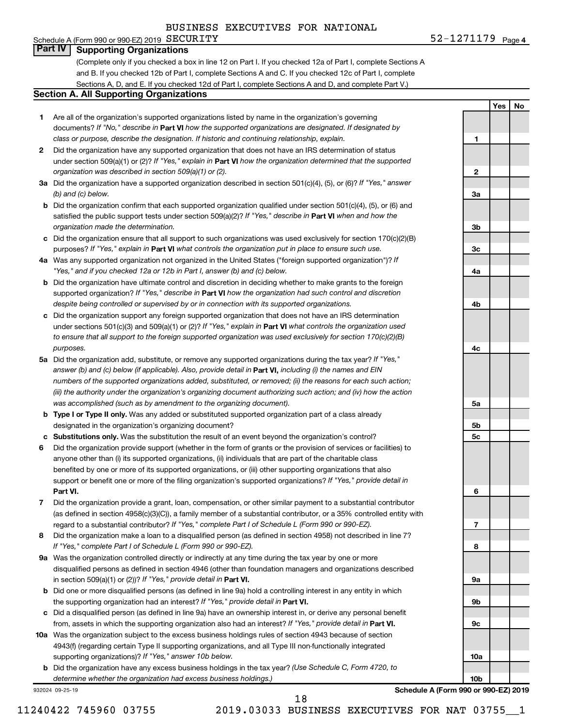BUSINESS EXECUTIVES FOR NATIONAL

Schedule A (Form 990 or 990-EZ) 2019 SECURITY 52-1271179 Page 4

## Part IV Supporting Organizations

(Complete only if you checked a box in line 12 on Part I. If you checked 12a of Part I, complete Sections A and B. If you checked 12b of Part I, complete Sections A and C. If you checked 12c of Part I, complete Sections A, D, and E. If you checked 12d of Part I, complete Sections A and D, and complete Part V.)

### Section A. All Supporting Organizations

| | | | Yes | No |
|---|---|---|---|---|
| **1** | Are all of the organization's supported organizations listed by name in the organization's governing documents? *If "No," describe in* **Part VI** *how the supported organizations are designated. If designated by class or purpose, describe the designation. If historic and continuing relationship, explain.* | 1 | | |
| **2** | Did the organization have any supported organization that does not have an IRS determination of status under section 509(a)(1) or (2)? *If "Yes," explain in* **Part VI** *how the organization determined that the supported organization was described in section 509(a)(1) or (2).* | 2 | | |
| **3a** | Did the organization have a supported organization described in section 501(c)(4), (5), or (6)? *If "Yes," answer (b) and (c) below.* | 3a | | |
| **b** | Did the organization confirm that each supported organization qualified under section 501(c)(4), (5), or (6) and satisfied the public support tests under section 509(a)(2)? *If "Yes," describe in* **Part VI** *when and how the organization made the determination.* | 3b | | |
| **c** | Did the organization ensure that all support to such organizations was used exclusively for section 170(c)(2)(B) purposes? *If "Yes," explain in* **Part VI** *what controls the organization put in place to ensure such use.* | 3c | | |
| **4a** | Was any supported organization not organized in the United States ("foreign supported organization")? *If "Yes," and if you checked 12a or 12b in Part I, answer (b) and (c) below.* | 4a | | |
| **b** | Did the organization have ultimate control and discretion in deciding whether to make grants to the foreign supported organization? *If "Yes," describe in* **Part VI** *how the organization had such control and discretion despite being controlled or supervised by or in connection with its supported organizations.* | 4b | | |
| **c** | Did the organization support any foreign supported organization that does not have an IRS determination under sections 501(c)(3) and 509(a)(1) or (2)? *If "Yes," explain in* **Part VI** *what controls the organization used to ensure that all support to the foreign supported organization was used exclusively for section 170(c)(2)(B) purposes.* | 4c | | |
| **5a** | Did the organization add, substitute, or remove any supported organizations during the tax year? *If "Yes," answer (b) and (c) below (if applicable). Also, provide detail in* **Part VI,** *including (i) the names and EIN numbers of the supported organizations added, substituted, or removed; (ii) the reasons for each such action; (iii) the authority under the organization's organizing document authorizing such action; and (iv) how the action was accomplished (such as by amendment to the organizing document).* | 5a | | |
| **b** | **Type I or Type II only.** Was any added or substituted supported organization part of a class already designated in the organization's organizing document? | 5b | | |
| **c** | **Substitutions only.** Was the substitution the result of an event beyond the organization's control? | 5c | | |
| **6** | Did the organization provide support (whether in the form of grants or the provision of services or facilities) to anyone other than (i) its supported organizations, (ii) individuals that are part of the charitable class benefited by one or more of its supported organizations, or (iii) other supporting organizations that also support or benefit one or more of the filing organization's supported organizations? *If "Yes," provide detail in* **Part VI.** | 6 | | |
| **7** | Did the organization provide a grant, loan, compensation, or other similar payment to a substantial contributor (as defined in section 4958(c)(3)(C)), a family member of a substantial contributor, or a 35% controlled entity with regard to a substantial contributor? *If "Yes," complete Part I of Schedule L (Form 990 or 990-EZ).* | 7 | | |
| **8** | Did the organization make a loan to a disqualified person (as defined in section 4958) not described in line 7? *If "Yes," complete Part I of Schedule L (Form 990 or 990-EZ).* | 8 | | |
| **9a** | Was the organization controlled directly or indirectly at any time during the tax year by one or more disqualified persons as defined in section 4946 (other than foundation managers and organizations described in section 509(a)(1) or (2))? *If "Yes," provide detail in* **Part VI.** | 9a | | |
| **b** | Did one or more disqualified persons (as defined in line 9a) hold a controlling interest in any entity in which the supporting organization had an interest? *If "Yes," provide detail in* **Part VI.** | 9b | | |
| **c** | Did a disqualified person (as defined in line 9a) have an ownership interest in, or derive any personal benefit from, assets in which the supporting organization also had an interest? *If "Yes," provide detail in* **Part VI.** | 9c | | |
| **10a** | Was the organization subject to the excess business holdings rules of section 4943 because of section 4943(f) (regarding certain Type II supporting organizations, and all Type III non-functionally integrated supporting organizations)? *If "Yes," answer 10b below.* | 10a | | |
| **b** | Did the organization have any excess business holdings in the tax year? *(Use Schedule C, Form 4720, to determine whether the organization had excess business holdings.)* | 10b | | |

932024 09-25-19 **Schedule A (Form 990 or 990-EZ) 2019**

11240422 745960 03755 2019.03033 BUSINESS EXECUTIVES FOR NAT 03755__1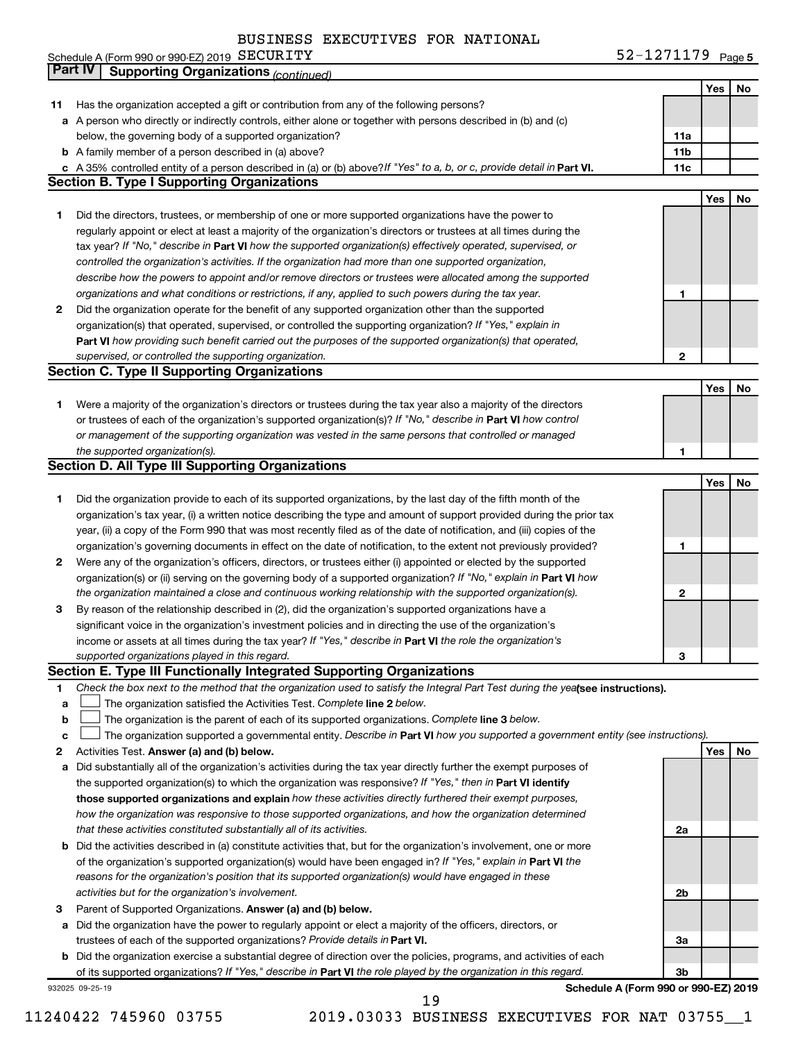BUSINESS EXECUTIVES FOR NATIONAL

Schedule A (Form 990 or 990-EZ) 2019 SECURITY 52-1271179 Page 5

**Part IV | Supporting Organizations** *(continued)*

| | | | Yes | No |
|---|---|---|---|---|
| **11** | Has the organization accepted a gift or contribution from any of the following persons? | | | |
| **a** | A person who directly or indirectly controls, either alone or together with persons described in (b) and (c) below, the governing body of a supported organization? | 11a | | |
| **b** | A family member of a person described in (a) above? | 11b | | |
| **c** | A 35% controlled entity of a person described in (a) or (b) above? *If "Yes" to a, b, or c, provide detail in* **Part VI.** | 11c | | |

**Section B. Type I Supporting Organizations**

| | | | Yes | No |
|---|---|---|---|---|
| **1** | Did the directors, trustees, or membership of one or more supported organizations have the power to regularly appoint or elect at least a majority of the organization's directors or trustees at all times during the tax year? *If "No," describe in* **Part VI** *how the supported organization(s) effectively operated, supervised, or controlled the organization's activities. If the organization had more than one supported organization, describe how the powers to appoint and/or remove directors or trustees were allocated among the supported organizations and what conditions or restrictions, if any, applied to such powers during the tax year.* | 1 | | |
| **2** | Did the organization operate for the benefit of any supported organization other than the supported organization(s) that operated, supervised, or controlled the supporting organization? *If "Yes," explain in* **Part VI** *how providing such benefit carried out the purposes of the supported organization(s) that operated, supervised, or controlled the supporting organization.* | 2 | | |

**Section C. Type II Supporting Organizations**

| | | | Yes | No |
|---|---|---|---|---|
| **1** | Were a majority of the organization's directors or trustees during the tax year also a majority of the directors or trustees of each of the organization's supported organization(s)? *If "No," describe in* **Part VI** *how control or management of the supporting organization was vested in the same persons that controlled or managed the supported organization(s).* | 1 | | |

**Section D. All Type III Supporting Organizations**

| | | | Yes | No |
|---|---|---|---|---|
| **1** | Did the organization provide to each of its supported organizations, by the last day of the fifth month of the organization's tax year, (i) a written notice describing the type and amount of support provided during the prior tax year, (ii) a copy of the Form 990 that was most recently filed as of the date of notification, and (iii) copies of the organization's governing documents in effect on the date of notification, to the extent not previously provided? | 1 | | |
| **2** | Were any of the organization's officers, directors, or trustees either (i) appointed or elected by the supported organization(s) or (ii) serving on the governing body of a supported organization? *If "No," explain in* **Part VI** *how the organization maintained a close and continuous working relationship with the supported organization(s).* | 2 | | |
| **3** | By reason of the relationship described in (2), did the organization's supported organizations have a significant voice in the organization's investment policies and in directing the use of the organization's income or assets at all times during the tax year? *If "Yes," describe in* **Part VI** *the role the organization's supported organizations played in this regard.* | 3 | | |

**Section E. Type III Functionally Integrated Supporting Organizations**

**1** *Check the box next to the method that the organization used to satisfy the Integral Part Test during the year* **(see instructions).**

- **a** ☐ The organization satisfied the Activities Test. *Complete* **line 2** *below.*
- **b** ☐ The organization is the parent of each of its supported organizations. *Complete* **line 3** *below.*
- **c** ☐ The organization supported a governmental entity. *Describe in* **Part VI** *how you supported a government entity (see instructions).*

| | | | Yes | No |
|---|---|---|---|---|
| **2** | Activities Test. **Answer (a) and (b) below.** | | | |
| **a** | Did substantially all of the organization's activities during the tax year directly further the exempt purposes of the supported organization(s) to which the organization was responsive? *If "Yes," then in* **Part VI identify those supported organizations and explain** *how these activities directly furthered their exempt purposes, how the organization was responsive to those supported organizations, and how the organization determined that these activities constituted substantially all of its activities.* | 2a | | |
| **b** | Did the activities described in (a) constitute activities that, but for the organization's involvement, one or more of the organization's supported organization(s) would have been engaged in? *If "Yes," explain in* **Part VI** *the reasons for the organization's position that its supported organization(s) would have engaged in these activities but for the organization's involvement.* | 2b | | |
| **3** | Parent of Supported Organizations. **Answer (a) and (b) below.** | | | |
| **a** | Did the organization have the power to regularly appoint or elect a majority of the officers, directors, or trustees of each of the supported organizations? *Provide details in* **Part VI.** | 3a | | |
| **b** | Did the organization exercise a substantial degree of direction over the policies, programs, and activities of each of its supported organizations? *If "Yes," describe in* **Part VI** *the role played by the organization in this regard.* | 3b | | |

932025 09-25-19 **Schedule A (Form 990 or 990-EZ) 2019**

11240422 745960 03755 2019.03033 BUSINESS EXECUTIVES FOR NAT 03755__1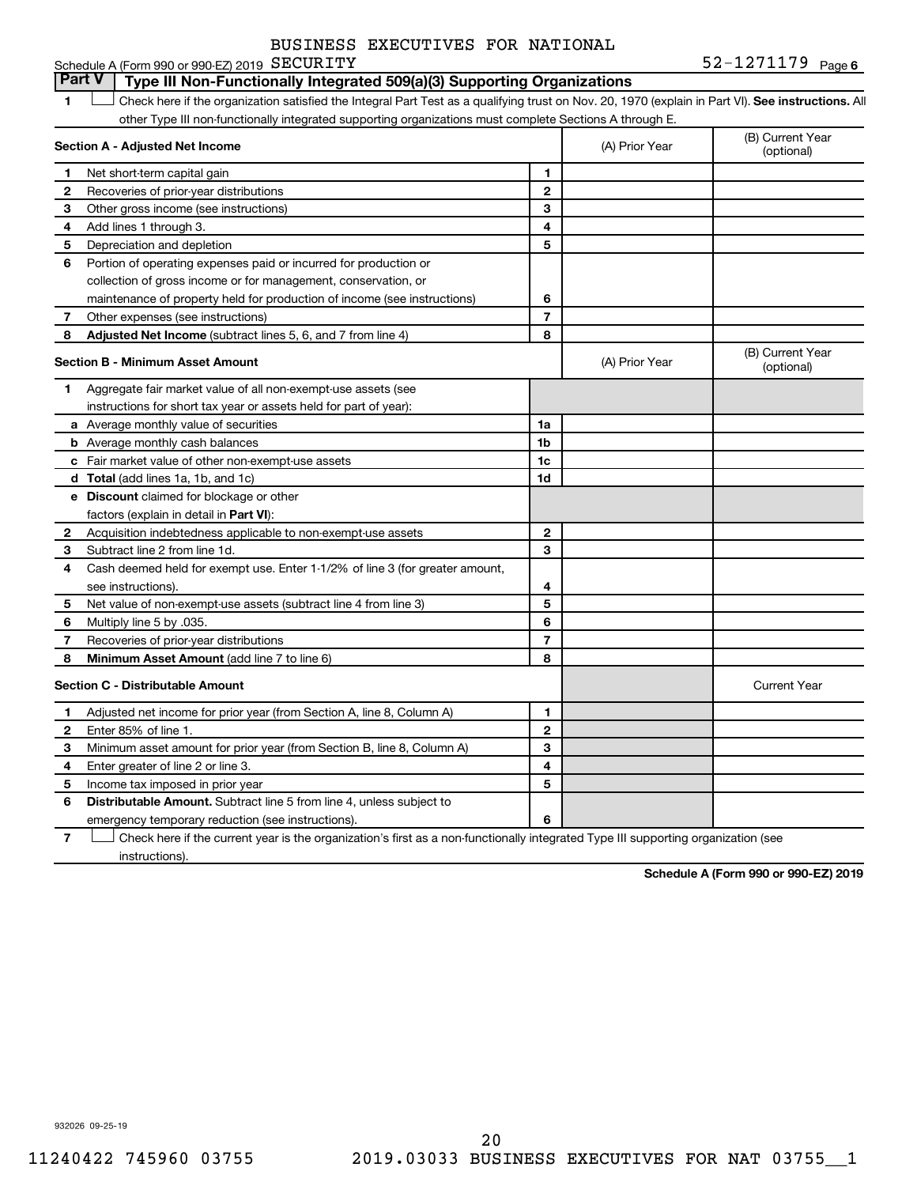BUSINESS EXECUTIVES FOR NATIONAL

Schedule A (Form 990 or 990-EZ) 2019 SECURITY 52-1271179 Page 6

## Part V | Type III Non-Functionally Integrated 509(a)(3) Supporting Organizations

1 ☐ Check here if the organization satisfied the Integral Part Test as a qualifying trust on Nov. 20, 1970 (explain in Part VI). **See instructions.** All other Type III non-functionally integrated supporting organizations must complete Sections A through E.

| **Section A - Adjusted Net Income** | | (A) Prior Year | (B) Current Year (optional) |
|---|---|---|---|
| **1** Net short-term capital gain | 1 | | |
| **2** Recoveries of prior-year distributions | 2 | | |
| **3** Other gross income (see instructions) | 3 | | |
| **4** Add lines 1 through 3. | 4 | | |
| **5** Depreciation and depletion | 5 | | |
| **6** Portion of operating expenses paid or incurred for production or collection of gross income or for management, conservation, or maintenance of property held for production of income (see instructions) | 6 | | |
| **7** Other expenses (see instructions) | 7 | | |
| **8** **Adjusted Net Income** (subtract lines 5, 6, and 7 from line 4) | 8 | | |

| **Section B - Minimum Asset Amount** | | (A) Prior Year | (B) Current Year (optional) |
|---|---|---|---|
| **1** Aggregate fair market value of all non-exempt-use assets (see instructions for short tax year or assets held for part of year): | | | |
| **a** Average monthly value of securities | 1a | | |
| **b** Average monthly cash balances | 1b | | |
| **c** Fair market value of other non-exempt-use assets | 1c | | |
| **d** **Total** (add lines 1a, 1b, and 1c) | 1d | | |
| **e** **Discount** claimed for blockage or other factors (explain in detail in **Part VI**): | | | |
| **2** Acquisition indebtedness applicable to non-exempt-use assets | 2 | | |
| **3** Subtract line 2 from line 1d. | 3 | | |
| **4** Cash deemed held for exempt use. Enter 1-1/2% of line 3 (for greater amount, see instructions). | 4 | | |
| **5** Net value of non-exempt-use assets (subtract line 4 from line 3) | 5 | | |
| **6** Multiply line 5 by .035. | 6 | | |
| **7** Recoveries of prior-year distributions | 7 | | |
| **8** **Minimum Asset Amount** (add line 7 to line 6) | 8 | | |

| **Section C - Distributable Amount** | | | Current Year |
|---|---|---|---|
| **1** Adjusted net income for prior year (from Section A, line 8, Column A) | 1 | | |
| **2** Enter 85% of line 1. | 2 | | |
| **3** Minimum asset amount for prior year (from Section B, line 8, Column A) | 3 | | |
| **4** Enter greater of line 2 or line 3. | 4 | | |
| **5** Income tax imposed in prior year | 5 | | |
| **6** **Distributable Amount.** Subtract line 5 from line 4, unless subject to emergency temporary reduction (see instructions). | 6 | | |

7 ☐ Check here if the current year is the organization's first as a non-functionally integrated Type III supporting organization (see instructions).

**Schedule A (Form 990 or 990-EZ) 2019**

932026 09-25-19

11240422 745960 03755 2019.03033 BUSINESS EXECUTIVES FOR NAT 03755__1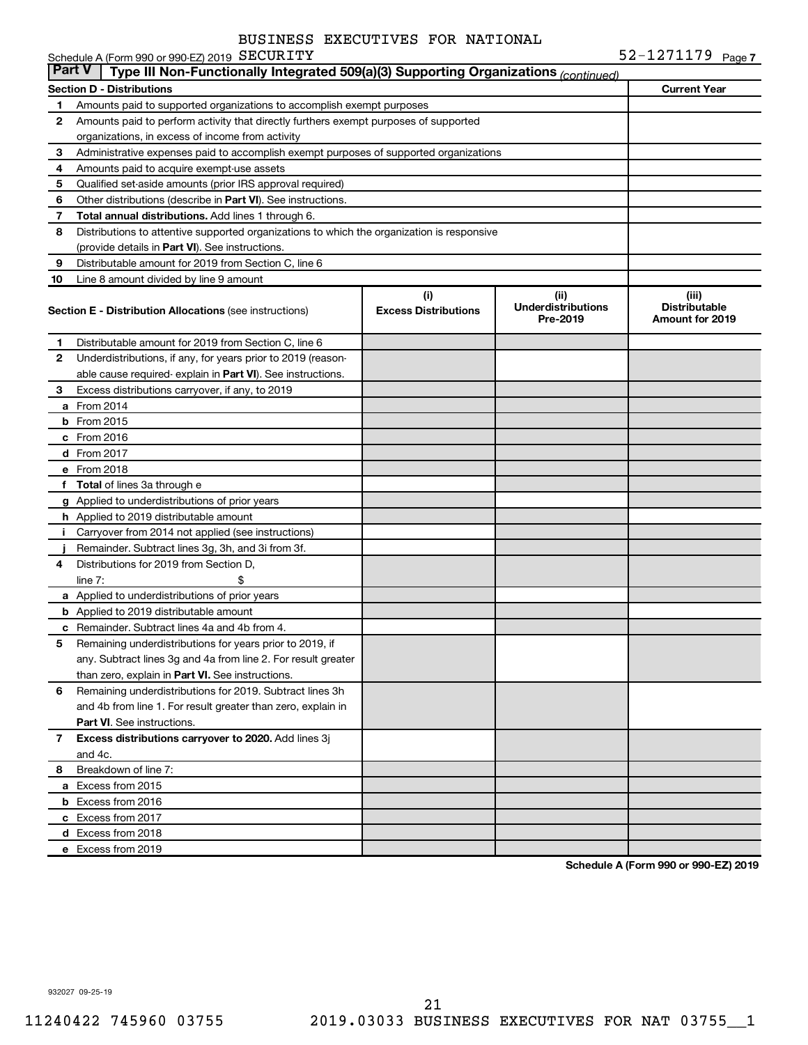BUSINESS EXECUTIVES FOR NATIONAL

Schedule A (Form 990 or 990-EZ) 2019 SECURITY 52-1271179 Page 7

**Part V | Type III Non-Functionally Integrated 509(a)(3) Supporting Organizations** *(continued)*

| **Section D - Distributions** | **Current Year** |
|---|---|
| **1** Amounts paid to supported organizations to accomplish exempt purposes | |
| **2** Amounts paid to perform activity that directly furthers exempt purposes of supported organizations, in excess of income from activity | |
| **3** Administrative expenses paid to accomplish exempt purposes of supported organizations | |
| **4** Amounts paid to acquire exempt-use assets | |
| **5** Qualified set-aside amounts (prior IRS approval required) | |
| **6** Other distributions (describe in **Part VI**). See instructions. | |
| **7** **Total annual distributions.** Add lines 1 through 6. | |
| **8** Distributions to attentive supported organizations to which the organization is responsive (provide details in **Part VI**). See instructions. | |
| **9** Distributable amount for 2019 from Section C, line 6 | |
| **10** Line 8 amount divided by line 9 amount | |

| **Section E - Distribution Allocations** (see instructions) | **(i) Excess Distributions** | **(ii) Underdistributions Pre-2019** | **(iii) Distributable Amount for 2019** |
|---|---|---|---|
| **1** Distributable amount for 2019 from Section C, line 6 | | | |
| **2** Underdistributions, if any, for years prior to 2019 (reasonable cause required- explain in **Part VI**). See instructions. | | | |
| **3** Excess distributions carryover, if any, to 2019 | | | |
| **a** From 2014 | | | |
| **b** From 2015 | | | |
| **c** From 2016 | | | |
| **d** From 2017 | | | |
| **e** From 2018 | | | |
| **f** **Total** of lines 3a through e | | | |
| **g** Applied to underdistributions of prior years | | | |
| **h** Applied to 2019 distributable amount | | | |
| **i** Carryover from 2014 not applied (see instructions) | | | |
| **j** Remainder. Subtract lines 3g, 3h, and 3i from 3f. | | | |
| **4** Distributions for 2019 from Section D, line 7: $ | | | |
| **a** Applied to underdistributions of prior years | | | |
| **b** Applied to 2019 distributable amount | | | |
| **c** Remainder. Subtract lines 4a and 4b from 4. | | | |
| **5** Remaining underdistributions for years prior to 2019, if any. Subtract lines 3g and 4a from line 2. For result greater than zero, explain in **Part VI.** See instructions. | | | |
| **6** Remaining underdistributions for 2019. Subtract lines 3h and 4b from line 1. For result greater than zero, explain in **Part VI**. See instructions. | | | |
| **7** **Excess distributions carryover to 2020.** Add lines 3j and 4c. | | | |
| **8** Breakdown of line 7: | | | |
| **a** Excess from 2015 | | | |
| **b** Excess from 2016 | | | |
| **c** Excess from 2017 | | | |
| **d** Excess from 2018 | | | |
| **e** Excess from 2019 | | | |

**Schedule A (Form 990 or 990-EZ) 2019**

932027 09-25-19

11240422 745960 03755 2019.03033 BUSINESS EXECUTIVES FOR NAT 03755__1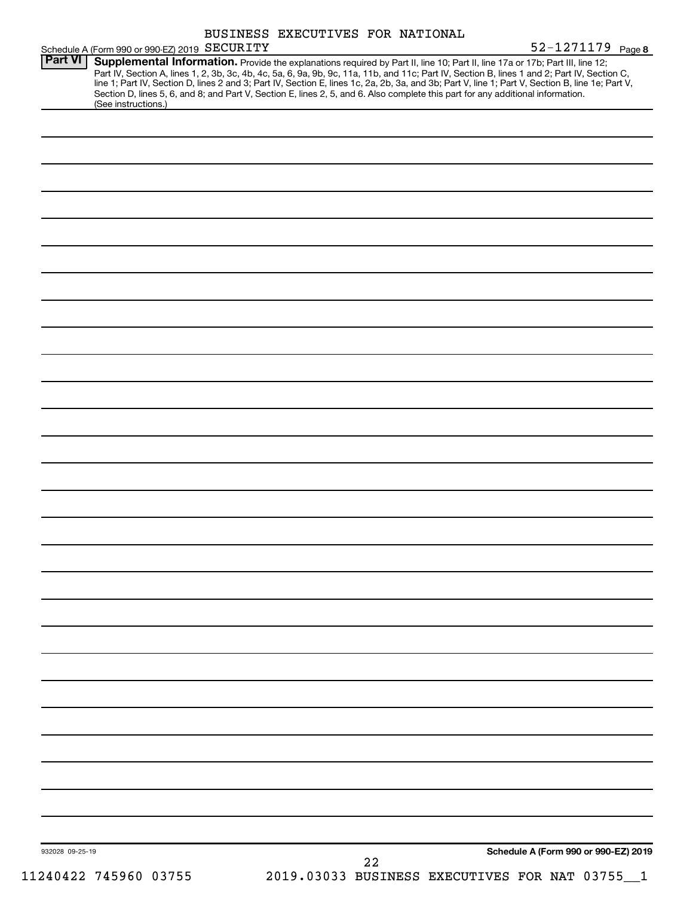BUSINESS EXECUTIVES FOR NATIONAL

Schedule A (Form 990 or 990-EZ) 2019 SECURITY 52-1271179 Page 8

**Part VI** **Supplemental Information.** Provide the explanations required by Part II, line 10; Part II, line 17a or 17b; Part III, line 12; Part IV, Section A, lines 1, 2, 3b, 3c, 4b, 4c, 5a, 6, 9a, 9b, 9c, 11a, 11b, and 11c; Part IV, Section B, lines 1 and 2; Part IV, Section C, line 1; Part IV, Section D, lines 2 and 3; Part IV, Section E, lines 1c, 2a, 2b, 3a, and 3b; Part V, line 1; Part V, Section B, line 1e; Part V, Section D, lines 5, 6, and 8; and Part V, Section E, lines 2, 5, and 6. Also complete this part for any additional information. (See instructions.)

932028 09-25-19 **Schedule A (Form 990 or 990-EZ) 2019**

11240422 745960 03755 2019.03033 BUSINESS EXECUTIVES FOR NAT 03755__1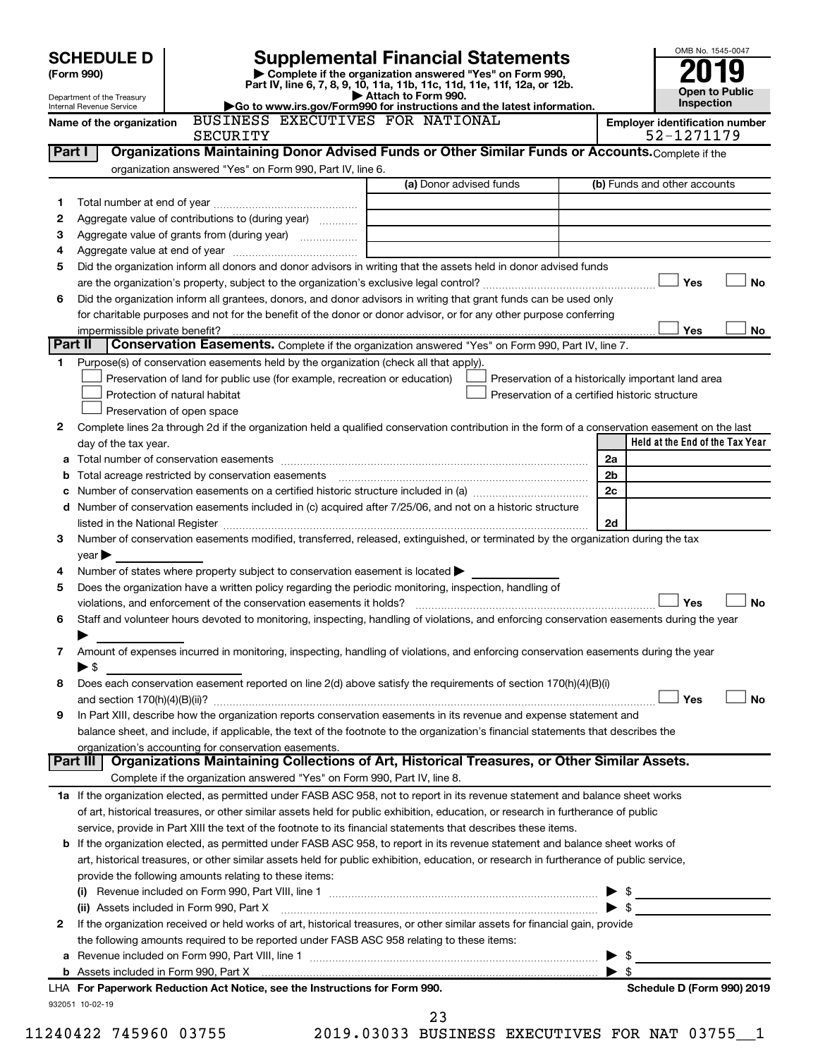# SCHEDULE D (Form 990)

Department of the Treasury
Internal Revenue Service

## Supplemental Financial Statements

▶ Complete if the organization answered "Yes" on Form 990, Part IV, line 6, 7, 8, 9, 10, 11a, 11b, 11c, 11d, 11e, 11f, 12a, or 12b.
▶ Attach to Form 990.
▶Go to www.irs.gov/Form990 for instructions and the latest information.

OMB No. 1545-0047

**2019**

**Open to Public Inspection**

Name of the organization: BUSINESS EXECUTIVES FOR NATIONAL SECURITY

Employer identification number: 52-1271179

### Part I — Organizations Maintaining Donor Advised Funds or Other Similar Funds or Accounts. Complete if the organization answered "Yes" on Form 990, Part IV, line 6.

| | | (a) Donor advised funds | (b) Funds and other accounts |
|---|---|---|---|
| 1 | Total number at end of year | | |
| 2 | Aggregate value of contributions to (during year) | | |
| 3 | Aggregate value of grants from (during year) | | |
| 4 | Aggregate value at end of year | | |

5 Did the organization inform all donors and donor advisors in writing that the assets held in donor advised funds are the organization's property, subject to the organization's exclusive legal control? ☐ Yes ☐ No

6 Did the organization inform all grantees, donors, and donor advisors in writing that grant funds can be used only for charitable purposes and not for the benefit of the donor or donor advisor, or for any other purpose conferring impermissible private benefit? ☐ Yes ☐ No

### Part II — Conservation Easements. Complete if the organization answered "Yes" on Form 990, Part IV, line 7.

1 Purpose(s) of conservation easements held by the organization (check all that apply).

- ☐ Preservation of land for public use (for example, recreation or education)
- ☐ Protection of natural habitat
- ☐ Preservation of open space
- ☐ Preservation of a historically important land area
- ☐ Preservation of a certified historic structure

2 Complete lines 2a through 2d if the organization held a qualified conservation contribution in the form of a conservation easement on the last day of the tax year.

| | | | Held at the End of the Tax Year |
|---|---|---|---|
| a | Total number of conservation easements | 2a | |
| b | Total acreage restricted by conservation easements | 2b | |
| c | Number of conservation easements on a certified historic structure included in (a) | 2c | |
| d | Number of conservation easements included in (c) acquired after 7/25/06, and not on a historic structure listed in the National Register | 2d | |

3 Number of conservation easements modified, transferred, released, extinguished, or terminated by the organization during the tax year ▶

4 Number of states where property subject to conservation easement is located ▶

5 Does the organization have a written policy regarding the periodic monitoring, inspection, handling of violations, and enforcement of the conservation easements it holds? ☐ Yes ☐ No

6 Staff and volunteer hours devoted to monitoring, inspecting, handling of violations, and enforcing conservation easements during the year ▶

7 Amount of expenses incurred in monitoring, inspecting, handling of violations, and enforcing conservation easements during the year ▶ $

8 Does each conservation easement reported on line 2(d) above satisfy the requirements of section 170(h)(4)(B)(i) and section 170(h)(4)(B)(ii)? ☐ Yes ☐ No

9 In Part XIII, describe how the organization reports conservation easements in its revenue and expense statement and balance sheet, and include, if applicable, the text of the footnote to the organization's financial statements that describes the organization's accounting for conservation easements.

### Part III — Organizations Maintaining Collections of Art, Historical Treasures, or Other Similar Assets.

Complete if the organization answered "Yes" on Form 990, Part IV, line 8.

1a If the organization elected, as permitted under FASB ASC 958, not to report in its revenue statement and balance sheet works of art, historical treasures, or other similar assets held for public exhibition, education, or research in furtherance of public service, provide in Part XIII the text of the footnote to its financial statements that describes these items.

b If the organization elected, as permitted under FASB ASC 958, to report in its revenue statement and balance sheet works of art, historical treasures, or other similar assets held for public exhibition, education, or research in furtherance of public service, provide the following amounts relating to these items:

(i) Revenue included on Form 990, Part VIII, line 1 ▶ $

(ii) Assets included in Form 990, Part X ▶ $

2 If the organization received or held works of art, historical treasures, or other similar assets for financial gain, provide the following amounts required to be reported under FASB ASC 958 relating to these items:

a Revenue included on Form 990, Part VIII, line 1 ▶ $

b Assets included in Form 990, Part X ▶ $

LHA For Paperwork Reduction Act Notice, see the Instructions for Form 990. Schedule D (Form 990) 2019

932051 10-02-19

11240422 745960 03755 2019.03033 BUSINESS EXECUTIVES FOR NAT 03755__1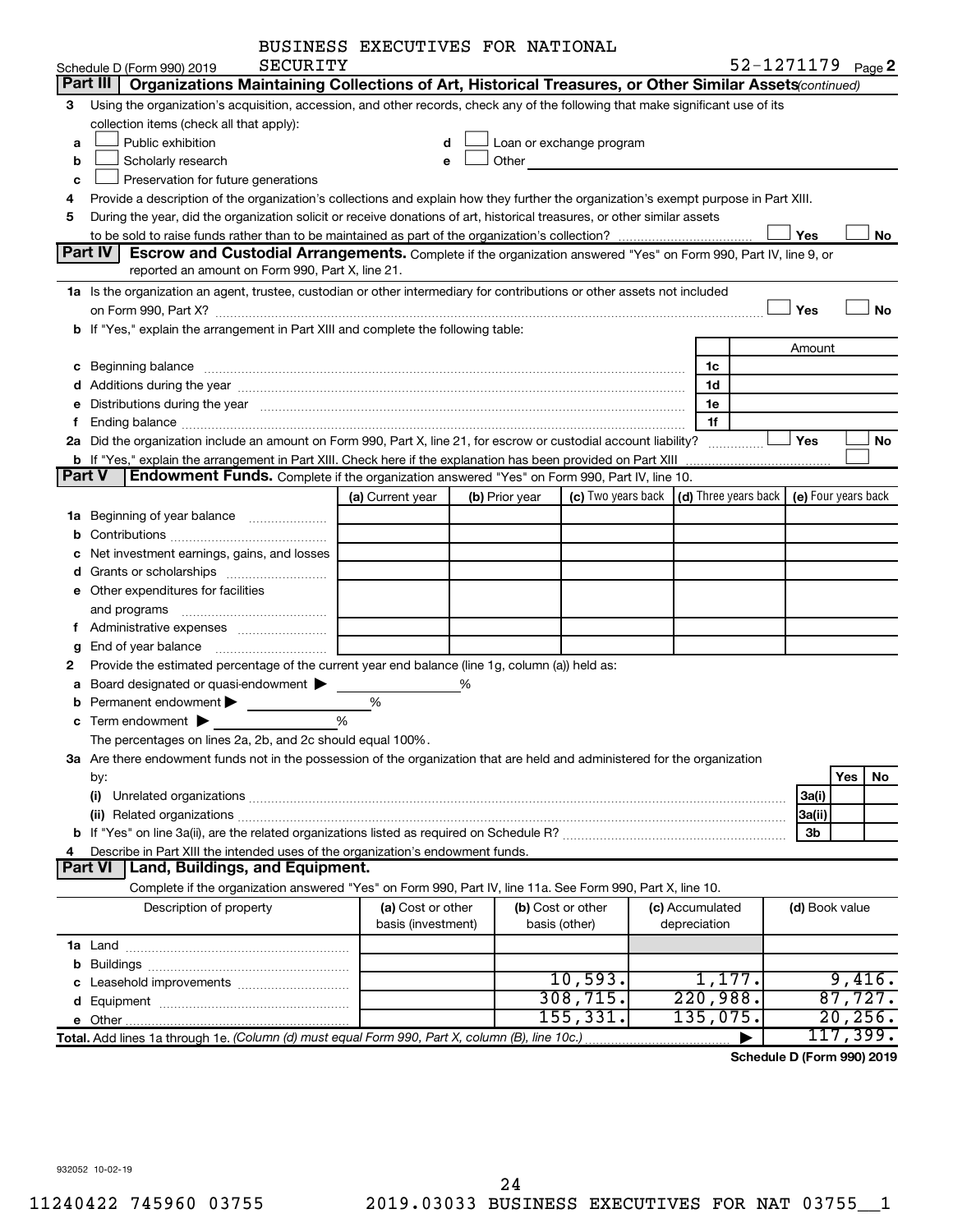BUSINESS EXECUTIVES FOR NATIONAL SECURITY

Schedule D (Form 990) 2019 52-1271179 Page 2

## Part III Organizations Maintaining Collections of Art, Historical Treasures, or Other Similar Assets *(continued)*

3 Using the organization's acquisition, accession, and other records, check any of the following that make significant use of its collection items (check all that apply):

- a ☐ Public exhibition
- b ☐ Scholarly research
- c ☐ Preservation for future generations
- d ☐ Loan or exchange program
- e ☐ Other

4 Provide a description of the organization's collections and explain how they further the organization's exempt purpose in Part XIII.

5 During the year, did the organization solicit or receive donations of art, historical treasures, or other similar assets to be sold to raise funds rather than to be maintained as part of the organization's collection? ☐ Yes ☐ No

## Part IV Escrow and Custodial Arrangements.

Complete if the organization answered "Yes" on Form 990, Part IV, line 9, or reported an amount on Form 990, Part X, line 21.

1a Is the organization an agent, trustee, custodian or other intermediary for contributions or other assets not included on Form 990, Part X? ☐ Yes ☐ No

b If "Yes," explain the arrangement in Part XIII and complete the following table:

| | | Amount |
|---|---|---|
| c Beginning balance | 1c | |
| d Additions during the year | 1d | |
| e Distributions during the year | 1e | |
| f Ending balance | 1f | |

2a Did the organization include an amount on Form 990, Part X, line 21, for escrow or custodial account liability? ☐ Yes ☐ No

b If "Yes," explain the arrangement in Part XIII. Check here if the explanation has been provided on Part XIII ☐

## Part V Endowment Funds.

Complete if the organization answered "Yes" on Form 990, Part IV, line 10.

| | (a) Current year | (b) Prior year | (c) Two years back | (d) Three years back | (e) Four years back |
|---|---|---|---|---|---|
| 1a Beginning of year balance | | | | | |
| b Contributions | | | | | |
| c Net investment earnings, gains, and losses | | | | | |
| d Grants or scholarships | | | | | |
| e Other expenditures for facilities and programs | | | | | |
| f Administrative expenses | | | | | |
| g End of year balance | | | | | |

2 Provide the estimated percentage of the current year end balance (line 1g, column (a)) held as:

- a Board designated or quasi-endowment ▶ %
- b Permanent endowment ▶ %
- c Term endowment ▶ %

The percentages on lines 2a, 2b, and 2c should equal 100%.

3a Are there endowment funds not in the possession of the organization that are held and administered for the organization by:

| | | Yes | No |
|---|---|---|---|
| (i) Unrelated organizations | 3a(i) | | |
| (ii) Related organizations | 3a(ii) | | |
| b If "Yes" on line 3a(ii), are the related organizations listed as required on Schedule R? | 3b | | |

4 Describe in Part XIII the intended uses of the organization's endowment funds.

## Part VI Land, Buildings, and Equipment.

Complete if the organization answered "Yes" on Form 990, Part IV, line 11a. See Form 990, Part X, line 10.

| Description of property | (a) Cost or other basis (investment) | (b) Cost or other basis (other) | (c) Accumulated depreciation | (d) Book value |
|---|---|---|---|---|
| 1a Land | | | | |
| b Buildings | | | | |
| c Leasehold improvements | | 10,593. | 1,177. | 9,416. |
| d Equipment | | 308,715. | 220,988. | 87,727. |
| e Other | | 155,331. | 135,075. | 20,256. |
| **Total.** Add lines 1a through 1e. *(Column (d) must equal Form 990, Part X, column (B), line 10c.)* ▶ | | | | 117,399. |

**Schedule D (Form 990) 2019**

932052 10-02-19

11240422 745960 03755 2019.03033 BUSINESS EXECUTIVES FOR NAT 03755__1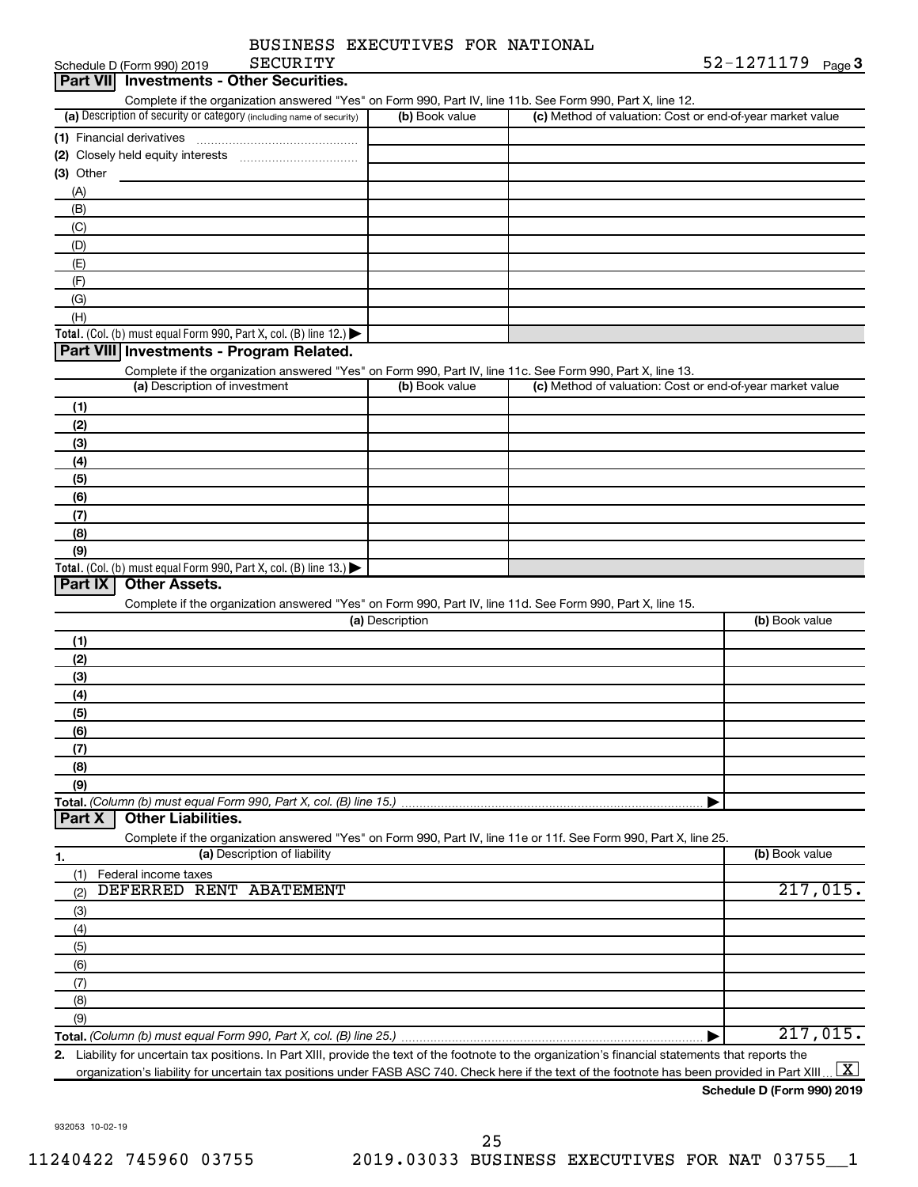Schedule D (Form 990) 2019 BUSINESS EXECUTIVES FOR NATIONAL SECURITY 52-1271179 Page 3

## Part VII Investments - Other Securities.

Complete if the organization answered "Yes" on Form 990, Part IV, line 11b. See Form 990, Part X, line 12.

| (a) Description of security or category (including name of security) | (b) Book value | (c) Method of valuation: Cost or end-of-year market value |
|---|---|---|
| (1) Financial derivatives | | |
| (2) Closely held equity interests | | |
| (3) Other | | |
| (A) | | |
| (B) | | |
| (C) | | |
| (D) | | |
| (E) | | |
| (F) | | |
| (G) | | |
| (H) | | |
| **Total.** (Col. (b) must equal Form 990, Part X, col. (B) line 12.) | | |

## Part VIII Investments - Program Related.

Complete if the organization answered "Yes" on Form 990, Part IV, line 11c. See Form 990, Part X, line 13.

| (a) Description of investment | (b) Book value | (c) Method of valuation: Cost or end-of-year market value |
|---|---|---|
| (1) | | |
| (2) | | |
| (3) | | |
| (4) | | |
| (5) | | |
| (6) | | |
| (7) | | |
| (8) | | |
| (9) | | |
| **Total.** (Col. (b) must equal Form 990, Part X, col. (B) line 13.) | | |

## Part IX Other Assets.

Complete if the organization answered "Yes" on Form 990, Part IV, line 11d. See Form 990, Part X, line 15.

| (a) Description | (b) Book value |
|---|---|
| (1) | |
| (2) | |
| (3) | |
| (4) | |
| (5) | |
| (6) | |
| (7) | |
| (8) | |
| (9) | |
| **Total.** *(Column (b) must equal Form 990, Part X, col. (B) line 15.)* | |

## Part X Other Liabilities.

Complete if the organization answered "Yes" on Form 990, Part IV, line 11e or 11f. See Form 990, Part X, line 25.

| 1. (a) Description of liability | (b) Book value |
|---|---|
| (1) Federal income taxes | |
| (2) DEFERRED RENT ABATEMENT | 217,015. |
| (3) | |
| (4) | |
| (5) | |
| (6) | |
| (7) | |
| (8) | |
| (9) | |
| **Total.** *(Column (b) must equal Form 990, Part X, col. (B) line 25.)* | 217,015. |

**2.** Liability for uncertain tax positions. In Part XIII, provide the text of the footnote to the organization's financial statements that reports the organization's liability for uncertain tax positions under FASB ASC 740. Check here if the text of the footnote has been provided in Part XIII [X]

**Schedule D (Form 990) 2019**

932053 10-02-19

11240422 745960 03755 2019.03033 BUSINESS EXECUTIVES FOR NAT 03755__1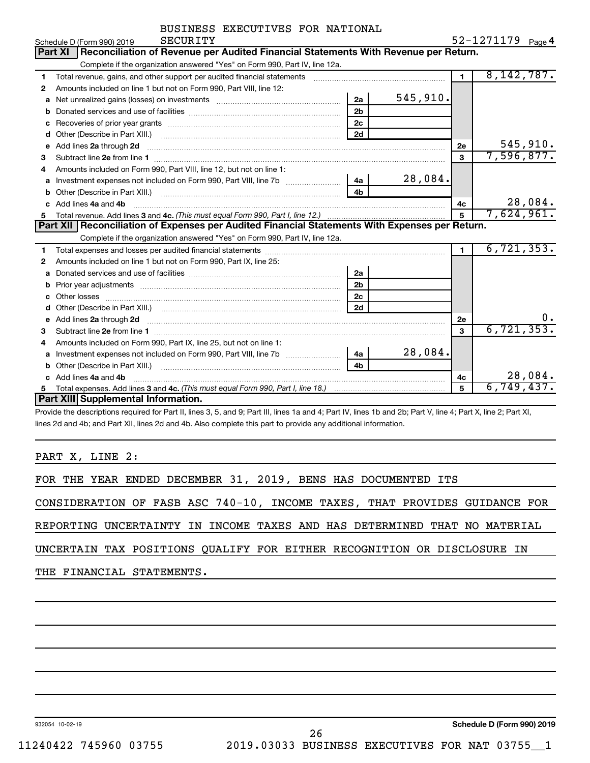BUSINESS EXECUTIVES FOR NATIONAL SECURITY

Schedule D (Form 990) 2019 52-1271179 Page 4

## Part XI Reconciliation of Revenue per Audited Financial Statements With Revenue per Return.

Complete if the organization answered "Yes" on Form 990, Part IV, line 12a.

| | | | | | |
|---|---|---|---|---|---|
| 1 | Total revenue, gains, and other support per audited financial statements | | | 1 | 8,142,787. |
| 2 | Amounts included on line 1 but not on Form 990, Part VIII, line 12: | | | | |
| a | Net unrealized gains (losses) on investments | 2a | 545,910. | | |
| b | Donated services and use of facilities | 2b | | | |
| c | Recoveries of prior year grants | 2c | | | |
| d | Other (Describe in Part XIII.) | 2d | | | |
| e | Add lines 2a through 2d | | | 2e | 545,910. |
| 3 | Subtract line 2e from line 1 | | | 3 | 7,596,877. |
| 4 | Amounts included on Form 990, Part VIII, line 12, but not on line 1: | | | | |
| a | Investment expenses not included on Form 990, Part VIII, line 7b | 4a | 28,084. | | |
| b | Other (Describe in Part XIII.) | 4b | | | |
| c | Add lines 4a and 4b | | | 4c | 28,084. |
| 5 | Total revenue. Add lines 3 and 4c. *(This must equal Form 990, Part I, line 12.)* | | | 5 | 7,624,961. |

## Part XII Reconciliation of Expenses per Audited Financial Statements With Expenses per Return.

Complete if the organization answered "Yes" on Form 990, Part IV, line 12a.

| | | | | | |
|---|---|---|---|---|---|
| 1 | Total expenses and losses per audited financial statements | | | 1 | 6,721,353. |
| 2 | Amounts included on line 1 but not on Form 990, Part IX, line 25: | | | | |
| a | Donated services and use of facilities | 2a | | | |
| b | Prior year adjustments | 2b | | | |
| c | Other losses | 2c | | | |
| d | Other (Describe in Part XIII.) | 2d | | | |
| e | Add lines 2a through 2d | | | 2e | 0. |
| 3 | Subtract line 2e from line 1 | | | 3 | 6,721,353. |
| 4 | Amounts included on Form 990, Part IX, line 25, but not on line 1: | | | | |
| a | Investment expenses not included on Form 990, Part VIII, line 7b | 4a | 28,084. | | |
| b | Other (Describe in Part XIII.) | 4b | | | |
| c | Add lines 4a and 4b | | | 4c | 28,084. |
| 5 | Total expenses. Add lines 3 and 4c. *(This must equal Form 990, Part I, line 18.)* | | | 5 | 6,749,437. |

## Part XIII Supplemental Information.

Provide the descriptions required for Part II, lines 3, 5, and 9; Part III, lines 1a and 4; Part IV, lines 1b and 2b; Part V, line 4; Part X, line 2; Part XI, lines 2d and 4b; and Part XII, lines 2d and 4b. Also complete this part to provide any additional information.

PART X, LINE 2:

FOR THE YEAR ENDED DECEMBER 31, 2019, BENS HAS DOCUMENTED ITS CONSIDERATION OF FASB ASC 740-10, INCOME TAXES, THAT PROVIDES GUIDANCE FOR REPORTING UNCERTAINTY IN INCOME TAXES AND HAS DETERMINED THAT NO MATERIAL UNCERTAIN TAX POSITIONS QUALIFY FOR EITHER RECOGNITION OR DISCLOSURE IN THE FINANCIAL STATEMENTS.

932054 10-02-19

Schedule D (Form 990) 2019

11240422 745960 03755 2019.03033 BUSINESS EXECUTIVES FOR NAT 03755__1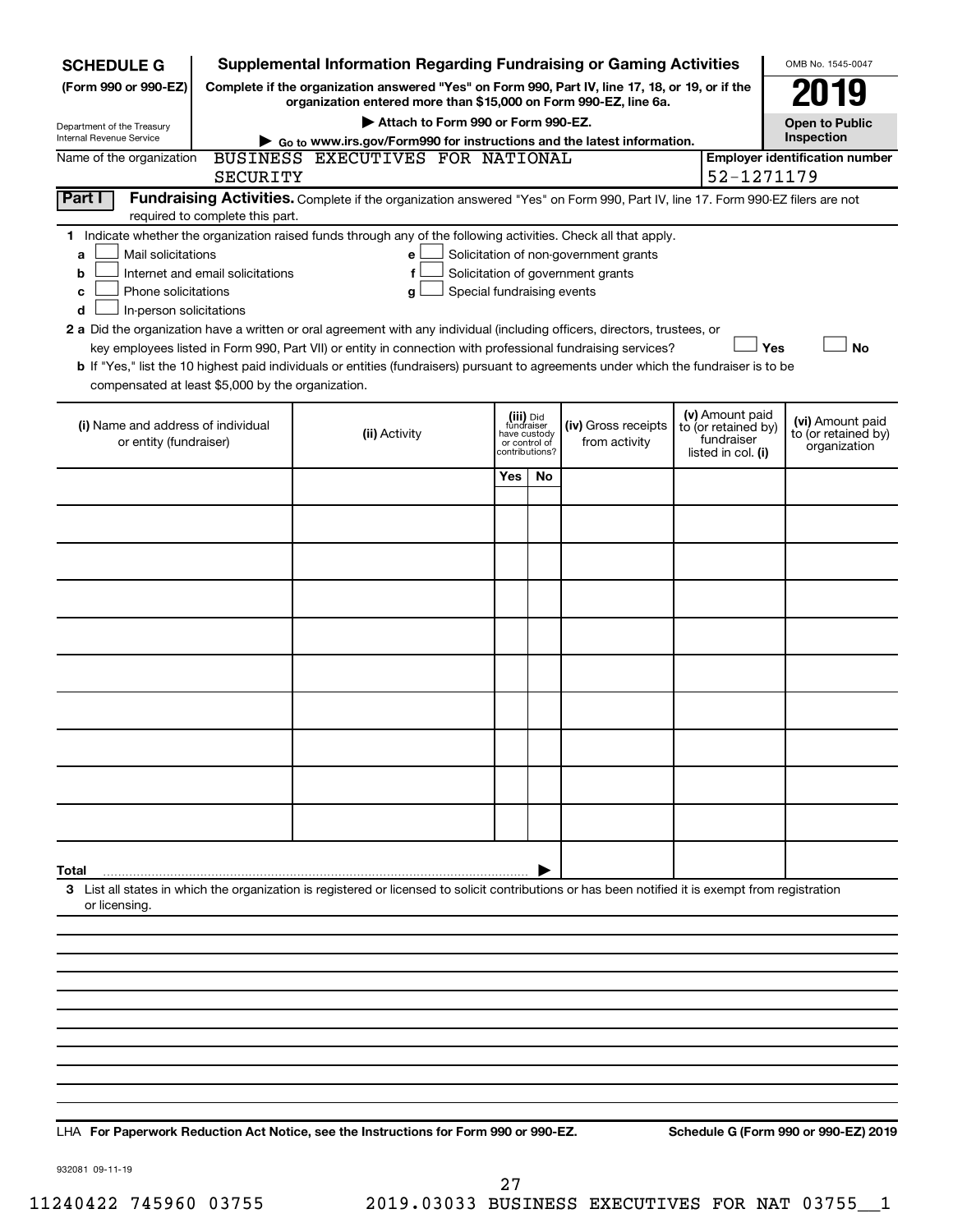**SCHEDULE G**
**(Form 990 or 990-EZ)**

Department of the Treasury
Internal Revenue Service

# Supplemental Information Regarding Fundraising or Gaming Activities

**Complete if the organization answered "Yes" on Form 990, Part IV, line 17, 18, or 19, or if the organization entered more than $15,000 on Form 990-EZ, line 6a.**

▶ **Attach to Form 990 or Form 990-EZ.**

▶ **Go to www.irs.gov/Form990 for instructions and the latest information.**

OMB No. 1545-0047

**2019**

**Open to Public Inspection**

Name of the organization: BUSINESS EXECUTIVES FOR NATIONAL SECURITY

**Employer identification number:** 52-1271179

**Part I** **Fundraising Activities.** Complete if the organization answered "Yes" on Form 990, Part IV, line 17. Form 990-EZ filers are not required to complete this part.

**1** Indicate whether the organization raised funds through any of the following activities. Check all that apply.

- **a** ☐ Mail solicitations
- **b** ☐ Internet and email solicitations
- **c** ☐ Phone solicitations
- **d** ☐ In-person solicitations
- **e** ☐ Solicitation of non-government grants
- **f** ☐ Solicitation of government grants
- **g** ☐ Special fundraising events

**2 a** Did the organization have a written or oral agreement with any individual (including officers, directors, trustees, or key employees listed in Form 990, Part VII) or entity in connection with professional fundraising services? ☐ **Yes** ☐ **No**

**b** If "Yes," list the 10 highest paid individuals or entities (fundraisers) pursuant to agreements under which the fundraiser is to be compensated at least $5,000 by the organization.

| (i) Name and address of individual or entity (fundraiser) | (ii) Activity | (iii) Did fundraiser have custody or control of contributions? Yes | No | (iv) Gross receipts from activity | (v) Amount paid to (or retained by) fundraiser listed in col. (i) | (vi) Amount paid to (or retained by) organization |
|---|---|---|---|---|---|---|
| | | | | | | |
| | | | | | | |
| | | | | | | |
| | | | | | | |
| | | | | | | |
| | | | | | | |
| | | | | | | |
| | | | | | | |
| | | | | | | |
| | | | | | | |
| **Total** ▶ | | | | | | |

**3** List all states in which the organization is registered or licensed to solicit contributions or has been notified it is exempt from registration or licensing.

LHA **For Paperwork Reduction Act Notice, see the Instructions for Form 990 or 990-EZ.** **Schedule G (Form 990 or 990-EZ) 2019**

932081 09-11-19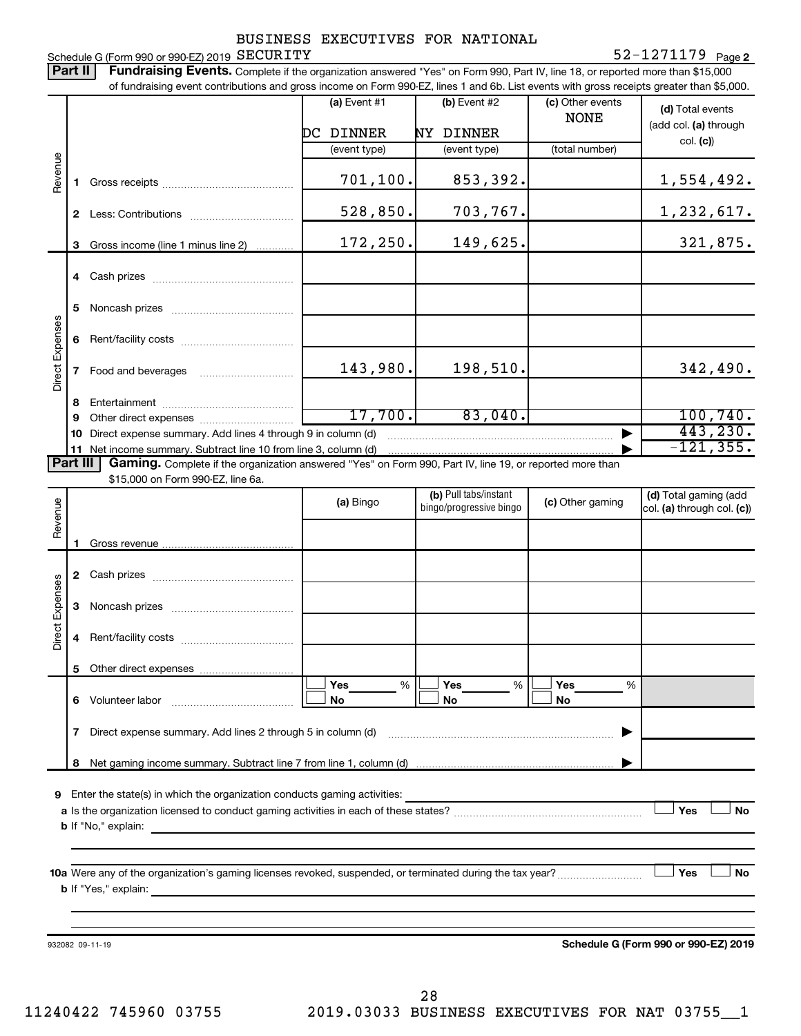Schedule G (Form 990 or 990-EZ) 2019 BUSINESS EXECUTIVES FOR NATIONAL SECURITY 52-1271179 Page 2

**Part II** **Fundraising Events.** Complete if the organization answered "Yes" on Form 990, Part IV, line 18, or reported more than $15,000 of fundraising event contributions and gross income on Form 990-EZ, lines 1 and 6b. List events with gross receipts greater than $5,000.

| | | (a) Event #1 | (b) Event #2 | (c) Other events | (d) Total events (add col. (a) through col. (c)) |
|---|---|---|---|---|---|
| | | DC DINNER | NY DINNER | NONE | |
| | | (event type) | (event type) | (total number) | |
| Revenue | 1 Gross receipts | 701,100. | 853,392. | | 1,554,492. |
| | 2 Less: Contributions | 528,850. | 703,767. | | 1,232,617. |
| | 3 Gross income (line 1 minus line 2) | 172,250. | 149,625. | | 321,875. |
| Direct Expenses | 4 Cash prizes | | | | |
| | 5 Noncash prizes | | | | |
| | 6 Rent/facility costs | | | | |
| | 7 Food and beverages | 143,980. | 198,510. | | 342,490. |
| | 8 Entertainment | | | | |
| | 9 Other direct expenses | 17,700. | 83,040. | | 100,740. |
| | 10 Direct expense summary. Add lines 4 through 9 in column (d) | | | ▶ | 443,230. |
| | 11 Net income summary. Subtract line 10 from line 3, column (d) | | | ▶ | -121,355. |

**Part III** **Gaming.** Complete if the organization answered "Yes" on Form 990, Part IV, line 19, or reported more than $15,000 on Form 990-EZ, line 6a.

| | | (a) Bingo | (b) Pull tabs/instant bingo/progressive bingo | (c) Other gaming | (d) Total gaming (add col. (a) through col. (c)) |
|---|---|---|---|---|---|
| Revenue | 1 Gross revenue | | | | |
| Direct Expenses | 2 Cash prizes | | | | |
| | 3 Noncash prizes | | | | |
| | 4 Rent/facility costs | | | | |
| | 5 Other direct expenses | | | | |
| | 6 Volunteer labor | ☐ Yes ___ % ☐ No | ☐ Yes ___ % ☐ No | ☐ Yes ___ % ☐ No | |
| | 7 Direct expense summary. Add lines 2 through 5 in column (d) | | | ▶ | |
| | 8 Net gaming income summary. Subtract line 7 from line 1, column (d) | | | ▶ | |

9 Enter the state(s) in which the organization conducts gaming activities:

a Is the organization licensed to conduct gaming activities in each of these states? ☐ Yes ☐ No

b If "No," explain:

10a Were any of the organization's gaming licenses revoked, suspended, or terminated during the tax year? ☐ Yes ☐ No

b If "Yes," explain:

932082 09-11-19 **Schedule G (Form 990 or 990-EZ) 2019**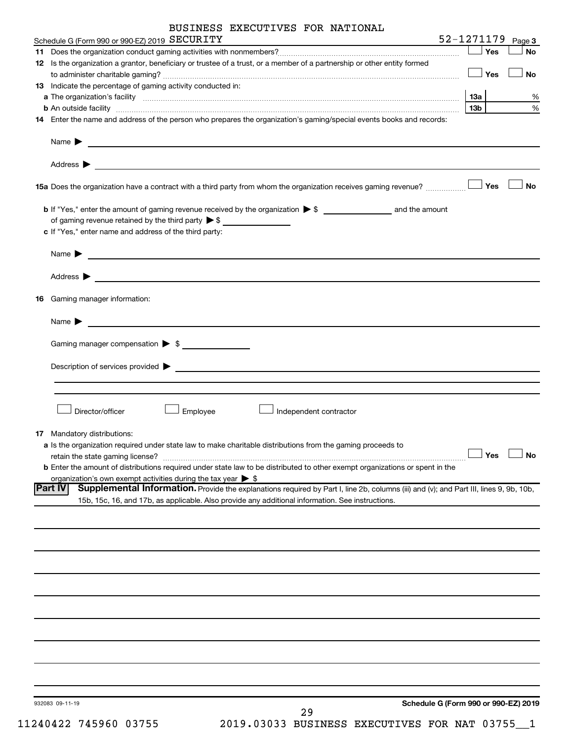BUSINESS EXECUTIVES FOR NATIONAL

Schedule G (Form 990 or 990-EZ) 2019 SECURITY 52-1271179 Page 3

**11** Does the organization conduct gaming activities with nonmembers? ☐ Yes ☐ No

**12** Is the organization a grantor, beneficiary or trustee of a trust, or a member of a partnership or other entity formed to administer charitable gaming? ☐ Yes ☐ No

**13** Indicate the percentage of gaming activity conducted in:

**a** The organization's facility **13a** %

**b** An outside facility **13b** %

**14** Enter the name and address of the person who prepares the organization's gaming/special events books and records:

Name ▶

Address ▶

**15a** Does the organization have a contract with a third party from whom the organization receives gaming revenue? ☐ Yes ☐ No

**b** If "Yes," enter the amount of gaming revenue received by the organization ▶ $ ______ and the amount of gaming revenue retained by the third party ▶ $ ______

**c** If "Yes," enter name and address of the third party:

Name ▶

Address ▶

**16** Gaming manager information:

Name ▶

Gaming manager compensation ▶ $

Description of services provided ▶

☐ Director/officer ☐ Employee ☐ Independent contractor

**17** Mandatory distributions:

**a** Is the organization required under state law to make charitable distributions from the gaming proceeds to retain the state gaming license? ☐ Yes ☐ No

**b** Enter the amount of distributions required under state law to be distributed to other exempt organizations or spent in the organization's own exempt activities during the tax year ▶ $

**Part IV** **Supplemental Information.** Provide the explanations required by Part I, line 2b, columns (iii) and (v); and Part III, lines 9, 9b, 10b, 15b, 15c, 16, and 17b, as applicable. Also provide any additional information. See instructions.

932083 09-11-19 **Schedule G (Form 990 or 990-EZ) 2019**

11240422 745960 03755 2019.03033 BUSINESS EXECUTIVES FOR NAT 03755__1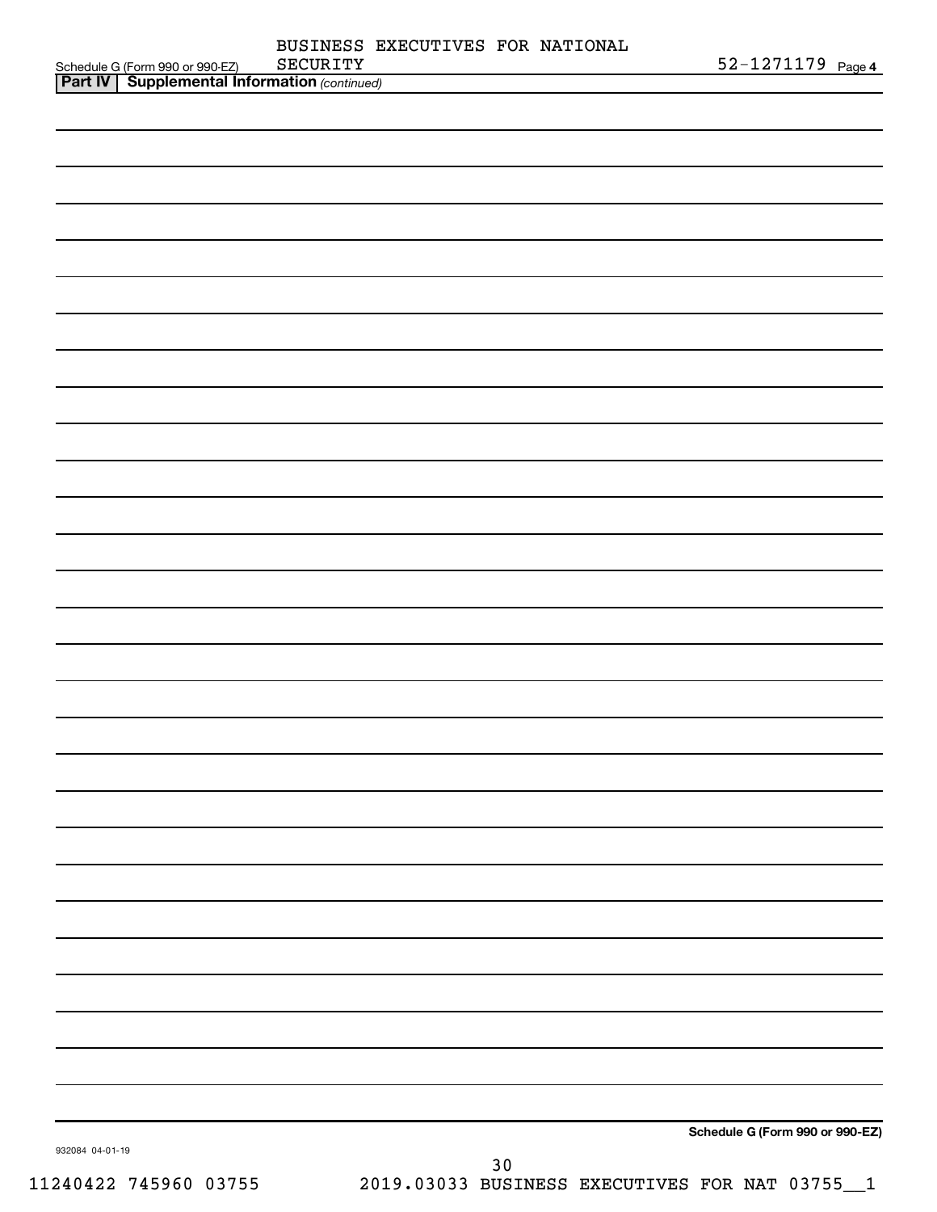Schedule G (Form 990 or 990-EZ) BUSINESS EXECUTIVES FOR NATIONAL SECURITY 52-1271179 Page 4

**Part IV | Supplemental Information** *(continued)*

**Schedule G (Form 990 or 990-EZ)**

932084 04-01-19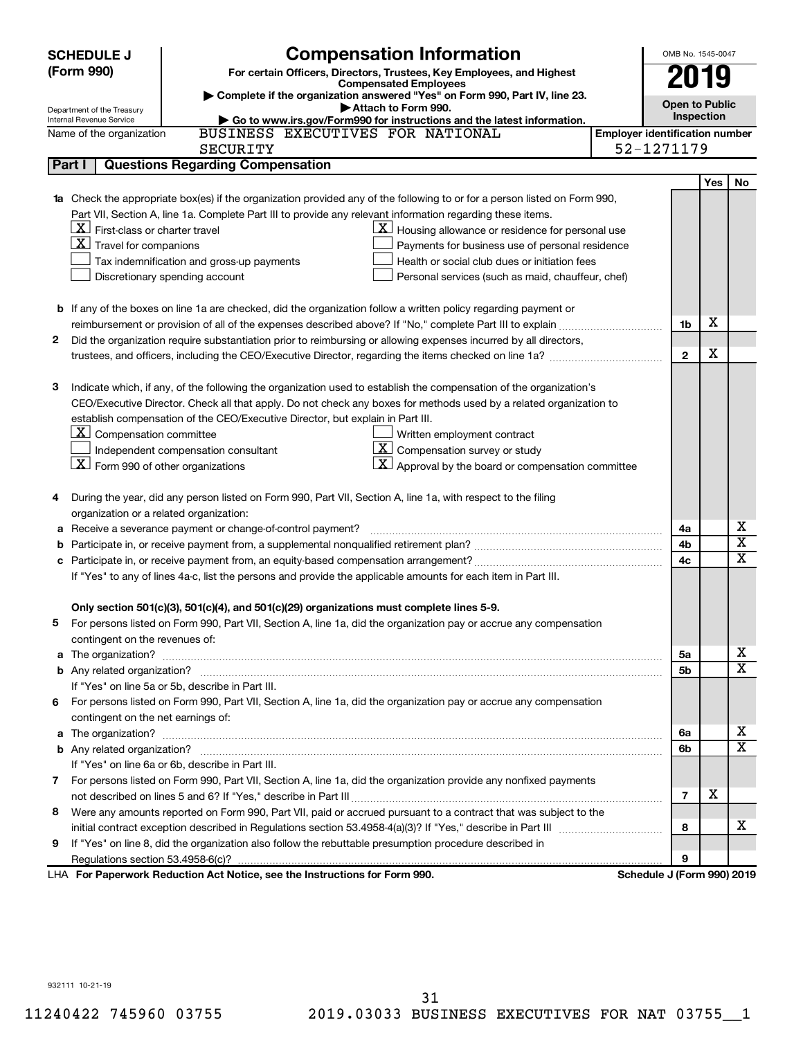**SCHEDULE J (Form 990)**

Department of the Treasury
Internal Revenue Service

# Compensation Information

**For certain Officers, Directors, Trustees, Key Employees, and Highest Compensated Employees**

▶ Complete if the organization answered "Yes" on Form 990, Part IV, line 23.
▶ Attach to Form 990.
▶ Go to www.irs.gov/Form990 for instructions and the latest information.

OMB No. 1545-0047

**2019**

**Open to Public Inspection**

Name of the organization: BUSINESS EXECUTIVES FOR NATIONAL SECURITY

**Employer identification number:** 52-1271179

## Part I | Questions Regarding Compensation

| | | Yes | No |
|---|---|---|---|
| **1a** Check the appropriate box(es) if the organization provided any of the following to or for a person listed on Form 990, Part VII, Section A, line 1a. Complete Part III to provide any relevant information regarding these items.<br>[X] First-class or charter travel<br>[X] Travel for companions<br>[ ] Tax indemnification and gross-up payments<br>[ ] Discretionary spending account<br>[X] Housing allowance or residence for personal use<br>[ ] Payments for business use of personal residence<br>[ ] Health or social club dues or initiation fees<br>[ ] Personal services (such as maid, chauffeur, chef) | | | |
| **b** If any of the boxes on line 1a are checked, did the organization follow a written policy regarding payment or reimbursement or provision of all of the expenses described above? If "No," complete Part III to explain | 1b | X | |
| **2** Did the organization require substantiation prior to reimbursing or allowing expenses incurred by all directors, trustees, and officers, including the CEO/Executive Director, regarding the items checked on line 1a? | 2 | X | |
| **3** Indicate which, if any, of the following the organization used to establish the compensation of the organization's CEO/Executive Director. Check all that apply. Do not check any boxes for methods used by a related organization to establish compensation of the CEO/Executive Director, but explain in Part III.<br>[X] Compensation committee<br>[ ] Independent compensation consultant<br>[X] Form 990 of other organizations<br>[ ] Written employment contract<br>[X] Compensation survey or study<br>[X] Approval by the board or compensation committee | | | |
| **4** During the year, did any person listed on Form 990, Part VII, Section A, line 1a, with respect to the filing organization or a related organization: | | | |
| **a** Receive a severance payment or change-of-control payment? | 4a | | X |
| **b** Participate in, or receive payment from, a supplemental nonqualified retirement plan? | 4b | | X |
| **c** Participate in, or receive payment from, an equity-based compensation arrangement? | 4c | | X |
| If "Yes" to any of lines 4a-c, list the persons and provide the applicable amounts for each item in Part III. | | | |
| **Only section 501(c)(3), 501(c)(4), and 501(c)(29) organizations must complete lines 5-9.** | | | |
| **5** For persons listed on Form 990, Part VII, Section A, line 1a, did the organization pay or accrue any compensation contingent on the revenues of: | | | |
| **a** The organization? | 5a | | X |
| **b** Any related organization? | 5b | | X |
| If "Yes" on line 5a or 5b, describe in Part III. | | | |
| **6** For persons listed on Form 990, Part VII, Section A, line 1a, did the organization pay or accrue any compensation contingent on the net earnings of: | | | |
| **a** The organization? | 6a | | X |
| **b** Any related organization? | 6b | | X |
| If "Yes" on line 6a or 6b, describe in Part III. | | | |
| **7** For persons listed on Form 990, Part VII, Section A, line 1a, did the organization provide any nonfixed payments not described on lines 5 and 6? If "Yes," describe in Part III | 7 | X | |
| **8** Were any amounts reported on Form 990, Part VII, paid or accrued pursuant to a contract that was subject to the initial contract exception described in Regulations section 53.4958-4(a)(3)? If "Yes," describe in Part III | 8 | | X |
| **9** If "Yes" on line 8, did the organization also follow the rebuttable presumption procedure described in Regulations section 53.4958-6(c)? | 9 | | |

LHA **For Paperwork Reduction Act Notice, see the Instructions for Form 990.** **Schedule J (Form 990) 2019**

932111 10-21-19

11240422 745960 03755 2019.03033 BUSINESS EXECUTIVES FOR NAT 03755__1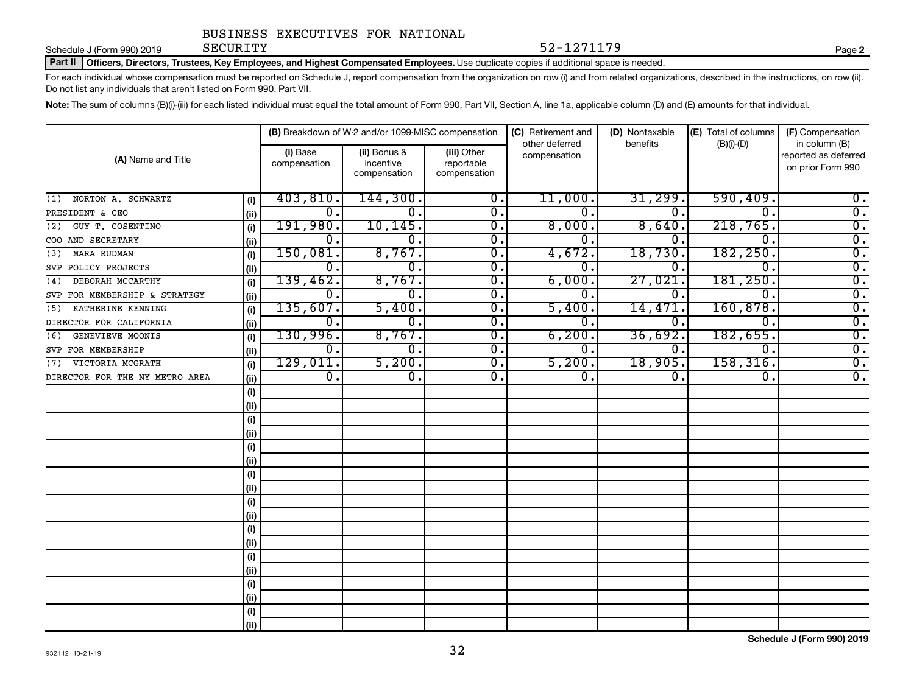Schedule J (Form 990) 2019 BUSINESS EXECUTIVES FOR NATIONAL SECURITY 52-1271179 Page **2**

**Part II** **Officers, Directors, Trustees, Key Employees, and Highest Compensated Employees.** Use duplicate copies if additional space is needed.

For each individual whose compensation must be reported on Schedule J, report compensation from the organization on row (i) and from related organizations, described in the instructions, on row (ii). Do not list any individuals that aren't listed on Form 990, Part VII.

**Note:** The sum of columns (B)(i)-(iii) for each listed individual must equal the total amount of Form 990, Part VII, Section A, line 1a, applicable column (D) and (E) amounts for that individual.

| (A) Name and Title | | (B) Breakdown of W-2 and/or 1099-MISC compensation | | | (C) Retirement and other deferred compensation | (D) Nontaxable benefits | (E) Total of columns (B)(i)-(D) | (F) Compensation in column (B) reported as deferred on prior Form 990 |
|---|---|---|---|---|---|---|---|---|
| | | (i) Base compensation | (ii) Bonus & incentive compensation | (iii) Other reportable compensation | | | | |
| (1) NORTON A. SCHWARTZ | (i) | 403,810. | 144,300. | 0. | 11,000. | 31,299. | 590,409. | 0. |
| PRESIDENT & CEO | (ii) | 0. | 0. | 0. | 0. | 0. | 0. | 0. |
| (2) GUY T. COSENTINO | (i) | 191,980. | 10,145. | 0. | 8,000. | 8,640. | 218,765. | 0. |
| COO AND SECRETARY | (ii) | 0. | 0. | 0. | 0. | 0. | 0. | 0. |
| (3) MARA RUDMAN | (i) | 150,081. | 8,767. | 0. | 4,672. | 18,730. | 182,250. | 0. |
| SVP POLICY PROJECTS | (ii) | 0. | 0. | 0. | 0. | 0. | 0. | 0. |
| (4) DEBORAH MCCARTHY | (i) | 139,462. | 8,767. | 0. | 6,000. | 27,021. | 181,250. | 0. |
| SVP FOR MEMBERSHIP & STRATEGY | (ii) | 0. | 0. | 0. | 0. | 0. | 0. | 0. |
| (5) KATHERINE KENNING | (i) | 135,607. | 5,400. | 0. | 5,400. | 14,471. | 160,878. | 0. |
| DIRECTOR FOR CALIFORNIA | (ii) | 0. | 0. | 0. | 0. | 0. | 0. | 0. |
| (6) GENEVIEVE MOONIS | (i) | 130,996. | 8,767. | 0. | 6,200. | 36,692. | 182,655. | 0. |
| SVP FOR MEMBERSHIP | (ii) | 0. | 0. | 0. | 0. | 0. | 0. | 0. |
| (7) VICTORIA MCGRATH | (i) | 129,011. | 5,200. | 0. | 5,200. | 18,905. | 158,316. | 0. |
| DIRECTOR FOR THE NY METRO AREA | (ii) | 0. | 0. | 0. | 0. | 0. | 0. | 0. |
| | (i) | | | | | | | |
| | (ii) | | | | | | | |
| | (i) | | | | | | | |
| | (ii) | | | | | | | |
| | (i) | | | | | | | |
| | (ii) | | | | | | | |
| | (i) | | | | | | | |
| | (ii) | | | | | | | |
| | (i) | | | | | | | |
| | (ii) | | | | | | | |
| | (i) | | | | | | | |
| | (ii) | | | | | | | |
| | (i) | | | | | | | |
| | (ii) | | | | | | | |
| | (i) | | | | | | | |
| | (ii) | | | | | | | |
| | (i) | | | | | | | |
| | (ii) | | | | | | | |

932112 10-21-19

**Schedule J (Form 990) 2019**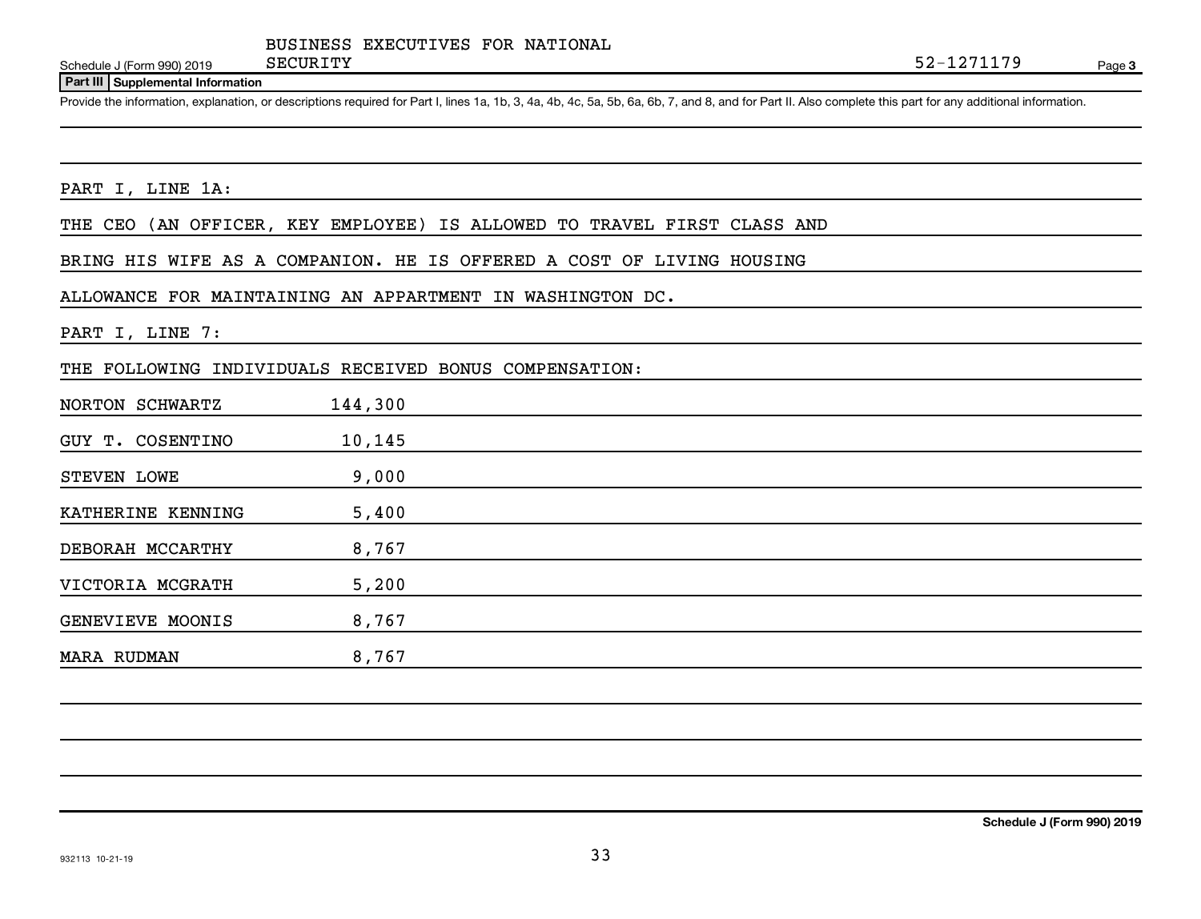BUSINESS EXECUTIVES FOR NATIONAL SECURITY

Schedule J (Form 990) 2019 52-1271179 Page 3

**Part III | Supplemental Information**

Provide the information, explanation, or descriptions required for Part I, lines 1a, 1b, 3, 4a, 4b, 4c, 5a, 5b, 6a, 6b, 7, and 8, and for Part II. Also complete this part for any additional information.

PART I, LINE 1A:

THE CEO (AN OFFICER, KEY EMPLOYEE) IS ALLOWED TO TRAVEL FIRST CLASS AND BRING HIS WIFE AS A COMPANION. HE IS OFFERED A COST OF LIVING HOUSING ALLOWANCE FOR MAINTAINING AN APPARTMENT IN WASHINGTON DC.

PART I, LINE 7:

THE FOLLOWING INDIVIDUALS RECEIVED BONUS COMPENSATION:

| Name | Amount |
|---|---|
| NORTON SCHWARTZ | 144,300 |
| GUY T. COSENTINO | 10,145 |
| STEVEN LOWE | 9,000 |
| KATHERINE KENNING | 5,400 |
| DEBORAH MCCARTHY | 8,767 |
| VICTORIA MCGRATH | 5,200 |
| GENEVIEVE MOONIS | 8,767 |
| MARA RUDMAN | 8,767 |

Schedule J (Form 990) 2019

932113 10-21-19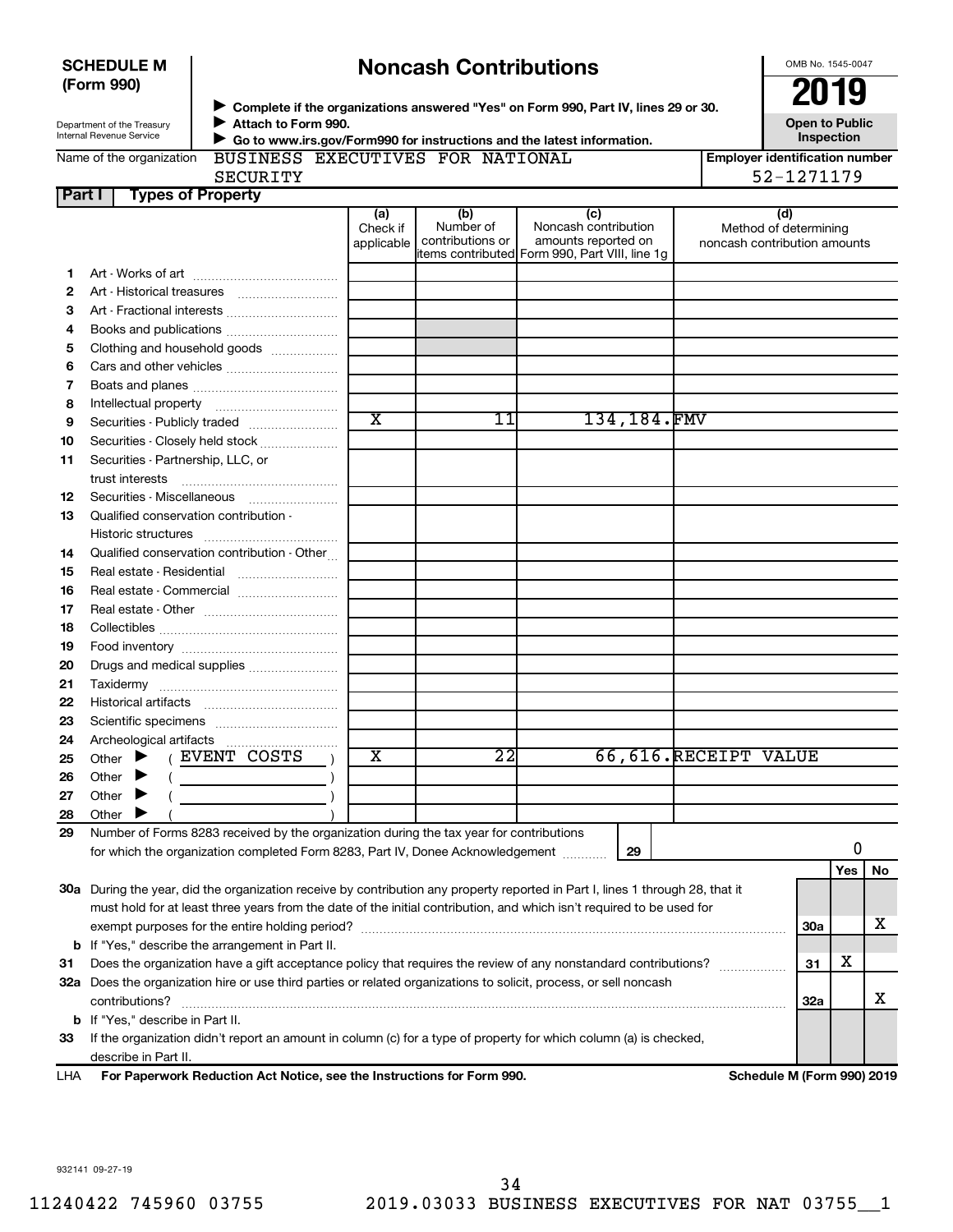**SCHEDULE M (Form 990)**

Department of the Treasury
Internal Revenue Service

# Noncash Contributions

▶ Complete if the organizations answered "Yes" on Form 990, Part IV, lines 29 or 30.
▶ Attach to Form 990.
▶ Go to www.irs.gov/Form990 for instructions and the latest information.

OMB No. 1545-0047

**2019**

**Open to Public Inspection**

Name of the organization: BUSINESS EXECUTIVES FOR NATIONAL SECURITY

Employer identification number: 52-1271179

**Part I — Types of Property**

| | | (a) Check if applicable | (b) Number of contributions or items contributed | (c) Noncash contribution amounts reported on Form 990, Part VIII, line 1g | (d) Method of determining noncash contribution amounts |
|---|---|---|---|---|---|
| 1 | Art - Works of art | | | | |
| 2 | Art - Historical treasures | | | | |
| 3 | Art - Fractional interests | | | | |
| 4 | Books and publications | | | | |
| 5 | Clothing and household goods | | | | |
| 6 | Cars and other vehicles | | | | |
| 7 | Boats and planes | | | | |
| 8 | Intellectual property | | | | |
| 9 | Securities - Publicly traded | X | 11 | 134,184. | FMV |
| 10 | Securities - Closely held stock | | | | |
| 11 | Securities - Partnership, LLC, or trust interests | | | | |
| 12 | Securities - Miscellaneous | | | | |
| 13 | Qualified conservation contribution - Historic structures | | | | |
| 14 | Qualified conservation contribution - Other | | | | |
| 15 | Real estate - Residential | | | | |
| 16 | Real estate - Commercial | | | | |
| 17 | Real estate - Other | | | | |
| 18 | Collectibles | | | | |
| 19 | Food inventory | | | | |
| 20 | Drugs and medical supplies | | | | |
| 21 | Taxidermy | | | | |
| 22 | Historical artifacts | | | | |
| 23 | Scientific specimens | | | | |
| 24 | Archeological artifacts | | | | |
| 25 | Other ▶ ( EVENT COSTS ) | X | 22 | 66,616. | RECEIPT VALUE |
| 26 | Other ▶ ( ) | | | | |
| 27 | Other ▶ ( ) | | | | |
| 28 | Other ▶ ( ) | | | | |

29 Number of Forms 8283 received by the organization during the tax year for contributions for which the organization completed Form 8283, Part IV, Donee Acknowledgement ..... **29** — 0

| | | | Yes | No |
|---|---|---|---|---|
| 30a | During the year, did the organization receive by contribution any property reported in Part I, lines 1 through 28, that it must hold for at least three years from the date of the initial contribution, and which isn't required to be used for exempt purposes for the entire holding period? | 30a | | X |
| b | If "Yes," describe the arrangement in Part II. | | | |
| 31 | Does the organization have a gift acceptance policy that requires the review of any nonstandard contributions? | 31 | X | |
| 32a | Does the organization hire or use third parties or related organizations to solicit, process, or sell noncash contributions? | 32a | | X |
| b | If "Yes," describe in Part II. | | | |
| 33 | If the organization didn't report an amount in column (c) for a type of property for which column (a) is checked, describe in Part II. | | | |

LHA **For Paperwork Reduction Act Notice, see the Instructions for Form 990.** **Schedule M (Form 990) 2019**

932141 09-27-19

11240422 745960 03755 2019.03033 BUSINESS EXECUTIVES FOR NAT 03755__1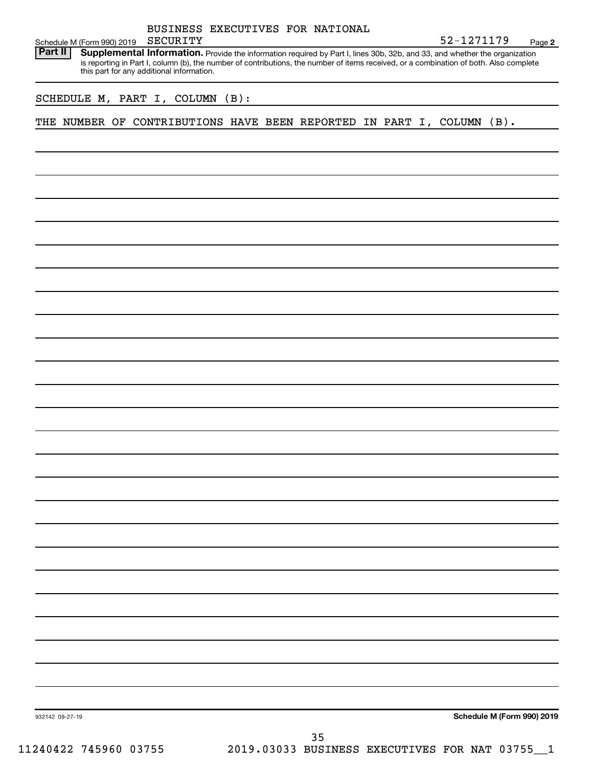BUSINESS EXECUTIVES FOR NATIONAL SECURITY

Schedule M (Form 990) 2019 52-1271179 Page 2

**Part II** **Supplemental Information.** Provide the information required by Part I, lines 30b, 32b, and 33, and whether the organization is reporting in Part I, column (b), the number of contributions, the number of items received, or a combination of both. Also complete this part for any additional information.

SCHEDULE M, PART I, COLUMN (B):

THE NUMBER OF CONTRIBUTIONS HAVE BEEN REPORTED IN PART I, COLUMN (B).

932142 09-27-19 **Schedule M (Form 990) 2019**

11240422 745960 03755 2019.03033 BUSINESS EXECUTIVES FOR NAT 03755__1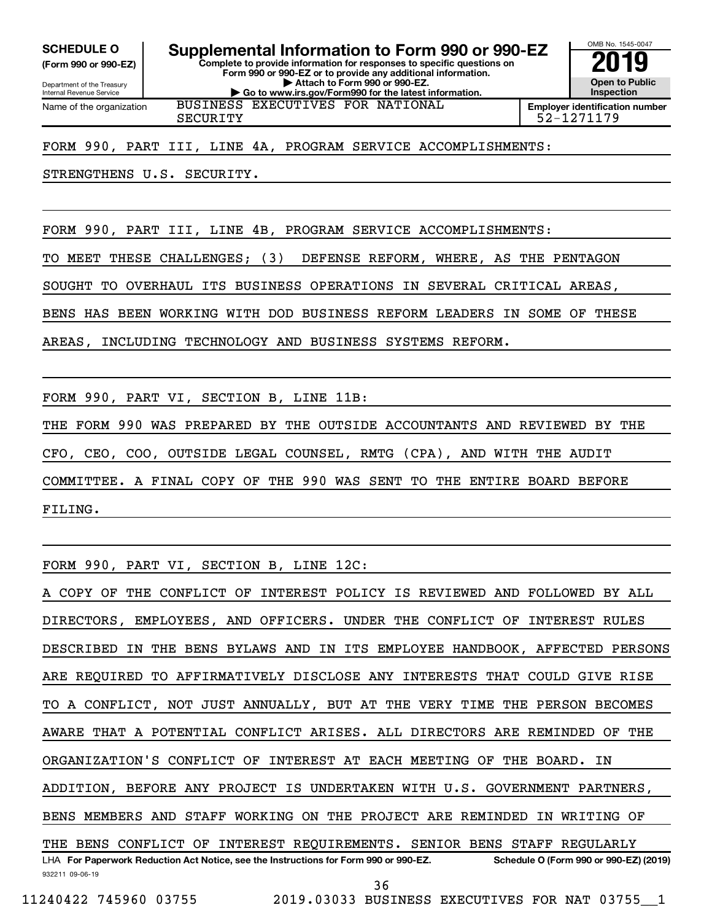**SCHEDULE O**
**(Form 990 or 990-EZ)**

Department of the Treasury
Internal Revenue Service

# Supplemental Information to Form 990 or 990-EZ

**Complete to provide information for responses to specific questions on Form 990 or 990-EZ or to provide any additional information.**
**▶ Attach to Form 990 or 990-EZ.**
**▶ Go to www.irs.gov/Form990 for the latest information.**

OMB No. 1545-0047
**2019**
**Open to Public Inspection**

Name of the organization: BUSINESS EXECUTIVES FOR NATIONAL SECURITY

**Employer identification number:** 52-1271179

FORM 990, PART III, LINE 4A, PROGRAM SERVICE ACCOMPLISHMENTS:

STRENGTHENS U.S. SECURITY.

FORM 990, PART III, LINE 4B, PROGRAM SERVICE ACCOMPLISHMENTS:

TO MEET THESE CHALLENGES; (3) DEFENSE REFORM, WHERE, AS THE PENTAGON SOUGHT TO OVERHAUL ITS BUSINESS OPERATIONS IN SEVERAL CRITICAL AREAS, BENS HAS BEEN WORKING WITH DOD BUSINESS REFORM LEADERS IN SOME OF THESE AREAS, INCLUDING TECHNOLOGY AND BUSINESS SYSTEMS REFORM.

FORM 990, PART VI, SECTION B, LINE 11B:

THE FORM 990 WAS PREPARED BY THE OUTSIDE ACCOUNTANTS AND REVIEWED BY THE CFO, CEO, COO, OUTSIDE LEGAL COUNSEL, RMTG (CPA), AND WITH THE AUDIT COMMITTEE. A FINAL COPY OF THE 990 WAS SENT TO THE ENTIRE BOARD BEFORE FILING.

FORM 990, PART VI, SECTION B, LINE 12C:

A COPY OF THE CONFLICT OF INTEREST POLICY IS REVIEWED AND FOLLOWED BY ALL DIRECTORS, EMPLOYEES, AND OFFICERS. UNDER THE CONFLICT OF INTEREST RULES DESCRIBED IN THE BENS BYLAWS AND IN ITS EMPLOYEE HANDBOOK, AFFECTED PERSONS ARE REQUIRED TO AFFIRMATIVELY DISCLOSE ANY INTERESTS THAT COULD GIVE RISE TO A CONFLICT, NOT JUST ANNUALLY, BUT AT THE VERY TIME THE PERSON BECOMES AWARE THAT A POTENTIAL CONFLICT ARISES. ALL DIRECTORS ARE REMINDED OF THE ORGANIZATION'S CONFLICT OF INTEREST AT EACH MEETING OF THE BOARD. IN ADDITION, BEFORE ANY PROJECT IS UNDERTAKEN WITH U.S. GOVERNMENT PARTNERS, BENS MEMBERS AND STAFF WORKING ON THE PROJECT ARE REMINDED IN WRITING OF THE BENS CONFLICT OF INTEREST REQUIREMENTS. SENIOR BENS STAFF REGULARLY

LHA **For Paperwork Reduction Act Notice, see the Instructions for Form 990 or 990-EZ.** **Schedule O (Form 990 or 990-EZ) (2019)**

932211 09-06-19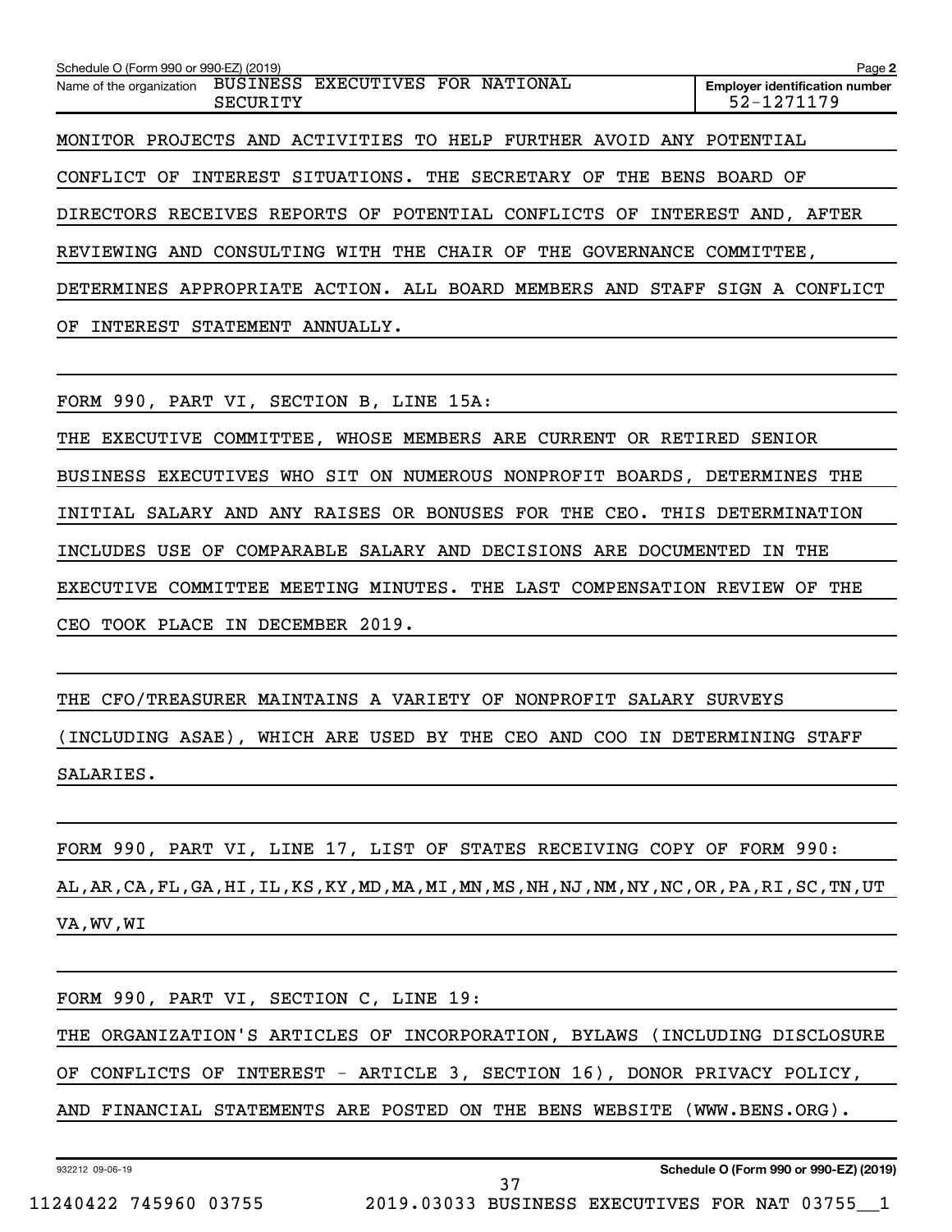Schedule O (Form 990 or 990-EZ) (2019)

Name of the organization: BUSINESS EXECUTIVES FOR NATIONAL SECURITY

**Employer identification number** 52-1271179

MONITOR PROJECTS AND ACTIVITIES TO HELP FURTHER AVOID ANY POTENTIAL CONFLICT OF INTEREST SITUATIONS. THE SECRETARY OF THE BENS BOARD OF DIRECTORS RECEIVES REPORTS OF POTENTIAL CONFLICTS OF INTEREST AND, AFTER REVIEWING AND CONSULTING WITH THE CHAIR OF THE GOVERNANCE COMMITTEE, DETERMINES APPROPRIATE ACTION. ALL BOARD MEMBERS AND STAFF SIGN A CONFLICT OF INTEREST STATEMENT ANNUALLY.

FORM 990, PART VI, SECTION B, LINE 15A:

THE EXECUTIVE COMMITTEE, WHOSE MEMBERS ARE CURRENT OR RETIRED SENIOR BUSINESS EXECUTIVES WHO SIT ON NUMEROUS NONPROFIT BOARDS, DETERMINES THE INITIAL SALARY AND ANY RAISES OR BONUSES FOR THE CEO. THIS DETERMINATION INCLUDES USE OF COMPARABLE SALARY AND DECISIONS ARE DOCUMENTED IN THE EXECUTIVE COMMITTEE MEETING MINUTES. THE LAST COMPENSATION REVIEW OF THE CEO TOOK PLACE IN DECEMBER 2019.

THE CFO/TREASURER MAINTAINS A VARIETY OF NONPROFIT SALARY SURVEYS (INCLUDING ASAE), WHICH ARE USED BY THE CEO AND COO IN DETERMINING STAFF SALARIES.

FORM 990, PART VI, LINE 17, LIST OF STATES RECEIVING COPY OF FORM 990:

AL,AR,CA,FL,GA,HI,IL,KS,KY,MD,MA,MI,MN,MS,NH,NJ,NM,NY,NC,OR,PA,RI,SC,TN,UT VA,WV,WI

FORM 990, PART VI, SECTION C, LINE 19:

THE ORGANIZATION'S ARTICLES OF INCORPORATION, BYLAWS (INCLUDING DISCLOSURE OF CONFLICTS OF INTEREST - ARTICLE 3, SECTION 16), DONOR PRIVACY POLICY, AND FINANCIAL STATEMENTS ARE POSTED ON THE BENS WEBSITE (WWW.BENS.ORG).

932212 09-06-19

**Schedule O (Form 990 or 990-EZ) (2019)**

11240422 745960 03755 2019.03033 BUSINESS EXECUTIVES FOR NAT 03755__1